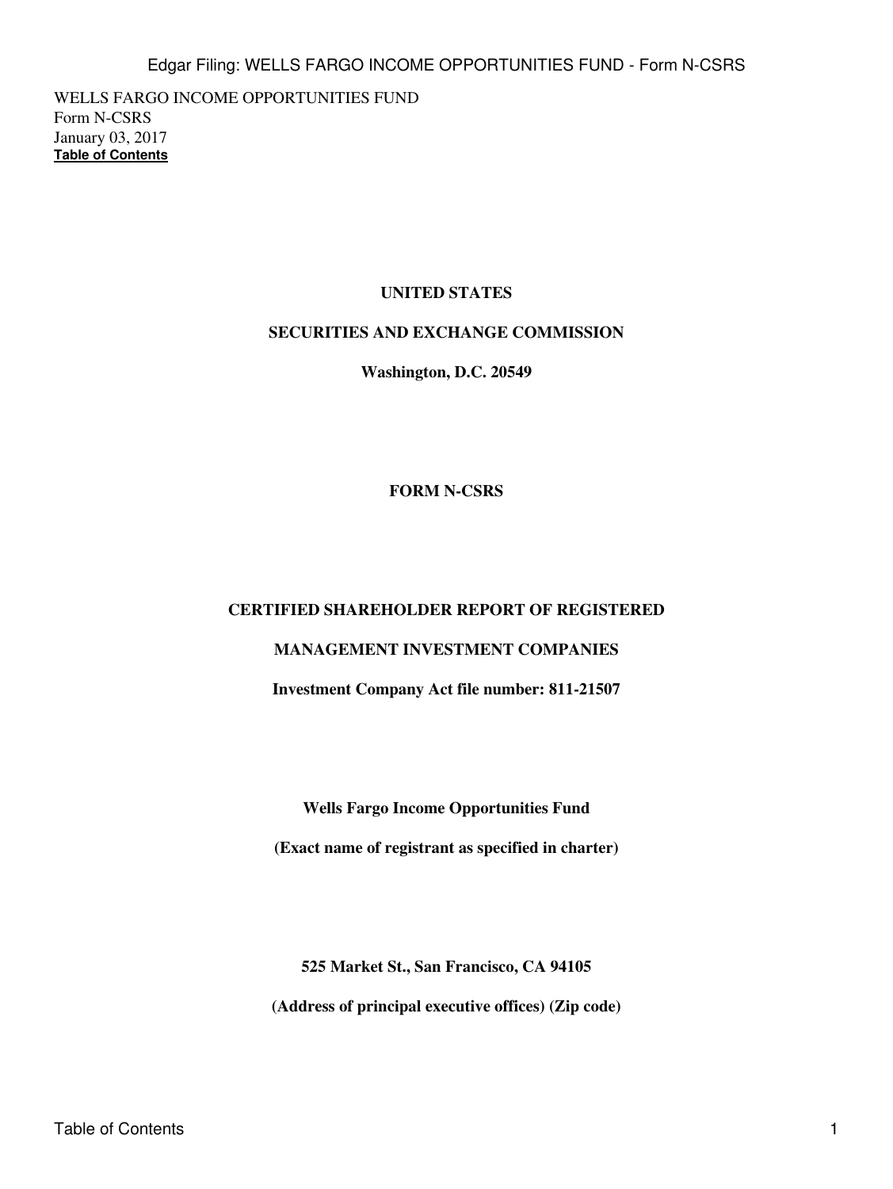WELLS FARGO INCOME OPPORTUNITIES FUND
Form N-CSRS
January 03, 2017
**Table of Contents**

**UNITED STATES**

**SECURITIES AND EXCHANGE COMMISSION**

**Washington, D.C. 20549**

**FORM N-CSRS**

**CERTIFIED SHAREHOLDER REPORT OF REGISTERED**

**MANAGEMENT INVESTMENT COMPANIES**

**Investment Company Act file number: 811-21507**

**Wells Fargo Income Opportunities Fund**

**(Exact name of registrant as specified in charter)**

**525 Market St., San Francisco, CA 94105**

**(Address of principal executive offices) (Zip code)**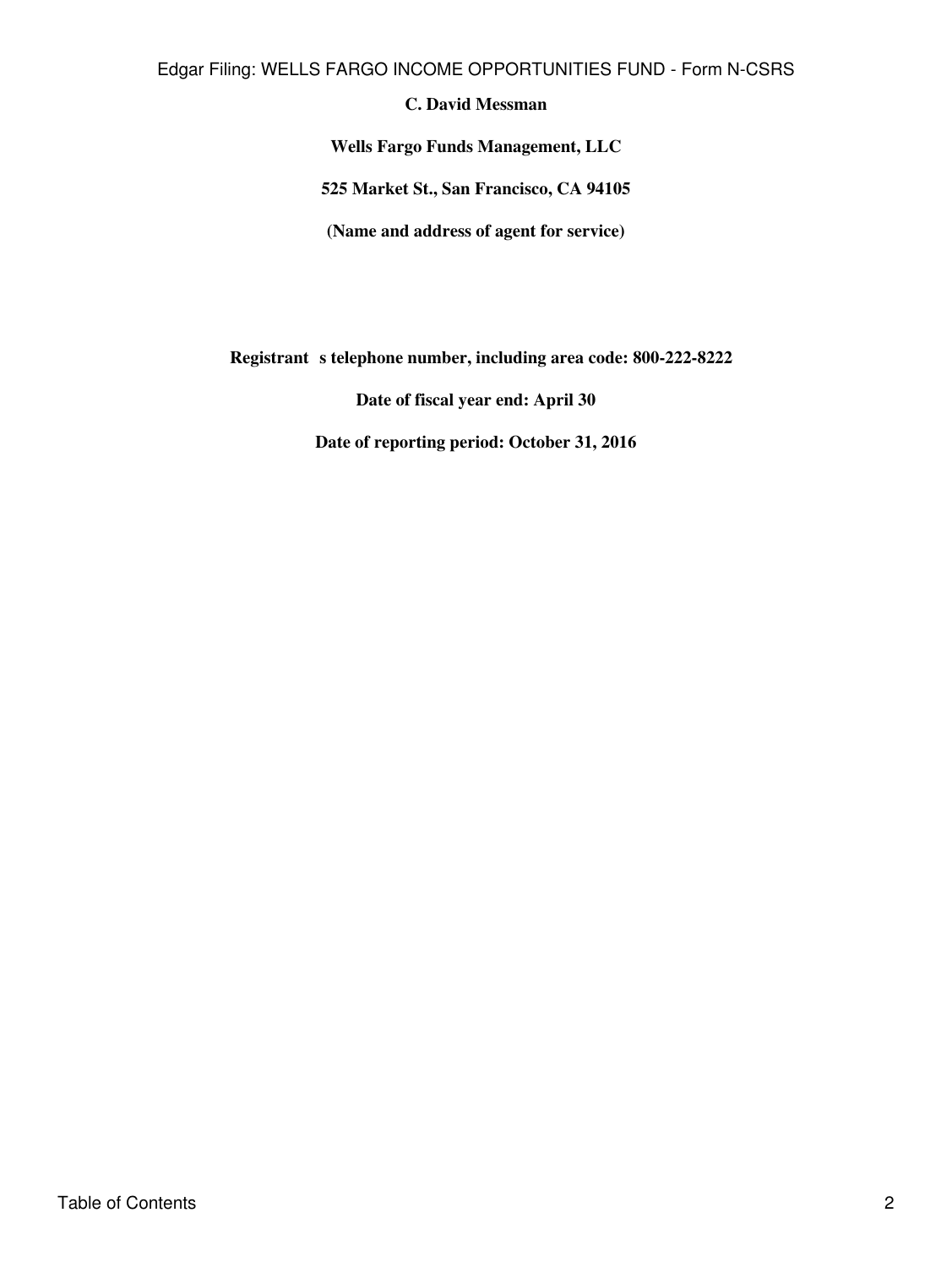**C. David Messman**

**Wells Fargo Funds Management, LLC**

**525 Market St., San Francisco, CA 94105**

**(Name and address of agent for service)**

**Registrant s telephone number, including area code: 800-222-8222**

**Date of fiscal year end: April 30**

**Date of reporting period: October 31, 2016**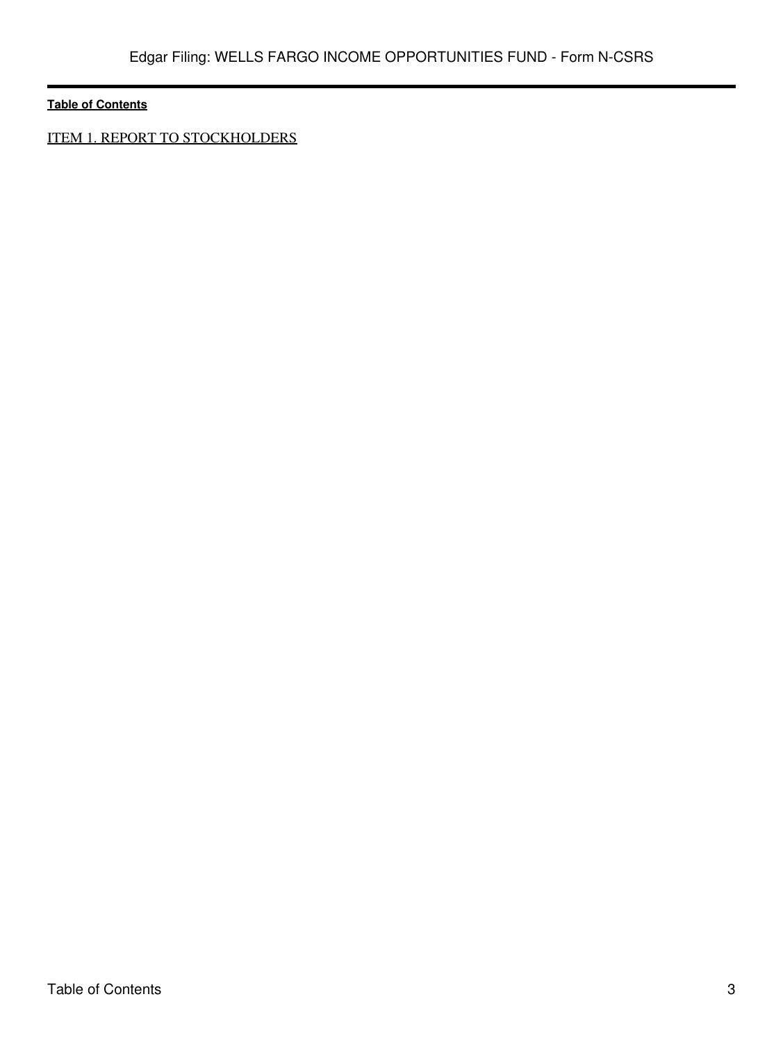**Table of Contents**

ITEM 1. REPORT TO STOCKHOLDERS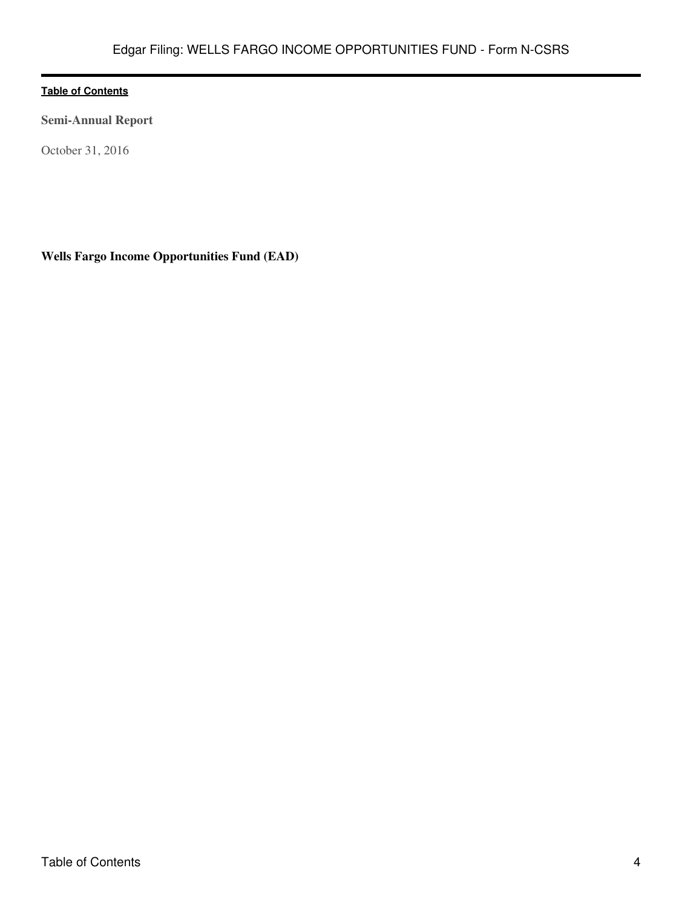[Table of Contents](#)

**Semi-Annual Report**

October 31, 2016

**Wells Fargo Income Opportunities Fund (EAD)**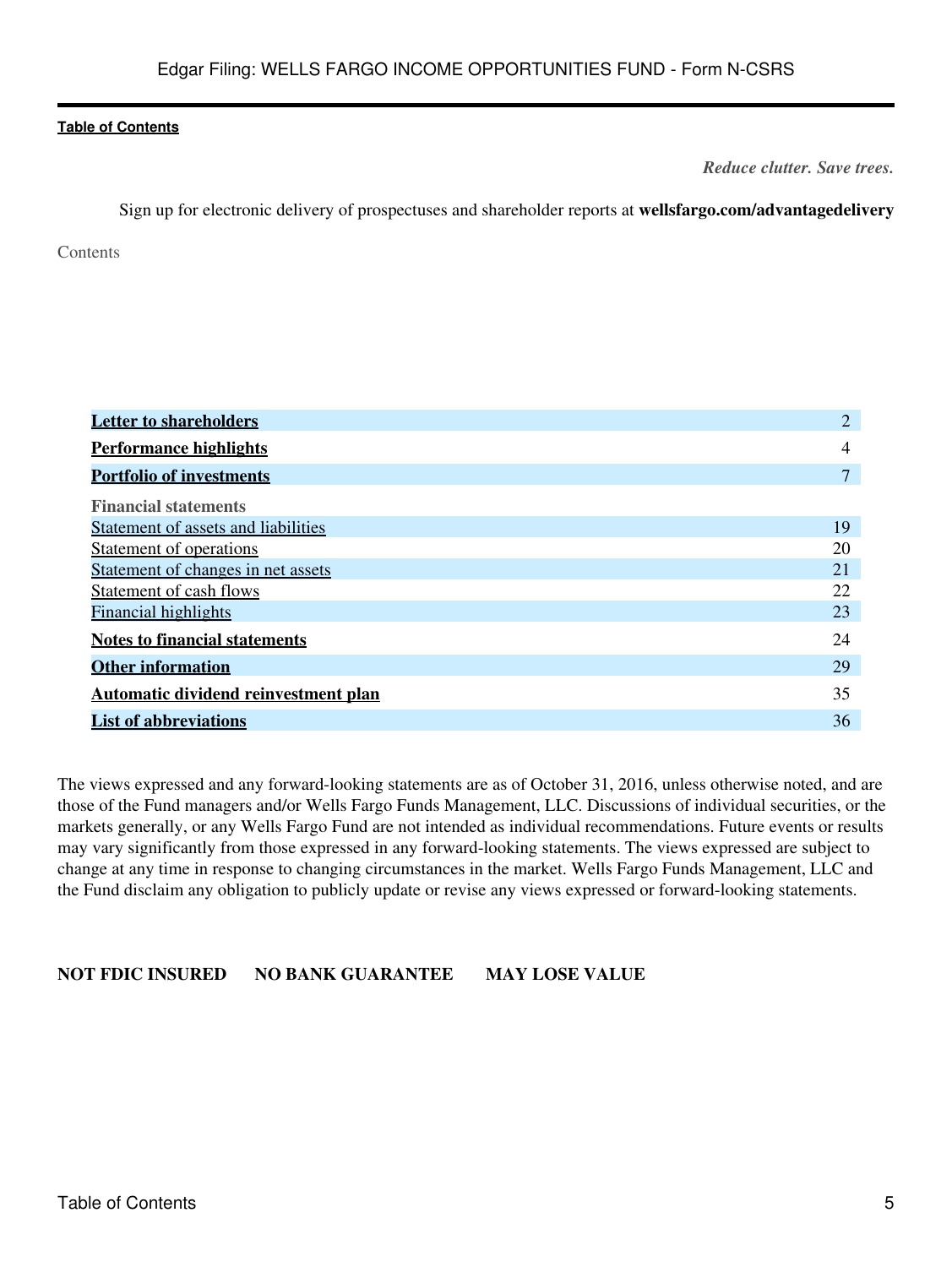*Reduce clutter. Save trees.*

Sign up for electronic delivery of prospectuses and shareholder reports at **wellsfargo.com/advantagedelivery**

Contents

| | |
|---|---|
| **Letter to shareholders** | 2 |
| **Performance highlights** | 4 |
| **Portfolio of investments** | 7 |
| **Financial statements** | |
| Statement of assets and liabilities | 19 |
| Statement of operations | 20 |
| Statement of changes in net assets | 21 |
| Statement of cash flows | 22 |
| Financial highlights | 23 |
| **Notes to financial statements** | 24 |
| **Other information** | 29 |
| **Automatic dividend reinvestment plan** | 35 |
| **List of abbreviations** | 36 |

The views expressed and any forward-looking statements are as of October 31, 2016, unless otherwise noted, and are those of the Fund managers and/or Wells Fargo Funds Management, LLC. Discussions of individual securities, or the markets generally, or any Wells Fargo Fund are not intended as individual recommendations. Future events or results may vary significantly from those expressed in any forward-looking statements. The views expressed are subject to change at any time in response to changing circumstances in the market. Wells Fargo Funds Management, LLC and the Fund disclaim any obligation to publicly update or revise any views expressed or forward-looking statements.

**NOT FDIC INSURED** **NO BANK GUARANTEE** **MAY LOSE VALUE**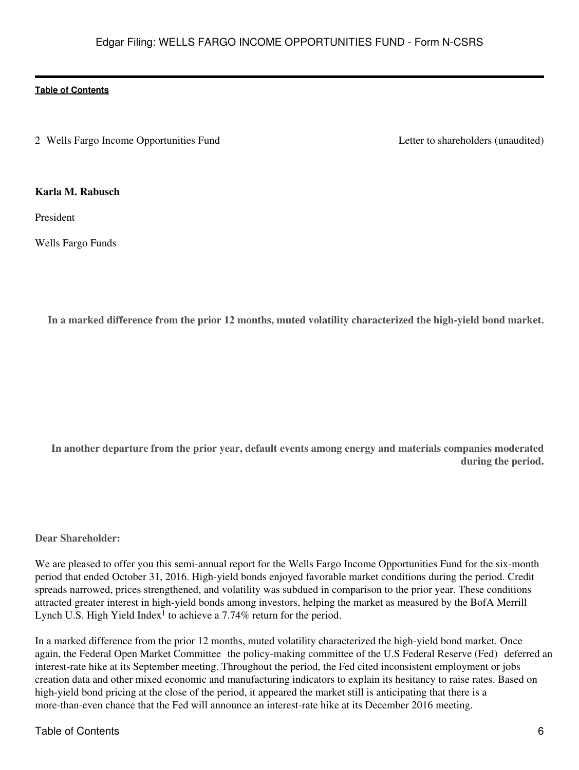**Karla M. Rabusch**

President

Wells Fargo Funds

**In a marked difference from the prior 12 months, muted volatility characterized the high-yield bond market.**

**In another departure from the prior year, default events among energy and materials companies moderated during the period.**

**Dear Shareholder:**

We are pleased to offer you this semi-annual report for the Wells Fargo Income Opportunities Fund for the six-month period that ended October 31, 2016. High-yield bonds enjoyed favorable market conditions during the period. Credit spreads narrowed, prices strengthened, and volatility was subdued in comparison to the prior year. These conditions attracted greater interest in high-yield bonds among investors, helping the market as measured by the BofA Merrill Lynch U.S. High Yield Index[1] to achieve a 7.74% return for the period.

In a marked difference from the prior 12 months, muted volatility characterized the high-yield bond market. Once again, the Federal Open Market Committee the policy-making committee of the U.S Federal Reserve (Fed) deferred an interest-rate hike at its September meeting. Throughout the period, the Fed cited inconsistent employment or jobs creation data and other mixed economic and manufacturing indicators to explain its hesitancy to raise rates. Based on high-yield bond pricing at the close of the period, it appeared the market still is anticipating that there is a more-than-even chance that the Fed will announce an interest-rate hike at its December 2016 meeting.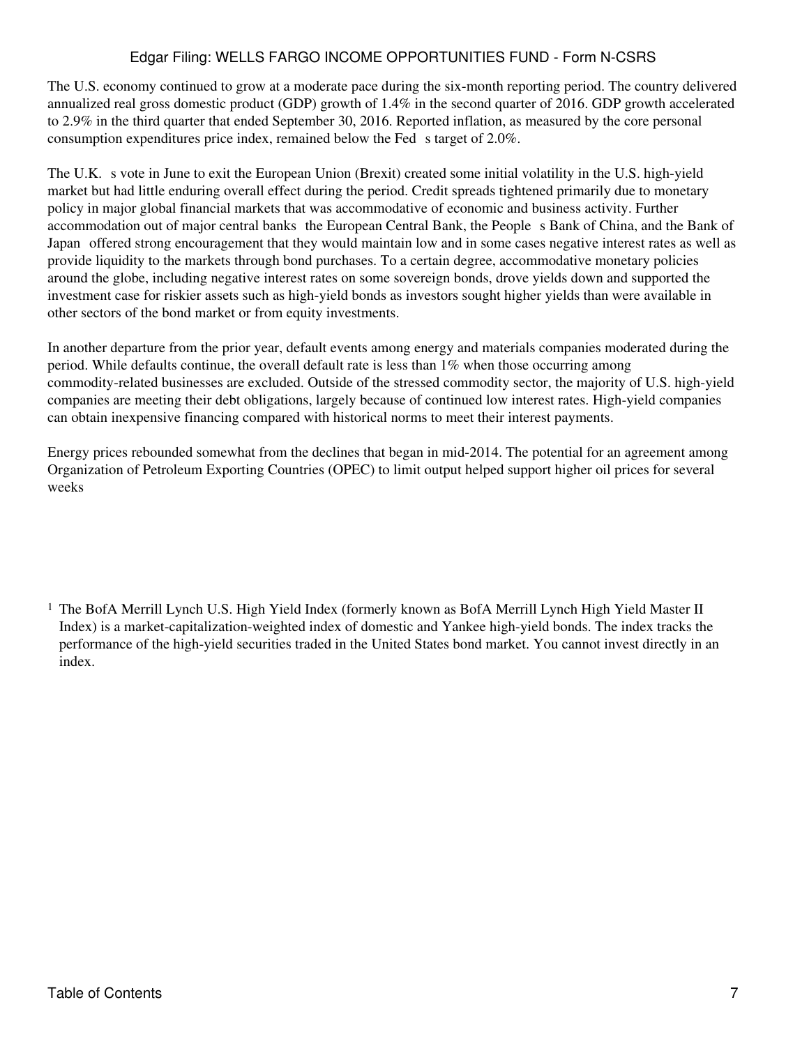The U.S. economy continued to grow at a moderate pace during the six-month reporting period. The country delivered annualized real gross domestic product (GDP) growth of 1.4% in the second quarter of 2016. GDP growth accelerated to 2.9% in the third quarter that ended September 30, 2016. Reported inflation, as measured by the core personal consumption expenditures price index, remained below the Fed s target of 2.0%.

The U.K. s vote in June to exit the European Union (Brexit) created some initial volatility in the U.S. high-yield market but had little enduring overall effect during the period. Credit spreads tightened primarily due to monetary policy in major global financial markets that was accommodative of economic and business activity. Further accommodation out of major central banks the European Central Bank, the People s Bank of China, and the Bank of Japan offered strong encouragement that they would maintain low and in some cases negative interest rates as well as provide liquidity to the markets through bond purchases. To a certain degree, accommodative monetary policies around the globe, including negative interest rates on some sovereign bonds, drove yields down and supported the investment case for riskier assets such as high-yield bonds as investors sought higher yields than were available in other sectors of the bond market or from equity investments.

In another departure from the prior year, default events among energy and materials companies moderated during the period. While defaults continue, the overall default rate is less than 1% when those occurring among commodity-related businesses are excluded. Outside of the stressed commodity sector, the majority of U.S. high-yield companies are meeting their debt obligations, largely because of continued low interest rates. High-yield companies can obtain inexpensive financing compared with historical norms to meet their interest payments.

Energy prices rebounded somewhat from the declines that began in mid-2014. The potential for an agreement among Organization of Petroleum Exporting Countries (OPEC) to limit output helped support higher oil prices for several weeks

[1] The BofA Merrill Lynch U.S. High Yield Index (formerly known as BofA Merrill Lynch High Yield Master II Index) is a market-capitalization-weighted index of domestic and Yankee high-yield bonds. The index tracks the performance of the high-yield securities traded in the United States bond market. You cannot invest directly in an index.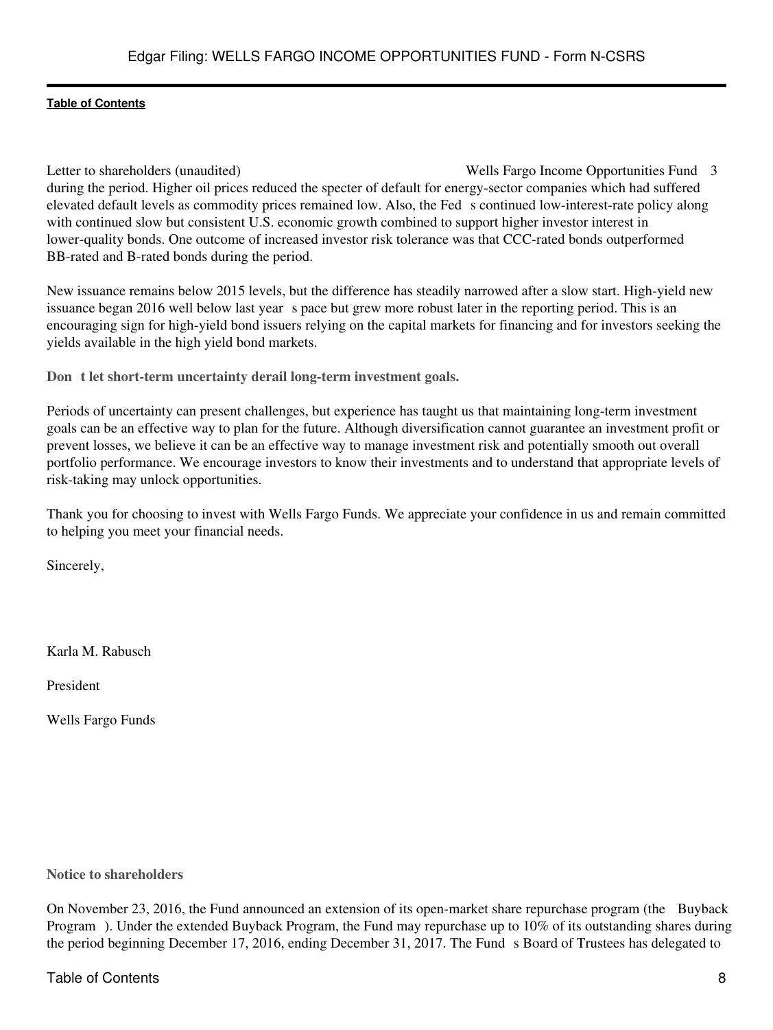during the period. Higher oil prices reduced the specter of default for energy-sector companies which had suffered elevated default levels as commodity prices remained low. Also, the Fed s continued low-interest-rate policy along with continued slow but consistent U.S. economic growth combined to support higher investor interest in lower-quality bonds. One outcome of increased investor risk tolerance was that CCC-rated bonds outperformed BB-rated and B-rated bonds during the period.

New issuance remains below 2015 levels, but the difference has steadily narrowed after a slow start. High-yield new issuance began 2016 well below last year s pace but grew more robust later in the reporting period. This is an encouraging sign for high-yield bond issuers relying on the capital markets for financing and for investors seeking the yields available in the high yield bond markets.

**Don t let short-term uncertainty derail long-term investment goals.**

Periods of uncertainty can present challenges, but experience has taught us that maintaining long-term investment goals can be an effective way to plan for the future. Although diversification cannot guarantee an investment profit or prevent losses, we believe it can be an effective way to manage investment risk and potentially smooth out overall portfolio performance. We encourage investors to know their investments and to understand that appropriate levels of risk-taking may unlock opportunities.

Thank you for choosing to invest with Wells Fargo Funds. We appreciate your confidence in us and remain committed to helping you meet your financial needs.

Sincerely,

Karla M. Rabusch

President

Wells Fargo Funds

**Notice to shareholders**

On November 23, 2016, the Fund announced an extension of its open-market share repurchase program (the Buyback Program ). Under the extended Buyback Program, the Fund may repurchase up to 10% of its outstanding shares during the period beginning December 17, 2016, ending December 31, 2017. The Fund s Board of Trustees has delegated to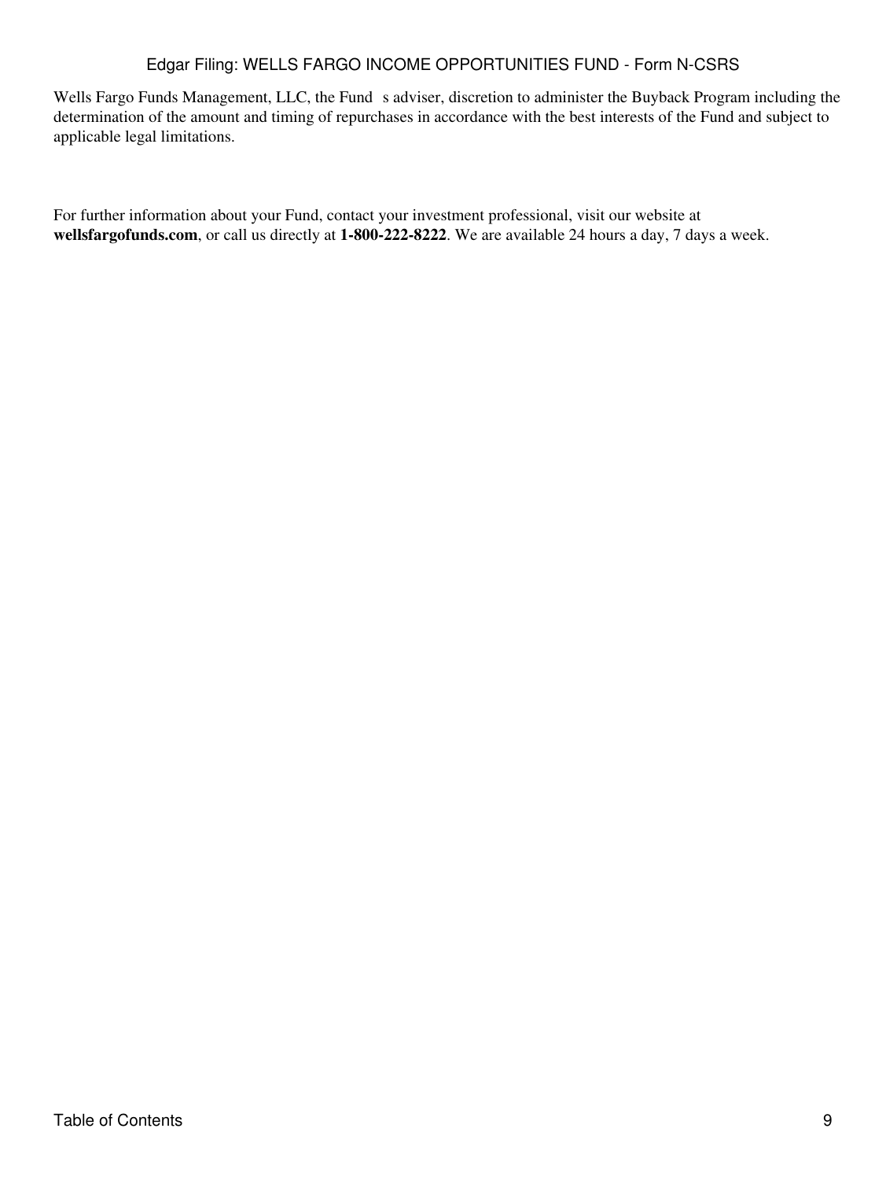Wells Fargo Funds Management, LLC, the Fund s adviser, discretion to administer the Buyback Program including the determination of the amount and timing of repurchases in accordance with the best interests of the Fund and subject to applicable legal limitations.

For further information about your Fund, contact your investment professional, visit our website at **wellsfargofunds.com**, or call us directly at **1-800-222-8222**. We are available 24 hours a day, 7 days a week.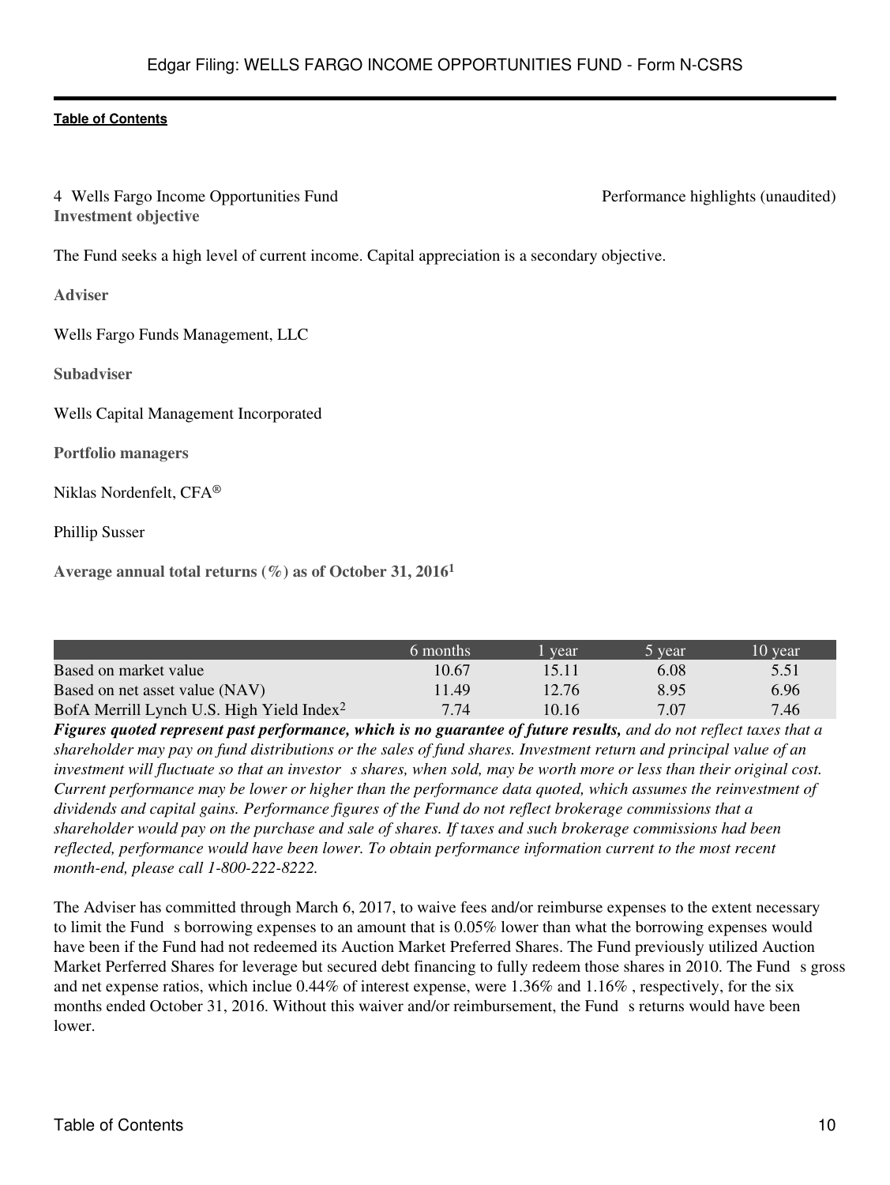4 Wells Fargo Income Opportunities Fund Performance highlights (unaudited)

**Investment objective**

The Fund seeks a high level of current income. Capital appreciation is a secondary objective.

**Adviser**

Wells Fargo Funds Management, LLC

**Subadviser**

Wells Capital Management Incorporated

**Portfolio managers**

Niklas Nordenfelt, CFA®

Phillip Susser

**Average annual total returns (%) as of October 31, 2016[1]**

| | 6 months | 1 year | 5 year | 10 year |
|---|---|---|---|---|
| Based on market value | 10.67 | 15.11 | 6.08 | 5.51 |
| Based on net asset value (NAV) | 11.49 | 12.76 | 8.95 | 6.96 |
| BofA Merrill Lynch U.S. High Yield Index[2] | 7.74 | 10.16 | 7.07 | 7.46 |

***Figures quoted represent past performance, which is no guarantee of future results,*** *and do not reflect taxes that a shareholder may pay on fund distributions or the sales of fund shares. Investment return and principal value of an investment will fluctuate so that an investor s shares, when sold, may be worth more or less than their original cost. Current performance may be lower or higher than the performance data quoted, which assumes the reinvestment of dividends and capital gains. Performance figures of the Fund do not reflect brokerage commissions that a shareholder would pay on the purchase and sale of shares. If taxes and such brokerage commissions had been reflected, performance would have been lower. To obtain performance information current to the most recent month-end, please call 1-800-222-8222.*

The Adviser has committed through March 6, 2017, to waive fees and/or reimburse expenses to the extent necessary to limit the Fund s borrowing expenses to an amount that is 0.05% lower than what the borrowing expenses would have been if the Fund had not redeemed its Auction Market Preferred Shares. The Fund previously utilized Auction Market Perferred Shares for leverage but secured debt financing to fully redeem those shares in 2010. The Fund s gross and net expense ratios, which inclue 0.44% of interest expense, were 1.36% and 1.16% , respectively, for the six months ended October 31, 2016. Without this waiver and/or reimbursement, the Fund s returns would have been lower.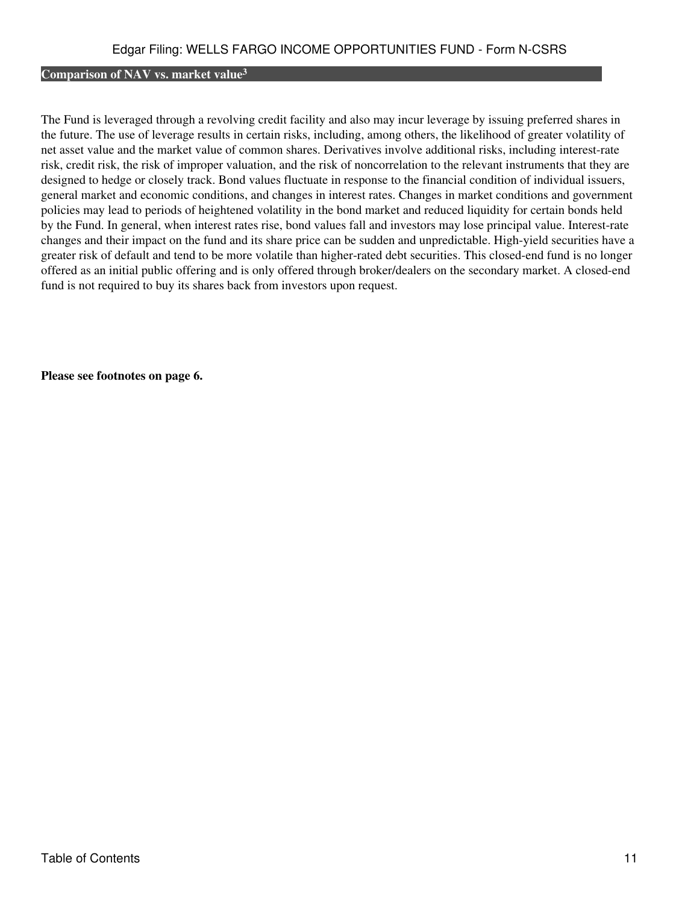## Comparison of NAV vs. market value[3]

The Fund is leveraged through a revolving credit facility and also may incur leverage by issuing preferred shares in the future. The use of leverage results in certain risks, including, among others, the likelihood of greater volatility of net asset value and the market value of common shares. Derivatives involve additional risks, including interest-rate risk, credit risk, the risk of improper valuation, and the risk of noncorrelation to the relevant instruments that they are designed to hedge or closely track. Bond values fluctuate in response to the financial condition of individual issuers, general market and economic conditions, and changes in interest rates. Changes in market conditions and government policies may lead to periods of heightened volatility in the bond market and reduced liquidity for certain bonds held by the Fund. In general, when interest rates rise, bond values fall and investors may lose principal value. Interest-rate changes and their impact on the fund and its share price can be sudden and unpredictable. High-yield securities have a greater risk of default and tend to be more volatile than higher-rated debt securities. This closed-end fund is no longer offered as an initial public offering and is only offered through broker/dealers on the secondary market. A closed-end fund is not required to buy its shares back from investors upon request.

**Please see footnotes on page 6.**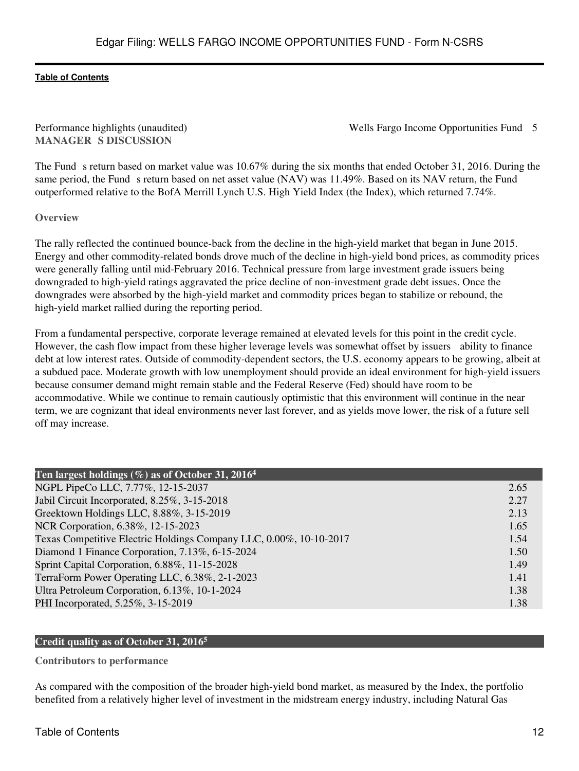Performance highlights (unaudited) Wells Fargo Income Opportunities Fund 5

**MANAGER S DISCUSSION**

The Fund s return based on market value was 10.67% during the six months that ended October 31, 2016. During the same period, the Fund s return based on net asset value (NAV) was 11.49%. Based on its NAV return, the Fund outperformed relative to the BofA Merrill Lynch U.S. High Yield Index (the Index), which returned 7.74%.

**Overview**

The rally reflected the continued bounce-back from the decline in the high-yield market that began in June 2015. Energy and other commodity-related bonds drove much of the decline in high-yield bond prices, as commodity prices were generally falling until mid-February 2016. Technical pressure from large investment grade issuers being downgraded to high-yield ratings aggravated the price decline of non-investment grade debt issues. Once the downgrades were absorbed by the high-yield market and commodity prices began to stabilize or rebound, the high-yield market rallied during the reporting period.

From a fundamental perspective, corporate leverage remained at elevated levels for this point in the credit cycle. However, the cash flow impact from these higher leverage levels was somewhat offset by issuers ability to finance debt at low interest rates. Outside of commodity-dependent sectors, the U.S. economy appears to be growing, albeit at a subdued pace. Moderate growth with low unemployment should provide an ideal environment for high-yield issuers because consumer demand might remain stable and the Federal Reserve (Fed) should have room to be accommodative. While we continue to remain cautiously optimistic that this environment will continue in the near term, we are cognizant that ideal environments never last forever, and as yields move lower, the risk of a future sell off may increase.

| Ten largest holdings (%) as of October 31, 2016[4] | |
|---|---|
| NGPL PipeCo LLC, 7.77%, 12-15-2037 | 2.65 |
| Jabil Circuit Incorporated, 8.25%, 3-15-2018 | 2.27 |
| Greektown Holdings LLC, 8.88%, 3-15-2019 | 2.13 |
| NCR Corporation, 6.38%, 12-15-2023 | 1.65 |
| Texas Competitive Electric Holdings Company LLC, 0.00%, 10-10-2017 | 1.54 |
| Diamond 1 Finance Corporation, 7.13%, 6-15-2024 | 1.50 |
| Sprint Capital Corporation, 6.88%, 11-15-2028 | 1.49 |
| TerraForm Power Operating LLC, 6.38%, 2-1-2023 | 1.41 |
| Ultra Petroleum Corporation, 6.13%, 10-1-2024 | 1.38 |
| PHI Incorporated, 5.25%, 3-15-2019 | 1.38 |

**Credit quality as of October 31, 2016[5]**

**Contributors to performance**

As compared with the composition of the broader high-yield bond market, as measured by the Index, the portfolio benefited from a relatively higher level of investment in the midstream energy industry, including Natural Gas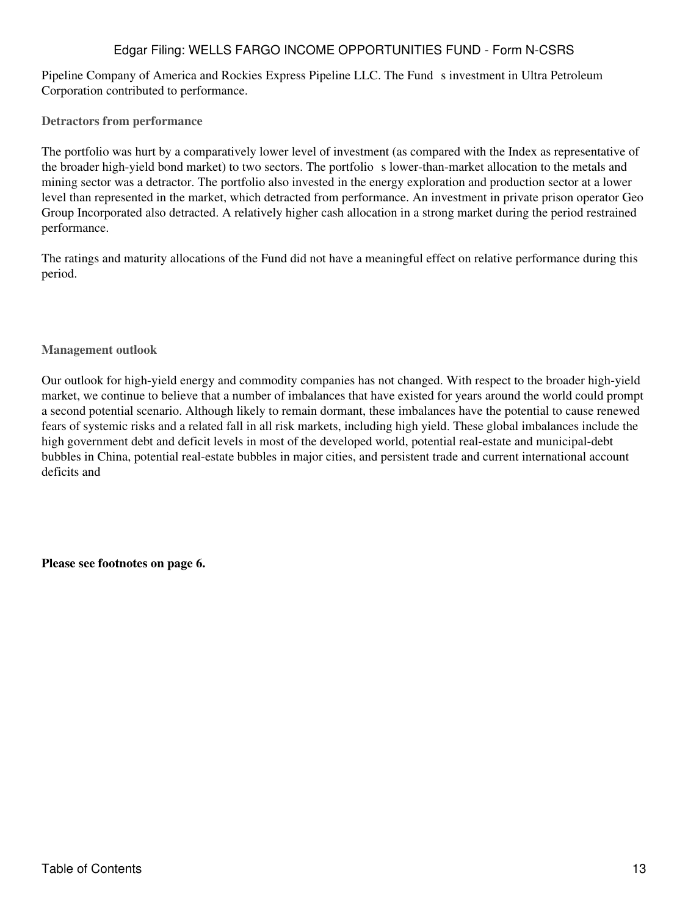Pipeline Company of America and Rockies Express Pipeline LLC. The Fund s investment in Ultra Petroleum Corporation contributed to performance.

### Detractors from performance

The portfolio was hurt by a comparatively lower level of investment (as compared with the Index as representative of the broader high-yield bond market) to two sectors. The portfolio s lower-than-market allocation to the metals and mining sector was a detractor. The portfolio also invested in the energy exploration and production sector at a lower level than represented in the market, which detracted from performance. An investment in private prison operator Geo Group Incorporated also detracted. A relatively higher cash allocation in a strong market during the period restrained performance.

The ratings and maturity allocations of the Fund did not have a meaningful effect on relative performance during this period.

### Management outlook

Our outlook for high-yield energy and commodity companies has not changed. With respect to the broader high-yield market, we continue to believe that a number of imbalances that have existed for years around the world could prompt a second potential scenario. Although likely to remain dormant, these imbalances have the potential to cause renewed fears of systemic risks and a related fall in all risk markets, including high yield. These global imbalances include the high government debt and deficit levels in most of the developed world, potential real-estate and municipal-debt bubbles in China, potential real-estate bubbles in major cities, and persistent trade and current international account deficits and

**Please see footnotes on page 6.**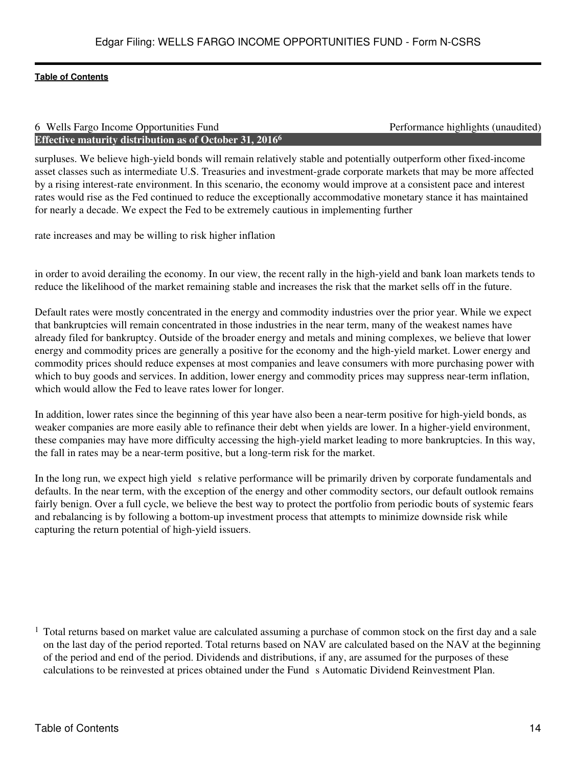**Effective maturity distribution as of October 31, 2016[6]**

surpluses. We believe high-yield bonds will remain relatively stable and potentially outperform other fixed-income asset classes such as intermediate U.S. Treasuries and investment-grade corporate markets that may be more affected by a rising interest-rate environment. In this scenario, the economy would improve at a consistent pace and interest rates would rise as the Fed continued to reduce the exceptionally accommodative monetary stance it has maintained for nearly a decade. We expect the Fed to be extremely cautious in implementing further

rate increases and may be willing to risk higher inflation

in order to avoid derailing the economy. In our view, the recent rally in the high-yield and bank loan markets tends to reduce the likelihood of the market remaining stable and increases the risk that the market sells off in the future.

Default rates were mostly concentrated in the energy and commodity industries over the prior year. While we expect that bankruptcies will remain concentrated in those industries in the near term, many of the weakest names have already filed for bankruptcy. Outside of the broader energy and metals and mining complexes, we believe that lower energy and commodity prices are generally a positive for the economy and the high-yield market. Lower energy and commodity prices should reduce expenses at most companies and leave consumers with more purchasing power with which to buy goods and services. In addition, lower energy and commodity prices may suppress near-term inflation, which would allow the Fed to leave rates lower for longer.

In addition, lower rates since the beginning of this year have also been a near-term positive for high-yield bonds, as weaker companies are more easily able to refinance their debt when yields are lower. In a higher-yield environment, these companies may have more difficulty accessing the high-yield market leading to more bankruptcies. In this way, the fall in rates may be a near-term positive, but a long-term risk for the market.

In the long run, we expect high yield s relative performance will be primarily driven by corporate fundamentals and defaults. In the near term, with the exception of the energy and other commodity sectors, our default outlook remains fairly benign. Over a full cycle, we believe the best way to protect the portfolio from periodic bouts of systemic fears and rebalancing is by following a bottom-up investment process that attempts to minimize downside risk while capturing the return potential of high-yield issuers.

[1] Total returns based on market value are calculated assuming a purchase of common stock on the first day and a sale on the last day of the period reported. Total returns based on NAV are calculated based on the NAV at the beginning of the period and end of the period. Dividends and distributions, if any, are assumed for the purposes of these calculations to be reinvested at prices obtained under the Fund s Automatic Dividend Reinvestment Plan.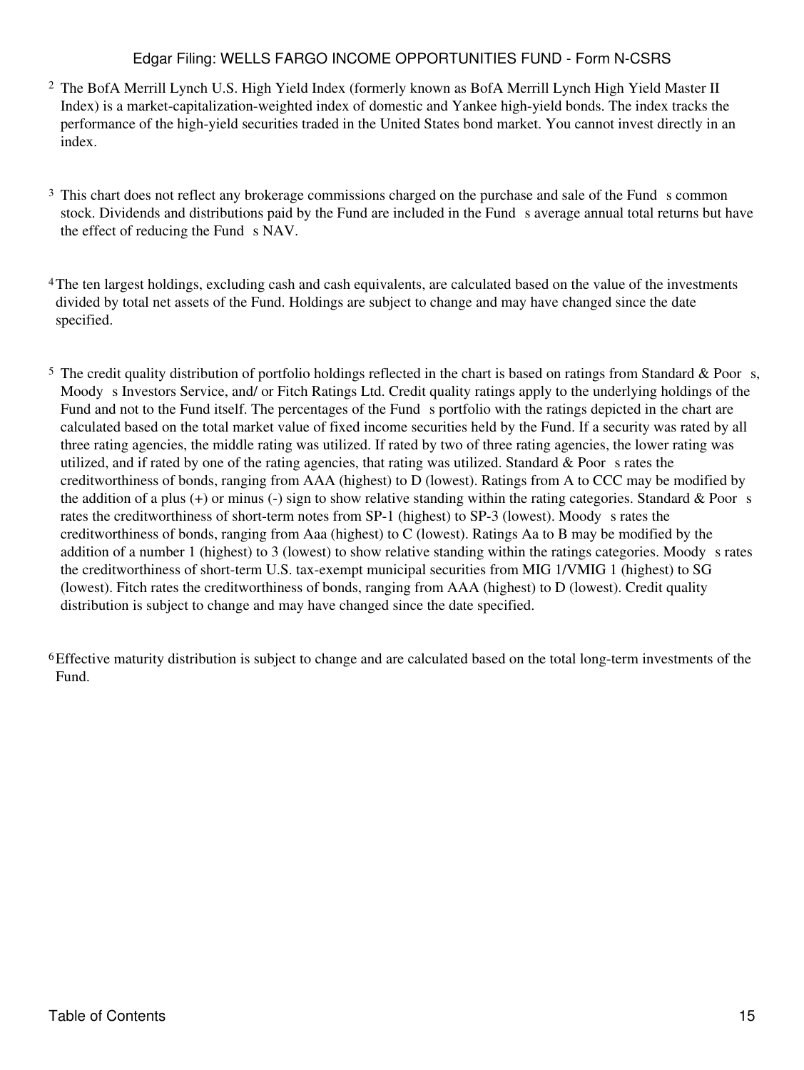[2] The BofA Merrill Lynch U.S. High Yield Index (formerly known as BofA Merrill Lynch High Yield Master II Index) is a market-capitalization-weighted index of domestic and Yankee high-yield bonds. The index tracks the performance of the high-yield securities traded in the United States bond market. You cannot invest directly in an index.

[3] This chart does not reflect any brokerage commissions charged on the purchase and sale of the Fund s common stock. Dividends and distributions paid by the Fund are included in the Fund s average annual total returns but have the effect of reducing the Fund s NAV.

[4] The ten largest holdings, excluding cash and cash equivalents, are calculated based on the value of the investments divided by total net assets of the Fund. Holdings are subject to change and may have changed since the date specified.

[5] The credit quality distribution of portfolio holdings reflected in the chart is based on ratings from Standard & Poor s, Moody s Investors Service, and/ or Fitch Ratings Ltd. Credit quality ratings apply to the underlying holdings of the Fund and not to the Fund itself. The percentages of the Fund s portfolio with the ratings depicted in the chart are calculated based on the total market value of fixed income securities held by the Fund. If a security was rated by all three rating agencies, the middle rating was utilized. If rated by two of three rating agencies, the lower rating was utilized, and if rated by one of the rating agencies, that rating was utilized. Standard & Poor s rates the creditworthiness of bonds, ranging from AAA (highest) to D (lowest). Ratings from A to CCC may be modified by the addition of a plus (+) or minus (-) sign to show relative standing within the rating categories. Standard & Poor s rates the creditworthiness of short-term notes from SP-1 (highest) to SP-3 (lowest). Moody s rates the creditworthiness of bonds, ranging from Aaa (highest) to C (lowest). Ratings Aa to B may be modified by the addition of a number 1 (highest) to 3 (lowest) to show relative standing within the ratings categories. Moody s rates the creditworthiness of short-term U.S. tax-exempt municipal securities from MIG 1/VMIG 1 (highest) to SG (lowest). Fitch rates the creditworthiness of bonds, ranging from AAA (highest) to D (lowest). Credit quality distribution is subject to change and may have changed since the date specified.

[6] Effective maturity distribution is subject to change and are calculated based on the total long-term investments of the Fund.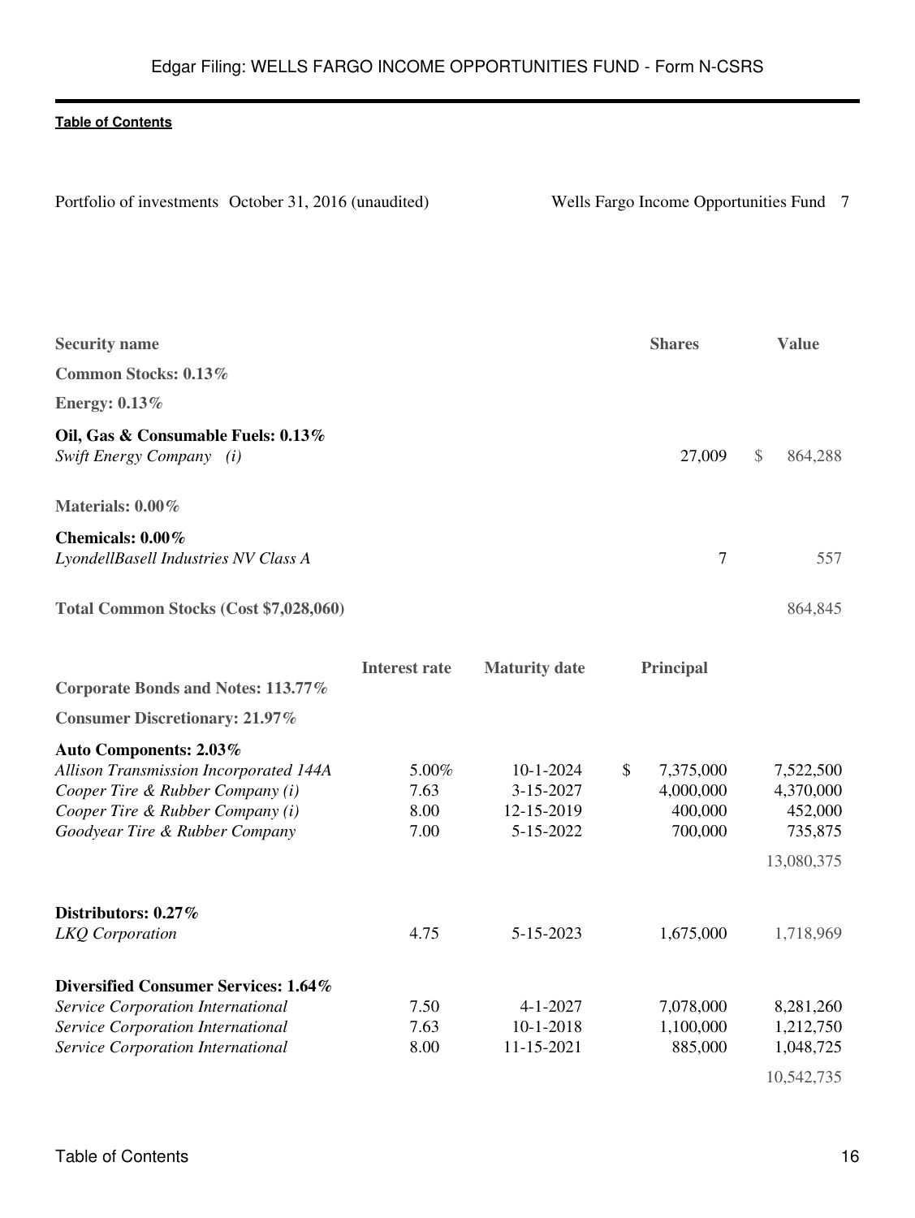Portfolio of investments October 31, 2016 (unaudited)

| Security name | | | Shares | Value |
|---|---|---|---|---|
| **Common Stocks: 0.13%** | | | | |
| **Energy: 0.13%** | | | | |
| **Oil, Gas & Consumable Fuels: 0.13%** | | | | |
| *Swift Energy Company (i)* | | | 27,009 | $ 864,288 |
| **Materials: 0.00%** | | | | |
| **Chemicals: 0.00%** | | | | |
| *LyondellBasell Industries NV Class A* | | | 7 | 557 |
| **Total Common Stocks (Cost $7,028,060)** | | | | 864,845 |
| | **Interest rate** | **Maturity date** | **Principal** | |
| **Corporate Bonds and Notes: 113.77%** | | | | |
| **Consumer Discretionary: 21.97%** | | | | |
| **Auto Components: 2.03%** | | | | |
| *Allison Transmission Incorporated 144A* | 5.00% | 10-1-2024 | $ 7,375,000 | 7,522,500 |
| *Cooper Tire & Rubber Company (i)* | 7.63 | 3-15-2027 | 4,000,000 | 4,370,000 |
| *Cooper Tire & Rubber Company (i)* | 8.00 | 12-15-2019 | 400,000 | 452,000 |
| *Goodyear Tire & Rubber Company* | 7.00 | 5-15-2022 | 700,000 | 735,875 |
| | | | | 13,080,375 |
| **Distributors: 0.27%** | | | | |
| *LKQ Corporation* | 4.75 | 5-15-2023 | 1,675,000 | 1,718,969 |
| **Diversified Consumer Services: 1.64%** | | | | |
| *Service Corporation International* | 7.50 | 4-1-2027 | 7,078,000 | 8,281,260 |
| *Service Corporation International* | 7.63 | 10-1-2018 | 1,100,000 | 1,212,750 |
| *Service Corporation International* | 8.00 | 11-15-2021 | 885,000 | 1,048,725 |
| | | | | 10,542,735 |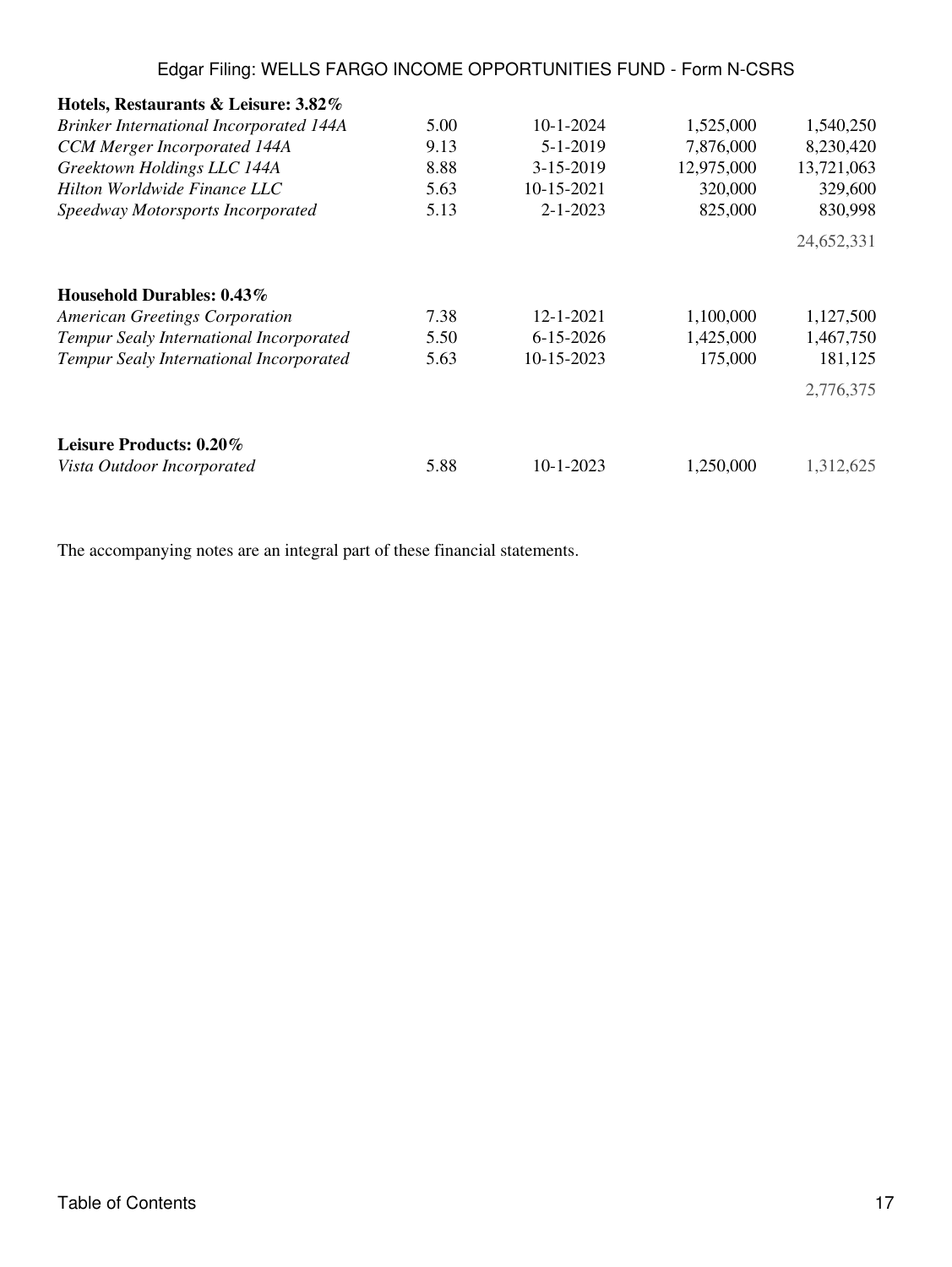| | | | | |
|---|---|---|---|---|
| **Hotels, Restaurants & Leisure: 3.82%** | | | | |
| *Brinker International Incorporated 144A* | 5.00 | 10-1-2024 | 1,525,000 | 1,540,250 |
| *CCM Merger Incorporated 144A* | 9.13 | 5-1-2019 | 7,876,000 | 8,230,420 |
| *Greektown Holdings LLC 144A* | 8.88 | 3-15-2019 | 12,975,000 | 13,721,063 |
| *Hilton Worldwide Finance LLC* | 5.63 | 10-15-2021 | 320,000 | 329,600 |
| *Speedway Motorsports Incorporated* | 5.13 | 2-1-2023 | 825,000 | 830,998 |
| | | | | 24,652,331 |
| **Household Durables: 0.43%** | | | | |
| *American Greetings Corporation* | 7.38 | 12-1-2021 | 1,100,000 | 1,127,500 |
| *Tempur Sealy International Incorporated* | 5.50 | 6-15-2026 | 1,425,000 | 1,467,750 |
| *Tempur Sealy International Incorporated* | 5.63 | 10-15-2023 | 175,000 | 181,125 |
| | | | | 2,776,375 |
| **Leisure Products: 0.20%** | | | | |
| *Vista Outdoor Incorporated* | 5.88 | 10-1-2023 | 1,250,000 | 1,312,625 |

The accompanying notes are an integral part of these financial statements.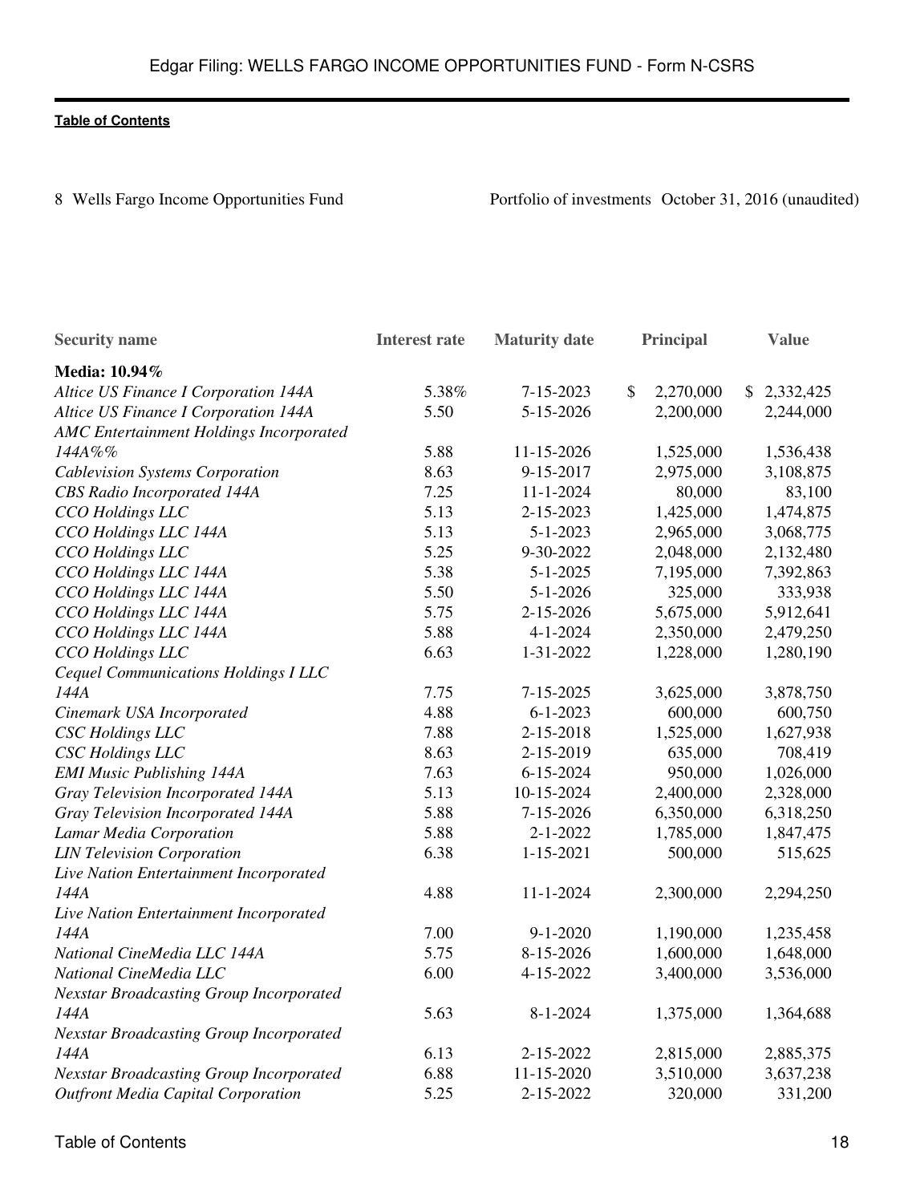Portfolio of investments October 31, 2016 (unaudited)

| Security name | Interest rate | Maturity date | Principal | Value |
|---|---|---|---|---|
| **Media: 10.94%** | | | | |
| *Altice US Finance I Corporation 144A* | 5.38% | 7-15-2023 | $ 2,270,000 | $ 2,332,425 |
| *Altice US Finance I Corporation 144A* | 5.50 | 5-15-2026 | 2,200,000 | 2,244,000 |
| *AMC Entertainment Holdings Incorporated 144A%%* | 5.88 | 11-15-2026 | 1,525,000 | 1,536,438 |
| *Cablevision Systems Corporation* | 8.63 | 9-15-2017 | 2,975,000 | 3,108,875 |
| *CBS Radio Incorporated 144A* | 7.25 | 11-1-2024 | 80,000 | 83,100 |
| *CCO Holdings LLC* | 5.13 | 2-15-2023 | 1,425,000 | 1,474,875 |
| *CCO Holdings LLC 144A* | 5.13 | 5-1-2023 | 2,965,000 | 3,068,775 |
| *CCO Holdings LLC* | 5.25 | 9-30-2022 | 2,048,000 | 2,132,480 |
| *CCO Holdings LLC 144A* | 5.38 | 5-1-2025 | 7,195,000 | 7,392,863 |
| *CCO Holdings LLC 144A* | 5.50 | 5-1-2026 | 325,000 | 333,938 |
| *CCO Holdings LLC 144A* | 5.75 | 2-15-2026 | 5,675,000 | 5,912,641 |
| *CCO Holdings LLC 144A* | 5.88 | 4-1-2024 | 2,350,000 | 2,479,250 |
| *CCO Holdings LLC* | 6.63 | 1-31-2022 | 1,228,000 | 1,280,190 |
| *Cequel Communications Holdings I LLC 144A* | 7.75 | 7-15-2025 | 3,625,000 | 3,878,750 |
| *Cinemark USA Incorporated* | 4.88 | 6-1-2023 | 600,000 | 600,750 |
| *CSC Holdings LLC* | 7.88 | 2-15-2018 | 1,525,000 | 1,627,938 |
| *CSC Holdings LLC* | 8.63 | 2-15-2019 | 635,000 | 708,419 |
| *EMI Music Publishing 144A* | 7.63 | 6-15-2024 | 950,000 | 1,026,000 |
| *Gray Television Incorporated 144A* | 5.13 | 10-15-2024 | 2,400,000 | 2,328,000 |
| *Gray Television Incorporated 144A* | 5.88 | 7-15-2026 | 6,350,000 | 6,318,250 |
| *Lamar Media Corporation* | 5.88 | 2-1-2022 | 1,785,000 | 1,847,475 |
| *LIN Television Corporation* | 6.38 | 1-15-2021 | 500,000 | 515,625 |
| *Live Nation Entertainment Incorporated 144A* | 4.88 | 11-1-2024 | 2,300,000 | 2,294,250 |
| *Live Nation Entertainment Incorporated 144A* | 7.00 | 9-1-2020 | 1,190,000 | 1,235,458 |
| *National CineMedia LLC 144A* | 5.75 | 8-15-2026 | 1,600,000 | 1,648,000 |
| *National CineMedia LLC* | 6.00 | 4-15-2022 | 3,400,000 | 3,536,000 |
| *Nexstar Broadcasting Group Incorporated 144A* | 5.63 | 8-1-2024 | 1,375,000 | 1,364,688 |
| *Nexstar Broadcasting Group Incorporated 144A* | 6.13 | 2-15-2022 | 2,815,000 | 2,885,375 |
| *Nexstar Broadcasting Group Incorporated* | 6.88 | 11-15-2020 | 3,510,000 | 3,637,238 |
| *Outfront Media Capital Corporation* | 5.25 | 2-15-2022 | 320,000 | 331,200 |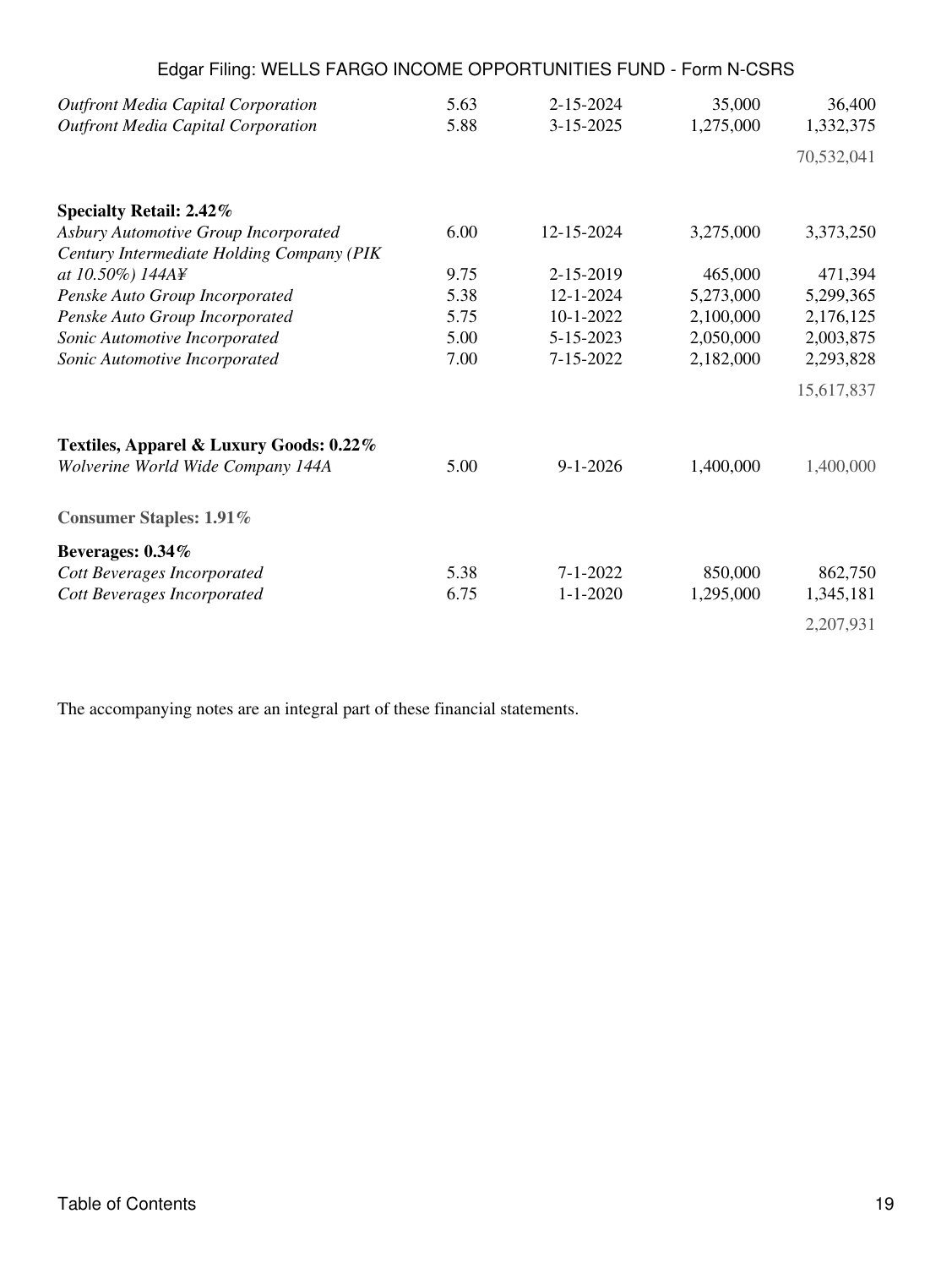| | | | | |
|---|---|---|---|---|
| *Outfront Media Capital Corporation* | 5.63 | 2-15-2024 | 35,000 | 36,400 |
| *Outfront Media Capital Corporation* | 5.88 | 3-15-2025 | 1,275,000 | 1,332,375 |
| | | | | 70,532,041 |
| **Specialty Retail: 2.42%** | | | | |
| *Asbury Automotive Group Incorporated* | 6.00 | 12-15-2024 | 3,275,000 | 3,373,250 |
| *Century Intermediate Holding Company (PIK at 10.50%) 144A¥* | 9.75 | 2-15-2019 | 465,000 | 471,394 |
| *Penske Auto Group Incorporated* | 5.38 | 12-1-2024 | 5,273,000 | 5,299,365 |
| *Penske Auto Group Incorporated* | 5.75 | 10-1-2022 | 2,100,000 | 2,176,125 |
| *Sonic Automotive Incorporated* | 5.00 | 5-15-2023 | 2,050,000 | 2,003,875 |
| *Sonic Automotive Incorporated* | 7.00 | 7-15-2022 | 2,182,000 | 2,293,828 |
| | | | | 15,617,837 |
| **Textiles, Apparel & Luxury Goods: 0.22%** | | | | |
| *Wolverine World Wide Company 144A* | 5.00 | 9-1-2026 | 1,400,000 | 1,400,000 |
| **Consumer Staples: 1.91%** | | | | |
| **Beverages: 0.34%** | | | | |
| *Cott Beverages Incorporated* | 5.38 | 7-1-2022 | 850,000 | 862,750 |
| *Cott Beverages Incorporated* | 6.75 | 1-1-2020 | 1,295,000 | 1,345,181 |
| | | | | 2,207,931 |

The accompanying notes are an integral part of these financial statements.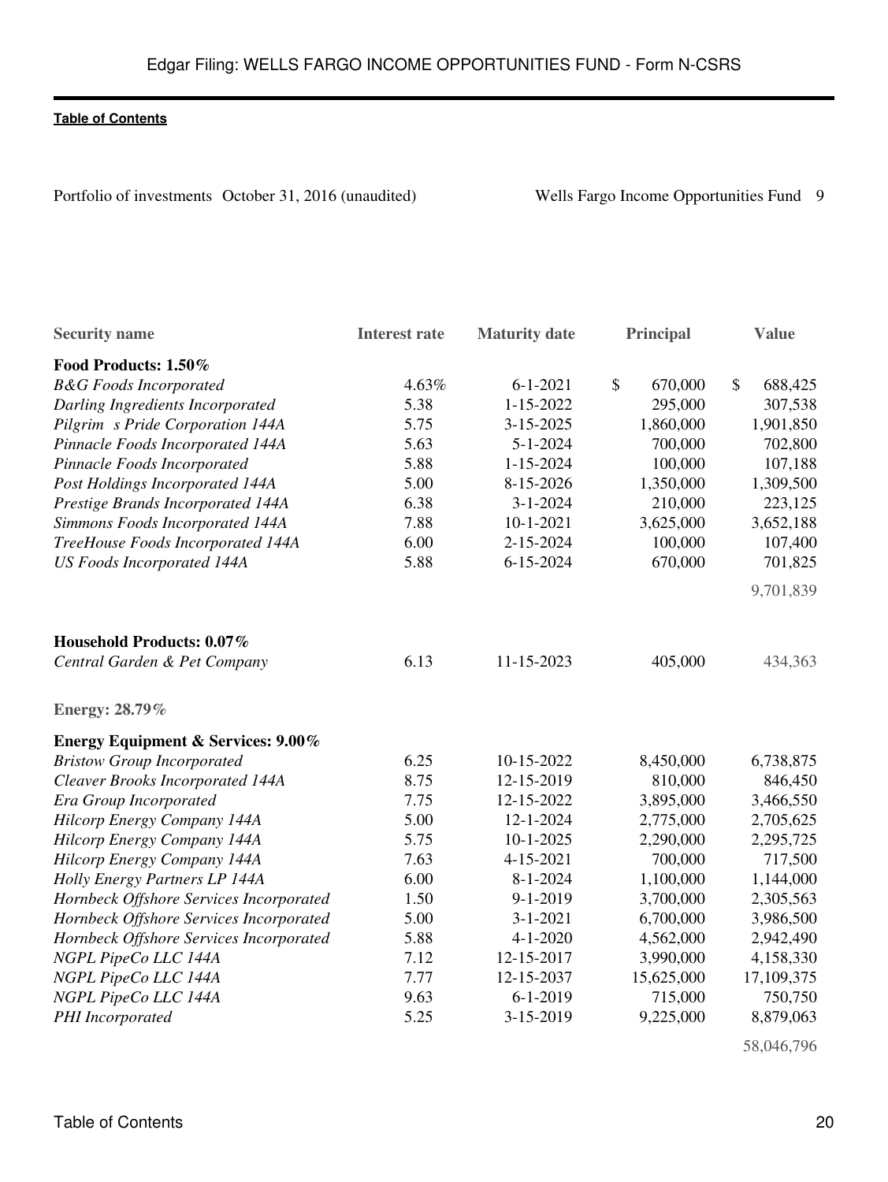Portfolio of investments October 31, 2016 (unaudited) Wells Fargo Income Opportunities Fund 9

| Security name | Interest rate | Maturity date | Principal | Value |
|---|---|---|---|---|
| **Food Products: 1.50%** | | | | |
| *B&G Foods Incorporated* | 4.63% | 6-1-2021 | $ 670,000 | $ 688,425 |
| *Darling Ingredients Incorporated* | 5.38 | 1-15-2022 | 295,000 | 307,538 |
| *Pilgrim s Pride Corporation 144A* | 5.75 | 3-15-2025 | 1,860,000 | 1,901,850 |
| *Pinnacle Foods Incorporated 144A* | 5.63 | 5-1-2024 | 700,000 | 702,800 |
| *Pinnacle Foods Incorporated* | 5.88 | 1-15-2024 | 100,000 | 107,188 |
| *Post Holdings Incorporated 144A* | 5.00 | 8-15-2026 | 1,350,000 | 1,309,500 |
| *Prestige Brands Incorporated 144A* | 6.38 | 3-1-2024 | 210,000 | 223,125 |
| *Simmons Foods Incorporated 144A* | 7.88 | 10-1-2021 | 3,625,000 | 3,652,188 |
| *TreeHouse Foods Incorporated 144A* | 6.00 | 2-15-2024 | 100,000 | 107,400 |
| *US Foods Incorporated 144A* | 5.88 | 6-15-2024 | 670,000 | 701,825 |
| | | | | 9,701,839 |
| **Household Products: 0.07%** | | | | |
| *Central Garden & Pet Company* | 6.13 | 11-15-2023 | 405,000 | 434,363 |
| **Energy: 28.79%** | | | | |
| **Energy Equipment & Services: 9.00%** | | | | |
| *Bristow Group Incorporated* | 6.25 | 10-15-2022 | 8,450,000 | 6,738,875 |
| *Cleaver Brooks Incorporated 144A* | 8.75 | 12-15-2019 | 810,000 | 846,450 |
| *Era Group Incorporated* | 7.75 | 12-15-2022 | 3,895,000 | 3,466,550 |
| *Hilcorp Energy Company 144A* | 5.00 | 12-1-2024 | 2,775,000 | 2,705,625 |
| *Hilcorp Energy Company 144A* | 5.75 | 10-1-2025 | 2,290,000 | 2,295,725 |
| *Hilcorp Energy Company 144A* | 7.63 | 4-15-2021 | 700,000 | 717,500 |
| *Holly Energy Partners LP 144A* | 6.00 | 8-1-2024 | 1,100,000 | 1,144,000 |
| *Hornbeck Offshore Services Incorporated* | 1.50 | 9-1-2019 | 3,700,000 | 2,305,563 |
| *Hornbeck Offshore Services Incorporated* | 5.00 | 3-1-2021 | 6,700,000 | 3,986,500 |
| *Hornbeck Offshore Services Incorporated* | 5.88 | 4-1-2020 | 4,562,000 | 2,942,490 |
| *NGPL PipeCo LLC 144A* | 7.12 | 12-15-2017 | 3,990,000 | 4,158,330 |
| *NGPL PipeCo LLC 144A* | 7.77 | 12-15-2037 | 15,625,000 | 17,109,375 |
| *NGPL PipeCo LLC 144A* | 9.63 | 6-1-2019 | 715,000 | 750,750 |
| *PHI Incorporated* | 5.25 | 3-15-2019 | 9,225,000 | 8,879,063 |
| | | | | 58,046,796 |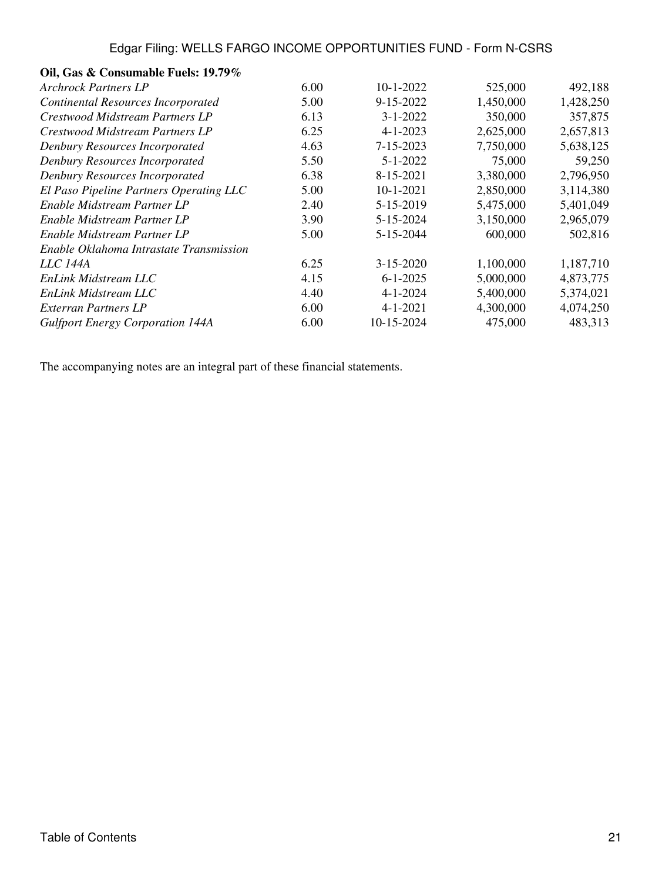| **Oil, Gas & Consumable Fuels: 19.79%** | | | | |
|---|---|---|---|---|
| *Archrock Partners LP* | 6.00 | 10-1-2022 | 525,000 | 492,188 |
| *Continental Resources Incorporated* | 5.00 | 9-15-2022 | 1,450,000 | 1,428,250 |
| *Crestwood Midstream Partners LP* | 6.13 | 3-1-2022 | 350,000 | 357,875 |
| *Crestwood Midstream Partners LP* | 6.25 | 4-1-2023 | 2,625,000 | 2,657,813 |
| *Denbury Resources Incorporated* | 4.63 | 7-15-2023 | 7,750,000 | 5,638,125 |
| *Denbury Resources Incorporated* | 5.50 | 5-1-2022 | 75,000 | 59,250 |
| *Denbury Resources Incorporated* | 6.38 | 8-15-2021 | 3,380,000 | 2,796,950 |
| *El Paso Pipeline Partners Operating LLC* | 5.00 | 10-1-2021 | 2,850,000 | 3,114,380 |
| *Enable Midstream Partner LP* | 2.40 | 5-15-2019 | 5,475,000 | 5,401,049 |
| *Enable Midstream Partner LP* | 3.90 | 5-15-2024 | 3,150,000 | 2,965,079 |
| *Enable Midstream Partner LP* | 5.00 | 5-15-2044 | 600,000 | 502,816 |
| *Enable Oklahoma Intrastate Transmission LLC 144A* | 6.25 | 3-15-2020 | 1,100,000 | 1,187,710 |
| *EnLink Midstream LLC* | 4.15 | 6-1-2025 | 5,000,000 | 4,873,775 |
| *EnLink Midstream LLC* | 4.40 | 4-1-2024 | 5,400,000 | 5,374,021 |
| *Exterran Partners LP* | 6.00 | 4-1-2021 | 4,300,000 | 4,074,250 |
| *Gulfport Energy Corporation 144A* | 6.00 | 10-15-2024 | 475,000 | 483,313 |

The accompanying notes are an integral part of these financial statements.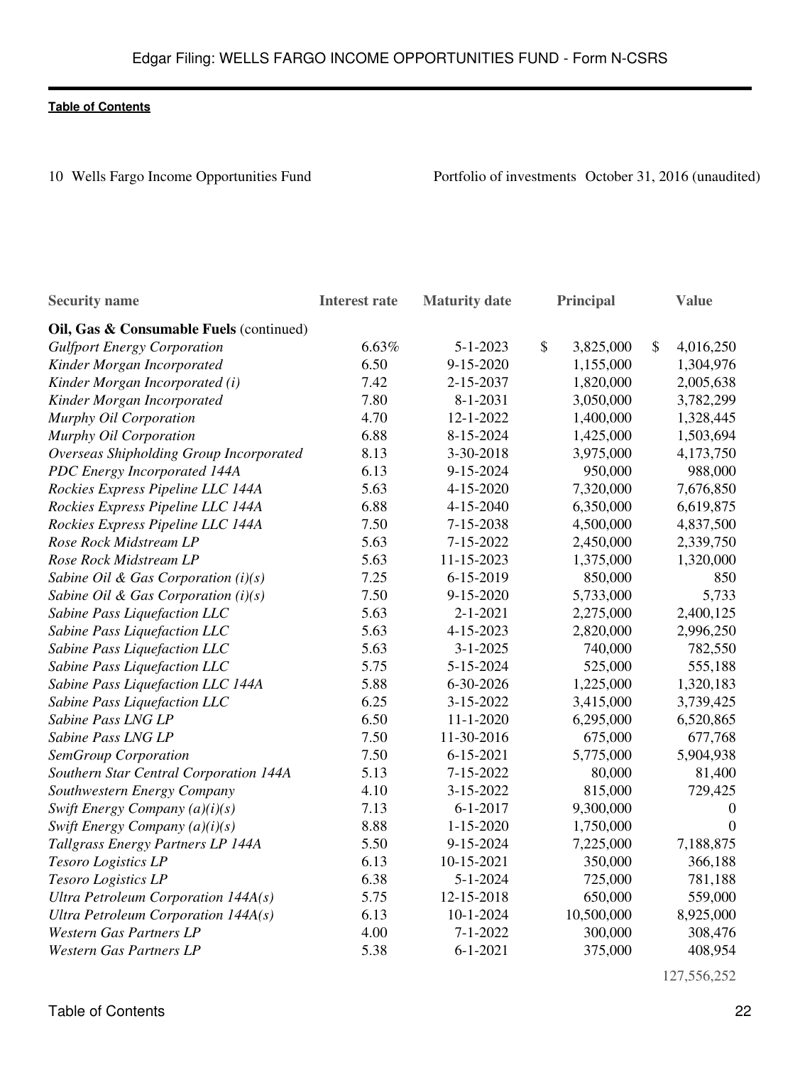10 Wells Fargo Income Opportunities Fund — Portfolio of investments October 31, 2016 (unaudited)

| Security name | Interest rate | Maturity date | Principal | Value |
|---|---|---|---|---|
| **Oil, Gas & Consumable Fuels** (continued) | | | | |
| *Gulfport Energy Corporation* | 6.63% | 5-1-2023 | $ 3,825,000 | $ 4,016,250 |
| *Kinder Morgan Incorporated* | 6.50 | 9-15-2020 | 1,155,000 | 1,304,976 |
| *Kinder Morgan Incorporated (i)* | 7.42 | 2-15-2037 | 1,820,000 | 2,005,638 |
| *Kinder Morgan Incorporated* | 7.80 | 8-1-2031 | 3,050,000 | 3,782,299 |
| *Murphy Oil Corporation* | 4.70 | 12-1-2022 | 1,400,000 | 1,328,445 |
| *Murphy Oil Corporation* | 6.88 | 8-15-2024 | 1,425,000 | 1,503,694 |
| *Overseas Shipholding Group Incorporated* | 8.13 | 3-30-2018 | 3,975,000 | 4,173,750 |
| *PDC Energy Incorporated 144A* | 6.13 | 9-15-2024 | 950,000 | 988,000 |
| *Rockies Express Pipeline LLC 144A* | 5.63 | 4-15-2020 | 7,320,000 | 7,676,850 |
| *Rockies Express Pipeline LLC 144A* | 6.88 | 4-15-2040 | 6,350,000 | 6,619,875 |
| *Rockies Express Pipeline LLC 144A* | 7.50 | 7-15-2038 | 4,500,000 | 4,837,500 |
| *Rose Rock Midstream LP* | 5.63 | 7-15-2022 | 2,450,000 | 2,339,750 |
| *Rose Rock Midstream LP* | 5.63 | 11-15-2023 | 1,375,000 | 1,320,000 |
| *Sabine Oil & Gas Corporation (i)(s)* | 7.25 | 6-15-2019 | 850,000 | 850 |
| *Sabine Oil & Gas Corporation (i)(s)* | 7.50 | 9-15-2020 | 5,733,000 | 5,733 |
| *Sabine Pass Liquefaction LLC* | 5.63 | 2-1-2021 | 2,275,000 | 2,400,125 |
| *Sabine Pass Liquefaction LLC* | 5.63 | 4-15-2023 | 2,820,000 | 2,996,250 |
| *Sabine Pass Liquefaction LLC* | 5.63 | 3-1-2025 | 740,000 | 782,550 |
| *Sabine Pass Liquefaction LLC* | 5.75 | 5-15-2024 | 525,000 | 555,188 |
| *Sabine Pass Liquefaction LLC 144A* | 5.88 | 6-30-2026 | 1,225,000 | 1,320,183 |
| *Sabine Pass Liquefaction LLC* | 6.25 | 3-15-2022 | 3,415,000 | 3,739,425 |
| *Sabine Pass LNG LP* | 6.50 | 11-1-2020 | 6,295,000 | 6,520,865 |
| *Sabine Pass LNG LP* | 7.50 | 11-30-2016 | 675,000 | 677,768 |
| *SemGroup Corporation* | 7.50 | 6-15-2021 | 5,775,000 | 5,904,938 |
| *Southern Star Central Corporation 144A* | 5.13 | 7-15-2022 | 80,000 | 81,400 |
| *Southwestern Energy Company* | 4.10 | 3-15-2022 | 815,000 | 729,425 |
| *Swift Energy Company (a)(i)(s)* | 7.13 | 6-1-2017 | 9,300,000 | 0 |
| *Swift Energy Company (a)(i)(s)* | 8.88 | 1-15-2020 | 1,750,000 | 0 |
| *Tallgrass Energy Partners LP 144A* | 5.50 | 9-15-2024 | 7,225,000 | 7,188,875 |
| *Tesoro Logistics LP* | 6.13 | 10-15-2021 | 350,000 | 366,188 |
| *Tesoro Logistics LP* | 6.38 | 5-1-2024 | 725,000 | 781,188 |
| *Ultra Petroleum Corporation 144A(s)* | 5.75 | 12-15-2018 | 650,000 | 559,000 |
| *Ultra Petroleum Corporation 144A(s)* | 6.13 | 10-1-2024 | 10,500,000 | 8,925,000 |
| *Western Gas Partners LP* | 4.00 | 7-1-2022 | 300,000 | 308,476 |
| *Western Gas Partners LP* | 5.38 | 6-1-2021 | 375,000 | 408,954 |
| | | | | 127,556,252 |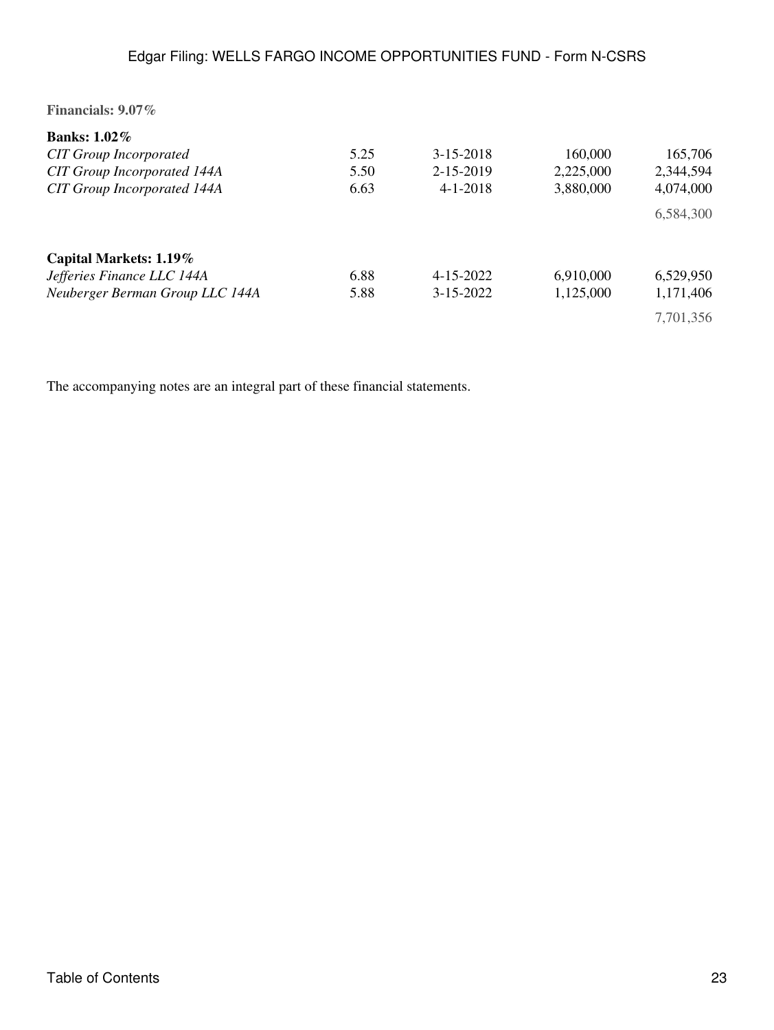**Financials: 9.07%**

| | | | | |
|---|---|---|---|---|
| **Banks: 1.02%** | | | | |
| *CIT Group Incorporated* | 5.25 | 3-15-2018 | 160,000 | 165,706 |
| *CIT Group Incorporated 144A* | 5.50 | 2-15-2019 | 2,225,000 | 2,344,594 |
| *CIT Group Incorporated 144A* | 6.63 | 4-1-2018 | 3,880,000 | 4,074,000 |
| | | | | 6,584,300 |
| **Capital Markets: 1.19%** | | | | |
| *Jefferies Finance LLC 144A* | 6.88 | 4-15-2022 | 6,910,000 | 6,529,950 |
| *Neuberger Berman Group LLC 144A* | 5.88 | 3-15-2022 | 1,125,000 | 1,171,406 |
| | | | | 7,701,356 |

The accompanying notes are an integral part of these financial statements.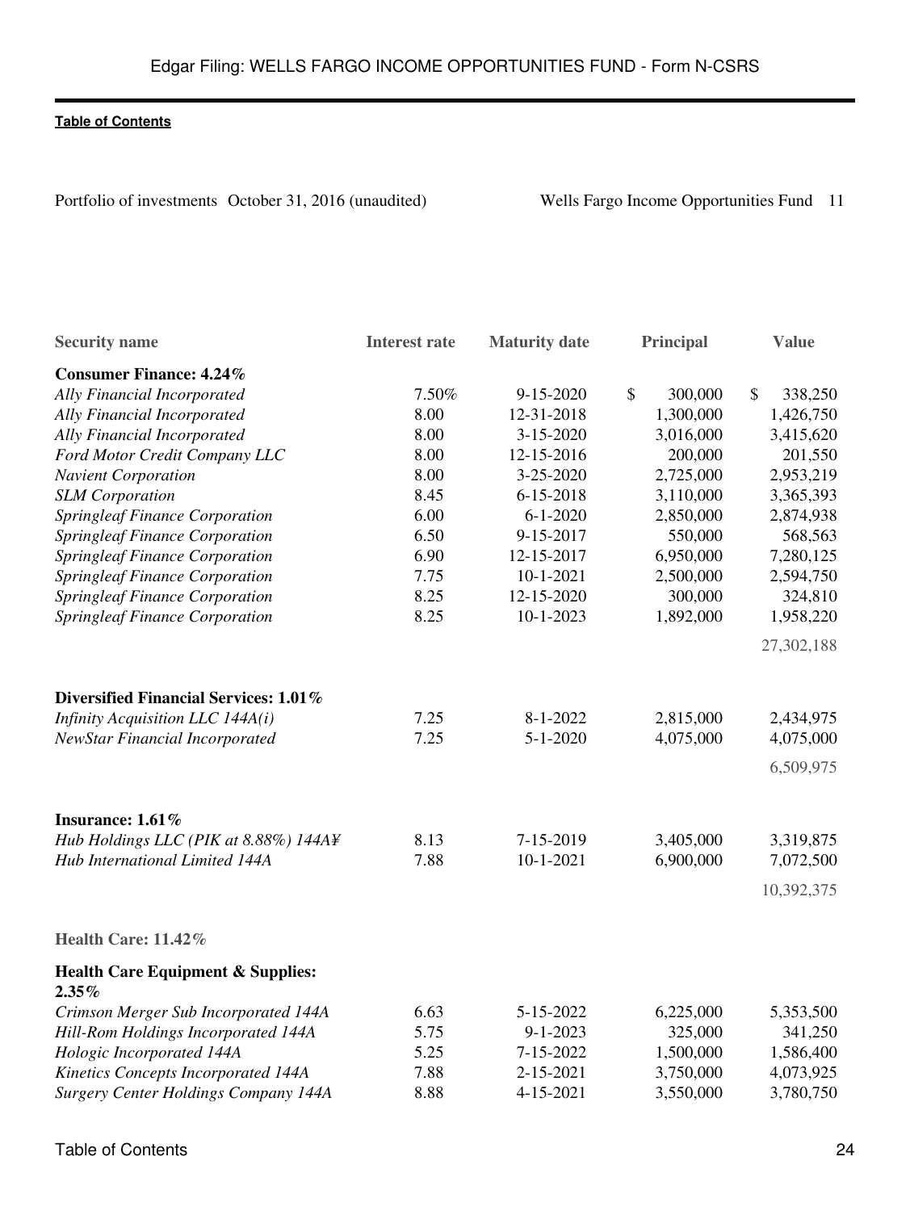Portfolio of investments October 31, 2016 (unaudited)

| Security name | Interest rate | Maturity date | Principal | Value |
|---|---|---|---|---|
| **Consumer Finance: 4.24%** | | | | |
| *Ally Financial Incorporated* | 7.50% | 9-15-2020 | $ 300,000 | $ 338,250 |
| *Ally Financial Incorporated* | 8.00 | 12-31-2018 | 1,300,000 | 1,426,750 |
| *Ally Financial Incorporated* | 8.00 | 3-15-2020 | 3,016,000 | 3,415,620 |
| *Ford Motor Credit Company LLC* | 8.00 | 12-15-2016 | 200,000 | 201,550 |
| *Navient Corporation* | 8.00 | 3-25-2020 | 2,725,000 | 2,953,219 |
| *SLM Corporation* | 8.45 | 6-15-2018 | 3,110,000 | 3,365,393 |
| *Springleaf Finance Corporation* | 6.00 | 6-1-2020 | 2,850,000 | 2,874,938 |
| *Springleaf Finance Corporation* | 6.50 | 9-15-2017 | 550,000 | 568,563 |
| *Springleaf Finance Corporation* | 6.90 | 12-15-2017 | 6,950,000 | 7,280,125 |
| *Springleaf Finance Corporation* | 7.75 | 10-1-2021 | 2,500,000 | 2,594,750 |
| *Springleaf Finance Corporation* | 8.25 | 12-15-2020 | 300,000 | 324,810 |
| *Springleaf Finance Corporation* | 8.25 | 10-1-2023 | 1,892,000 | 1,958,220 |
| | | | | 27,302,188 |
| **Diversified Financial Services: 1.01%** | | | | |
| *Infinity Acquisition LLC 144A(i)* | 7.25 | 8-1-2022 | 2,815,000 | 2,434,975 |
| *NewStar Financial Incorporated* | 7.25 | 5-1-2020 | 4,075,000 | 4,075,000 |
| | | | | 6,509,975 |
| **Insurance: 1.61%** | | | | |
| *Hub Holdings LLC (PIK at 8.88%) 144A¥* | 8.13 | 7-15-2019 | 3,405,000 | 3,319,875 |
| *Hub International Limited 144A* | 7.88 | 10-1-2021 | 6,900,000 | 7,072,500 |
| | | | | 10,392,375 |
| **Health Care: 11.42%** | | | | |
| **Health Care Equipment & Supplies: 2.35%** | | | | |
| *Crimson Merger Sub Incorporated 144A* | 6.63 | 5-15-2022 | 6,225,000 | 5,353,500 |
| *Hill-Rom Holdings Incorporated 144A* | 5.75 | 9-1-2023 | 325,000 | 341,250 |
| *Hologic Incorporated 144A* | 5.25 | 7-15-2022 | 1,500,000 | 1,586,400 |
| *Kinetics Concepts Incorporated 144A* | 7.88 | 2-15-2021 | 3,750,000 | 4,073,925 |
| *Surgery Center Holdings Company 144A* | 8.88 | 4-15-2021 | 3,550,000 | 3,780,750 |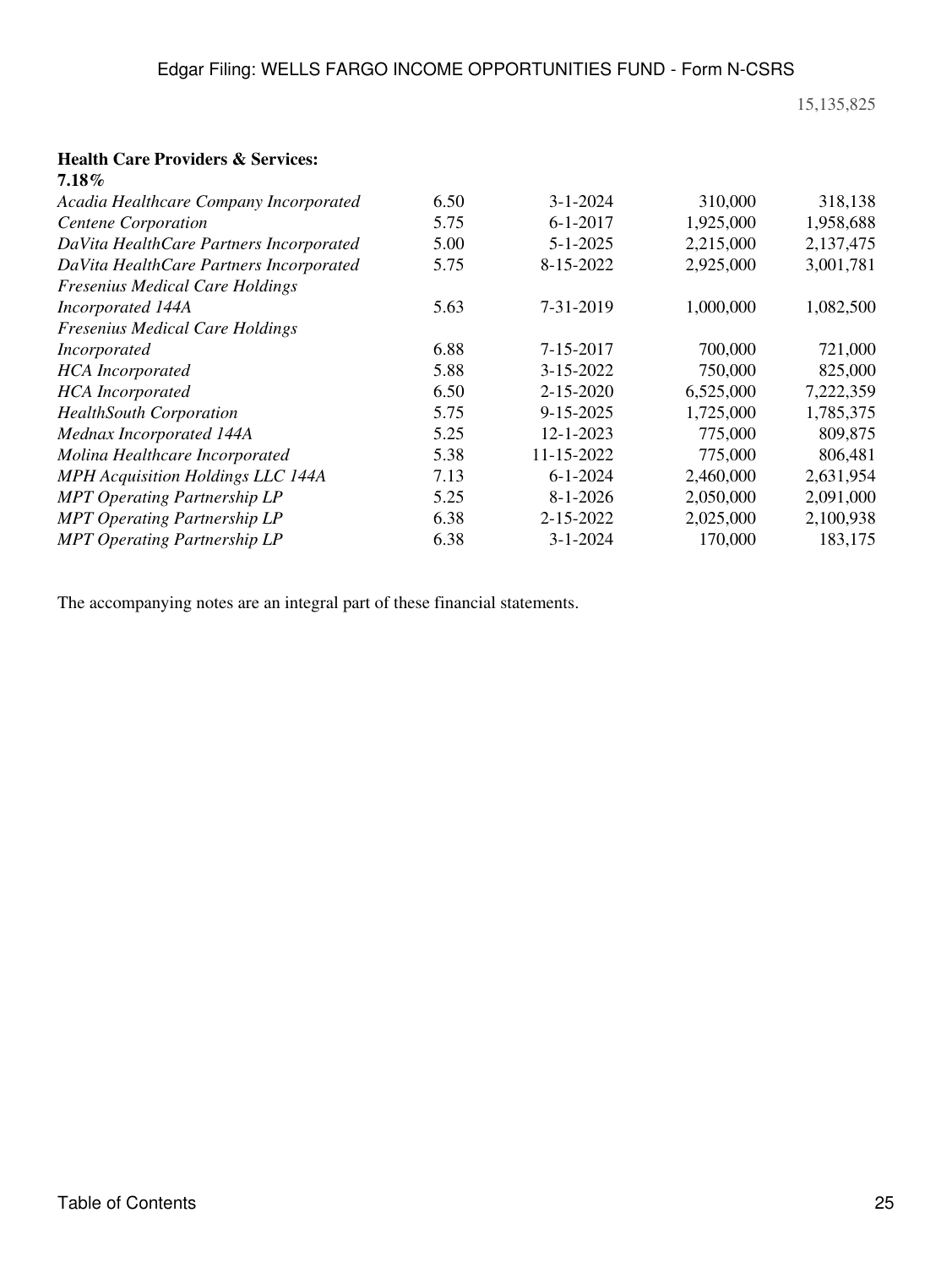15,135,825

| **Health Care Providers & Services: 7.18%** | | | | |
|---|---|---|---|---|
| *Acadia Healthcare Company Incorporated* | 6.50 | 3-1-2024 | 310,000 | 318,138 |
| *Centene Corporation* | 5.75 | 6-1-2017 | 1,925,000 | 1,958,688 |
| *DaVita HealthCare Partners Incorporated* | 5.00 | 5-1-2025 | 2,215,000 | 2,137,475 |
| *DaVita HealthCare Partners Incorporated* | 5.75 | 8-15-2022 | 2,925,000 | 3,001,781 |
| *Fresenius Medical Care Holdings Incorporated 144A* | 5.63 | 7-31-2019 | 1,000,000 | 1,082,500 |
| *Fresenius Medical Care Holdings Incorporated* | 6.88 | 7-15-2017 | 700,000 | 721,000 |
| *HCA Incorporated* | 5.88 | 3-15-2022 | 750,000 | 825,000 |
| *HCA Incorporated* | 6.50 | 2-15-2020 | 6,525,000 | 7,222,359 |
| *HealthSouth Corporation* | 5.75 | 9-15-2025 | 1,725,000 | 1,785,375 |
| *Mednax Incorporated 144A* | 5.25 | 12-1-2023 | 775,000 | 809,875 |
| *Molina Healthcare Incorporated* | 5.38 | 11-15-2022 | 775,000 | 806,481 |
| *MPH Acquisition Holdings LLC 144A* | 7.13 | 6-1-2024 | 2,460,000 | 2,631,954 |
| *MPT Operating Partnership LP* | 5.25 | 8-1-2026 | 2,050,000 | 2,091,000 |
| *MPT Operating Partnership LP* | 6.38 | 2-15-2022 | 2,025,000 | 2,100,938 |
| *MPT Operating Partnership LP* | 6.38 | 3-1-2024 | 170,000 | 183,175 |

The accompanying notes are an integral part of these financial statements.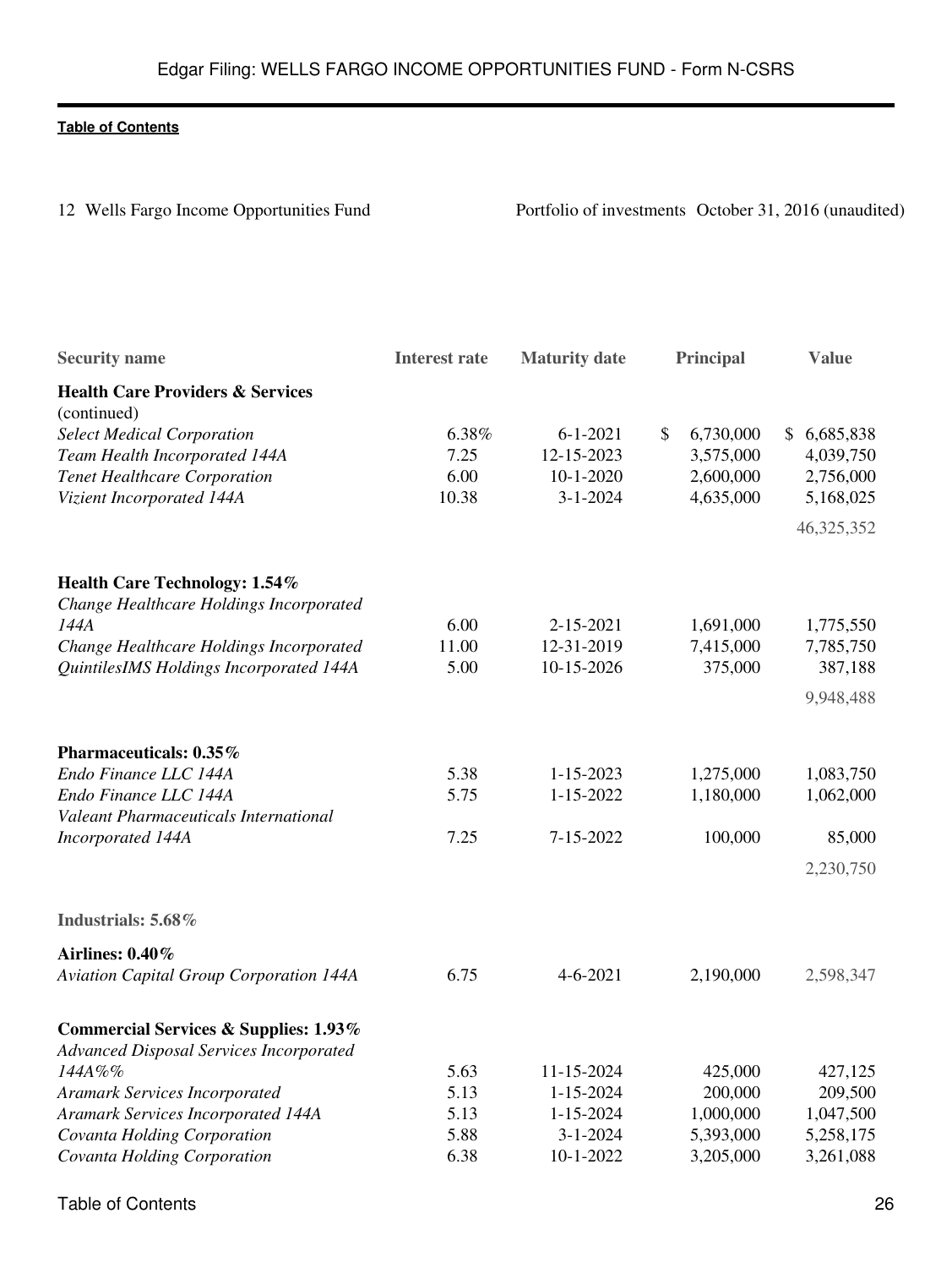12 Wells Fargo Income Opportunities Fund — Portfolio of investments October 31, 2016 (unaudited)

| Security name | Interest rate | Maturity date | Principal | Value |
|---|---|---|---|---|
| **Health Care Providers & Services** (continued) | | | | |
| *Select Medical Corporation* | 6.38% | 6-1-2021 | $ 6,730,000 | $ 6,685,838 |
| *Team Health Incorporated 144A* | 7.25 | 12-15-2023 | 3,575,000 | 4,039,750 |
| *Tenet Healthcare Corporation* | 6.00 | 10-1-2020 | 2,600,000 | 2,756,000 |
| *Vizient Incorporated 144A* | 10.38 | 3-1-2024 | 4,635,000 | 5,168,025 |
| | | | | 46,325,352 |
| **Health Care Technology: 1.54%** | | | | |
| *Change Healthcare Holdings Incorporated 144A* | 6.00 | 2-15-2021 | 1,691,000 | 1,775,550 |
| *Change Healthcare Holdings Incorporated* | 11.00 | 12-31-2019 | 7,415,000 | 7,785,750 |
| *QuintilesIMS Holdings Incorporated 144A* | 5.00 | 10-15-2026 | 375,000 | 387,188 |
| | | | | 9,948,488 |
| **Pharmaceuticals: 0.35%** | | | | |
| *Endo Finance LLC 144A* | 5.38 | 1-15-2023 | 1,275,000 | 1,083,750 |
| *Endo Finance LLC 144A* | 5.75 | 1-15-2022 | 1,180,000 | 1,062,000 |
| *Valeant Pharmaceuticals International Incorporated 144A* | 7.25 | 7-15-2022 | 100,000 | 85,000 |
| | | | | 2,230,750 |
| **Industrials: 5.68%** | | | | |
| **Airlines: 0.40%** | | | | |
| *Aviation Capital Group Corporation 144A* | 6.75 | 4-6-2021 | 2,190,000 | 2,598,347 |
| **Commercial Services & Supplies: 1.93%** | | | | |
| *Advanced Disposal Services Incorporated 144A%%* | 5.63 | 11-15-2024 | 425,000 | 427,125 |
| *Aramark Services Incorporated* | 5.13 | 1-15-2024 | 200,000 | 209,500 |
| *Aramark Services Incorporated 144A* | 5.13 | 1-15-2024 | 1,000,000 | 1,047,500 |
| *Covanta Holding Corporation* | 5.88 | 3-1-2024 | 5,393,000 | 5,258,175 |
| *Covanta Holding Corporation* | 6.38 | 10-1-2022 | 3,205,000 | 3,261,088 |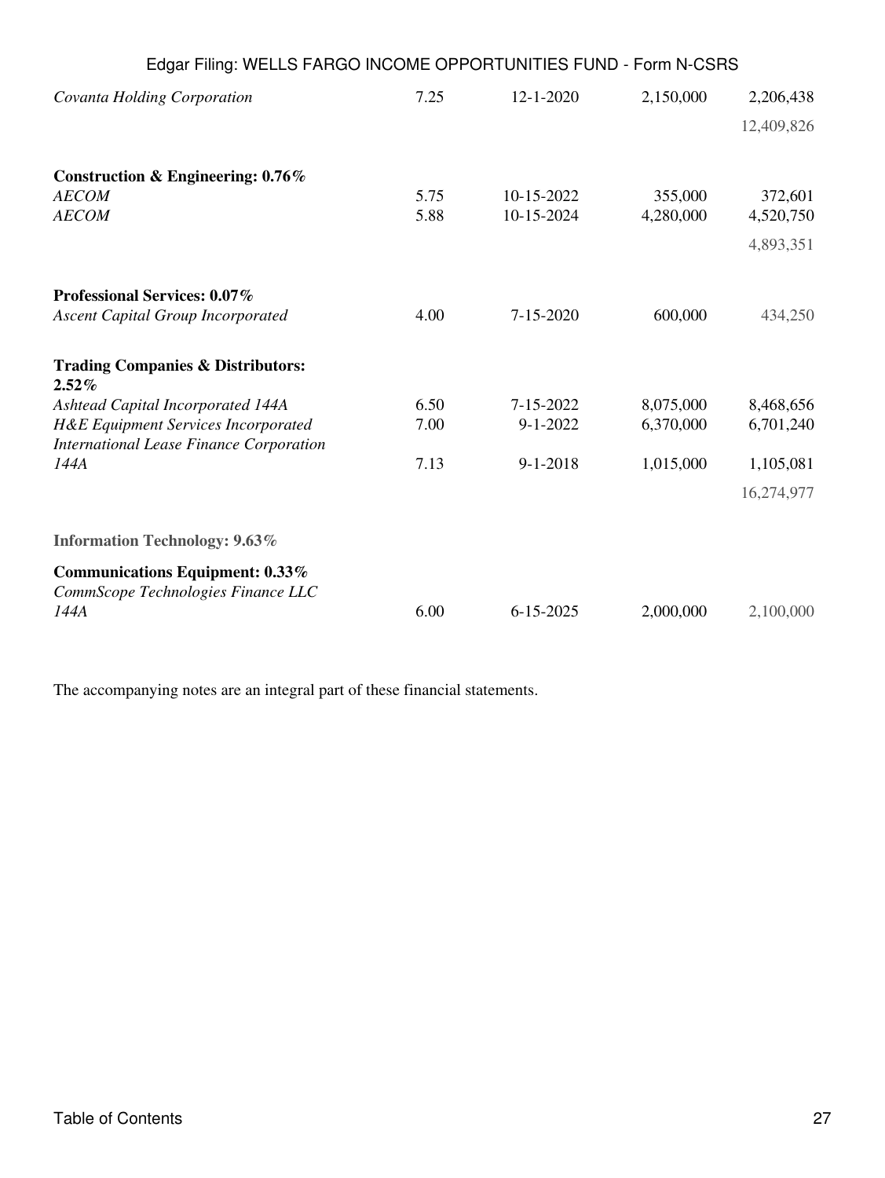| | | | | |
|---|---|---|---|---|
| *Covanta Holding Corporation* | 7.25 | 12-1-2020 | 2,150,000 | 2,206,438 |
| | | | | 12,409,826 |
| **Construction & Engineering: 0.76%** | | | | |
| *AECOM* | 5.75 | 10-15-2022 | 355,000 | 372,601 |
| *AECOM* | 5.88 | 10-15-2024 | 4,280,000 | 4,520,750 |
| | | | | 4,893,351 |
| **Professional Services: 0.07%** | | | | |
| *Ascent Capital Group Incorporated* | 4.00 | 7-15-2020 | 600,000 | 434,250 |
| **Trading Companies & Distributors: 2.52%** | | | | |
| *Ashtead Capital Incorporated 144A* | 6.50 | 7-15-2022 | 8,075,000 | 8,468,656 |
| *H&E Equipment Services Incorporated* | 7.00 | 9-1-2022 | 6,370,000 | 6,701,240 |
| *International Lease Finance Corporation 144A* | 7.13 | 9-1-2018 | 1,015,000 | 1,105,081 |
| | | | | 16,274,977 |
| **Information Technology: 9.63%** | | | | |
| **Communications Equipment: 0.33%** | | | | |
| *CommScope Technologies Finance LLC 144A* | 6.00 | 6-15-2025 | 2,000,000 | 2,100,000 |

The accompanying notes are an integral part of these financial statements.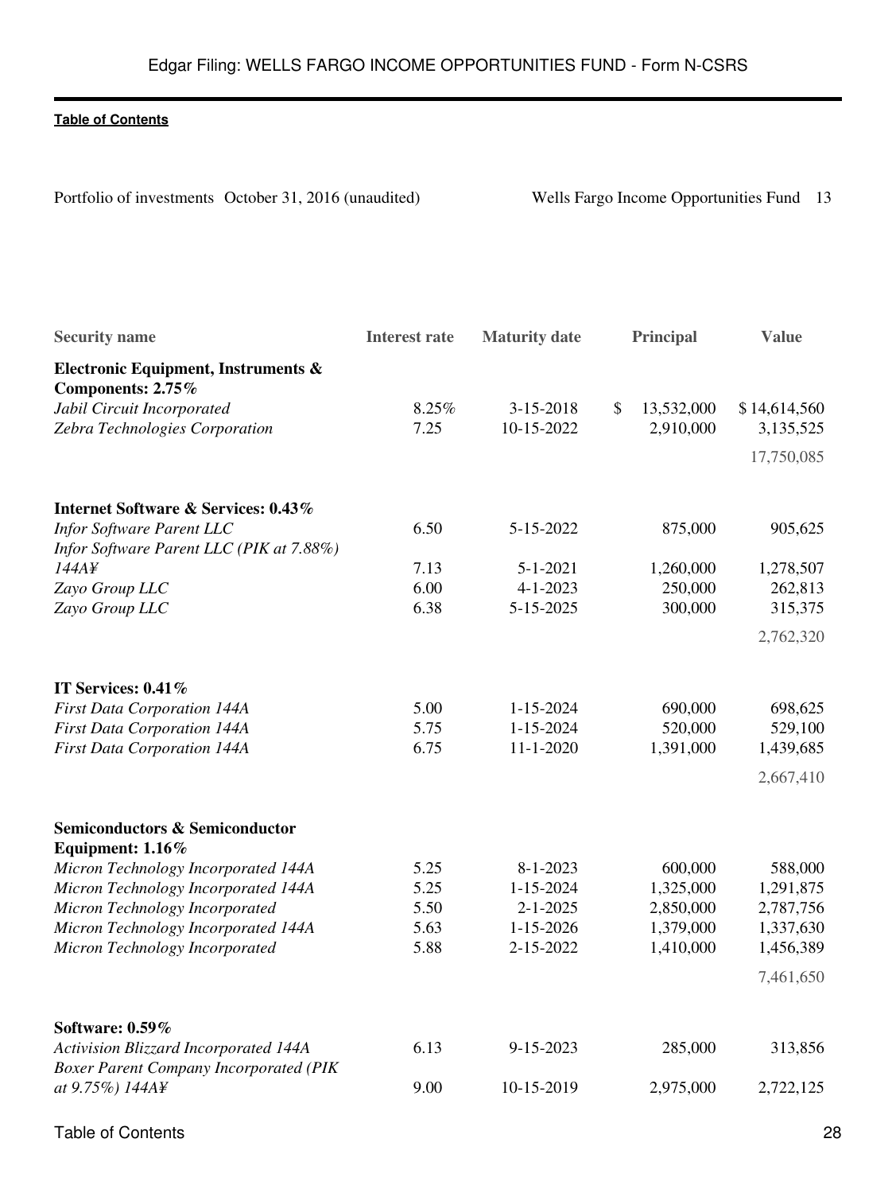Portfolio of investments October 31, 2016 (unaudited)

| Security name | Interest rate | Maturity date | Principal | Value |
|---|---|---|---|---|
| **Electronic Equipment, Instruments & Components: 2.75%** | | | | |
| *Jabil Circuit Incorporated* | 8.25% | 3-15-2018 | $ 13,532,000 | $ 14,614,560 |
| *Zebra Technologies Corporation* | 7.25 | 10-15-2022 | 2,910,000 | 3,135,525 |
| | | | | 17,750,085 |
| **Internet Software & Services: 0.43%** | | | | |
| *Infor Software Parent LLC* | 6.50 | 5-15-2022 | 875,000 | 905,625 |
| *Infor Software Parent LLC (PIK at 7.88%) 144A¥* | 7.13 | 5-1-2021 | 1,260,000 | 1,278,507 |
| *Zayo Group LLC* | 6.00 | 4-1-2023 | 250,000 | 262,813 |
| *Zayo Group LLC* | 6.38 | 5-15-2025 | 300,000 | 315,375 |
| | | | | 2,762,320 |
| **IT Services: 0.41%** | | | | |
| *First Data Corporation 144A* | 5.00 | 1-15-2024 | 690,000 | 698,625 |
| *First Data Corporation 144A* | 5.75 | 1-15-2024 | 520,000 | 529,100 |
| *First Data Corporation 144A* | 6.75 | 11-1-2020 | 1,391,000 | 1,439,685 |
| | | | | 2,667,410 |
| **Semiconductors & Semiconductor Equipment: 1.16%** | | | | |
| *Micron Technology Incorporated 144A* | 5.25 | 8-1-2023 | 600,000 | 588,000 |
| *Micron Technology Incorporated 144A* | 5.25 | 1-15-2024 | 1,325,000 | 1,291,875 |
| *Micron Technology Incorporated* | 5.50 | 2-1-2025 | 2,850,000 | 2,787,756 |
| *Micron Technology Incorporated 144A* | 5.63 | 1-15-2026 | 1,379,000 | 1,337,630 |
| *Micron Technology Incorporated* | 5.88 | 2-15-2022 | 1,410,000 | 1,456,389 |
| | | | | 7,461,650 |
| **Software: 0.59%** | | | | |
| *Activision Blizzard Incorporated 144A* | 6.13 | 9-15-2023 | 285,000 | 313,856 |
| *Boxer Parent Company Incorporated (PIK at 9.75%) 144A¥* | 9.00 | 10-15-2019 | 2,975,000 | 2,722,125 |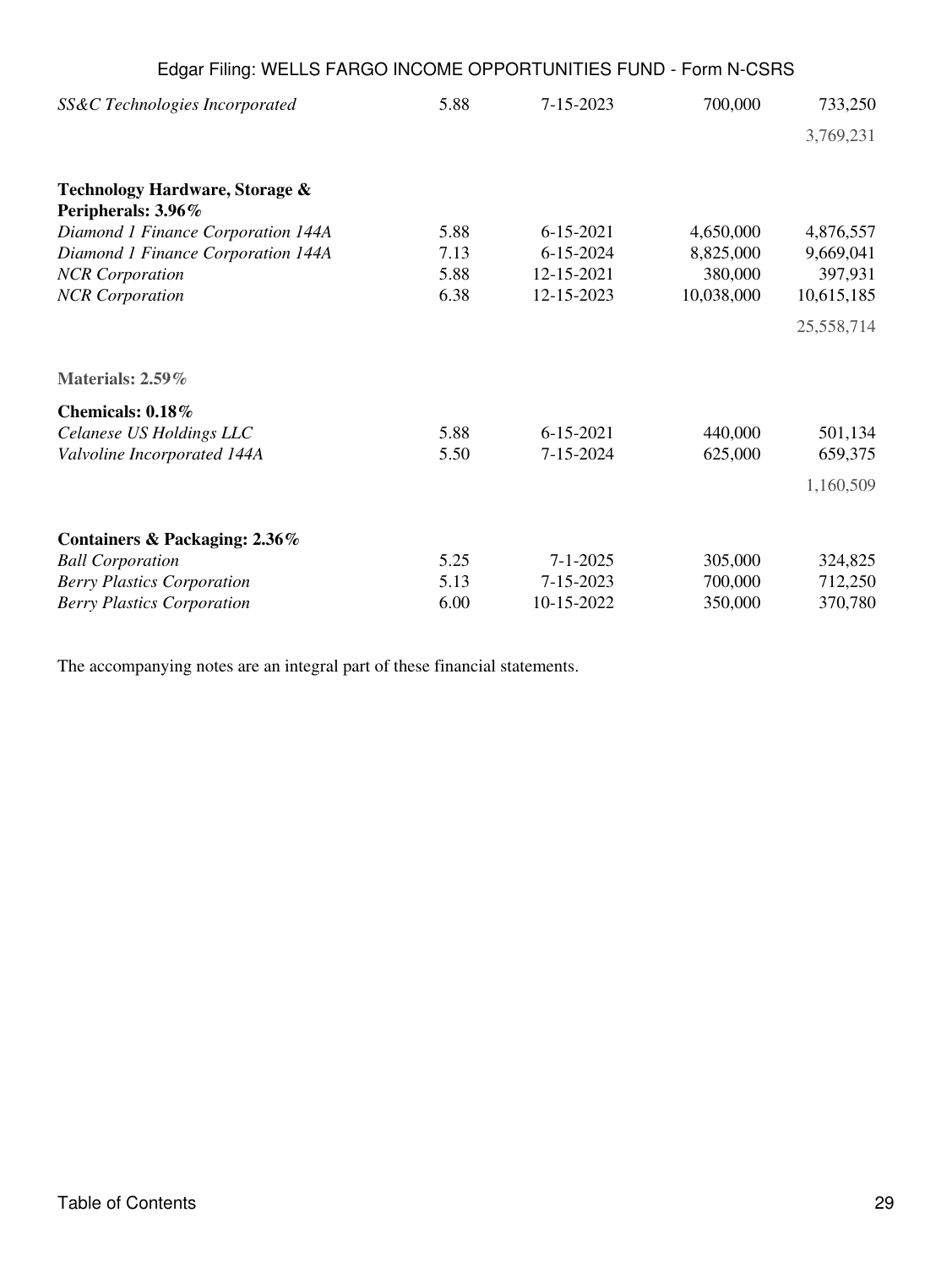| | | | | |
|---|---|---|---|---|
| *SS&C Technologies Incorporated* | 5.88 | 7-15-2023 | 700,000 | 733,250 |
| | | | | 3,769,231 |
| **Technology Hardware, Storage & Peripherals: 3.96%** | | | | |
| *Diamond 1 Finance Corporation 144A* | 5.88 | 6-15-2021 | 4,650,000 | 4,876,557 |
| *Diamond 1 Finance Corporation 144A* | 7.13 | 6-15-2024 | 8,825,000 | 9,669,041 |
| *NCR Corporation* | 5.88 | 12-15-2021 | 380,000 | 397,931 |
| *NCR Corporation* | 6.38 | 12-15-2023 | 10,038,000 | 10,615,185 |
| | | | | 25,558,714 |
| **Materials: 2.59%** | | | | |
| **Chemicals: 0.18%** | | | | |
| *Celanese US Holdings LLC* | 5.88 | 6-15-2021 | 440,000 | 501,134 |
| *Valvoline Incorporated 144A* | 5.50 | 7-15-2024 | 625,000 | 659,375 |
| | | | | 1,160,509 |
| **Containers & Packaging: 2.36%** | | | | |
| *Ball Corporation* | 5.25 | 7-1-2025 | 305,000 | 324,825 |
| *Berry Plastics Corporation* | 5.13 | 7-15-2023 | 700,000 | 712,250 |
| *Berry Plastics Corporation* | 6.00 | 10-15-2022 | 350,000 | 370,780 |

The accompanying notes are an integral part of these financial statements.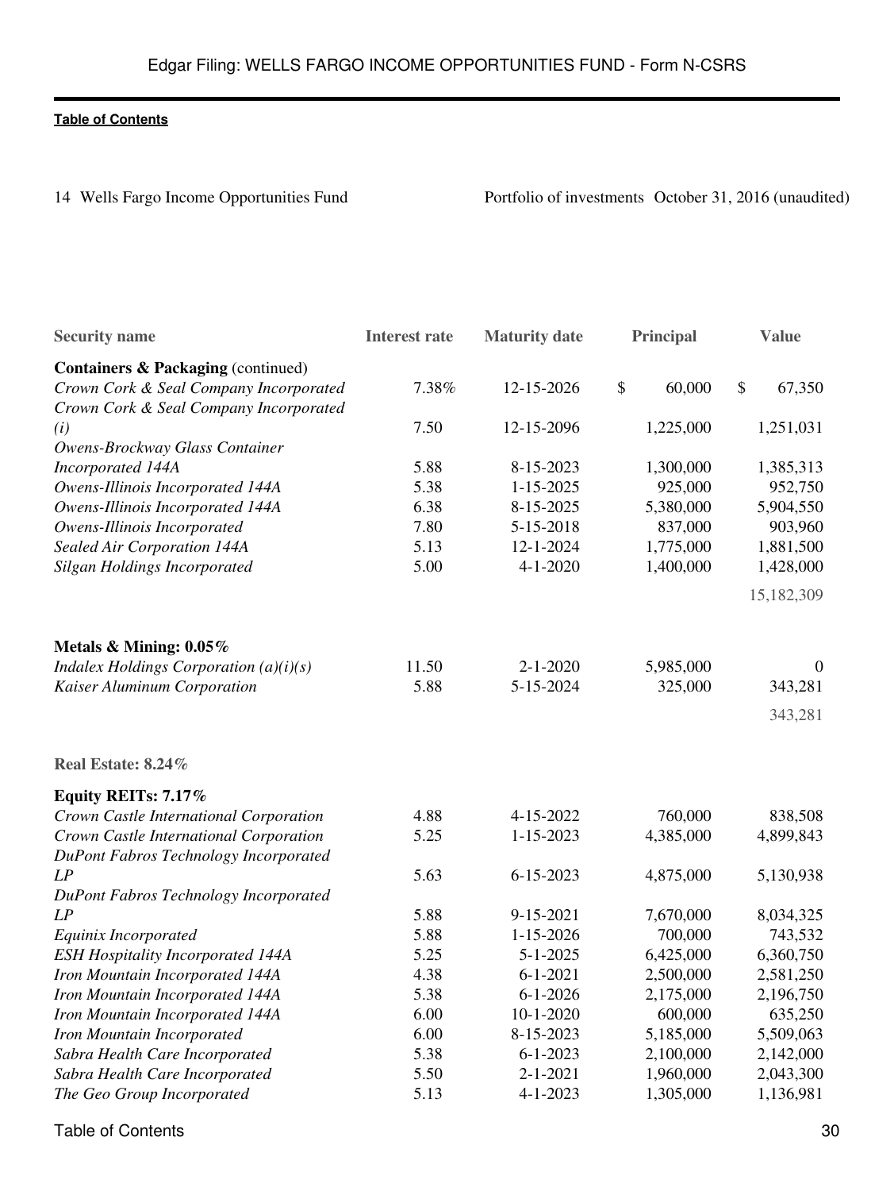Portfolio of investments October 31, 2016 (unaudited)

| Security name | Interest rate | Maturity date | Principal | Value |
| --- | --- | --- | --- | --- |
| **Containers & Packaging** (continued) | | | | |
| *Crown Cork & Seal Company Incorporated* | 7.38% | 12-15-2026 | $ 60,000 | $ 67,350 |
| *Crown Cork & Seal Company Incorporated (i)* | 7.50 | 12-15-2096 | 1,225,000 | 1,251,031 |
| *Owens-Brockway Glass Container Incorporated 144A* | 5.88 | 8-15-2023 | 1,300,000 | 1,385,313 |
| *Owens-Illinois Incorporated 144A* | 5.38 | 1-15-2025 | 925,000 | 952,750 |
| *Owens-Illinois Incorporated 144A* | 6.38 | 8-15-2025 | 5,380,000 | 5,904,550 |
| *Owens-Illinois Incorporated* | 7.80 | 5-15-2018 | 837,000 | 903,960 |
| *Sealed Air Corporation 144A* | 5.13 | 12-1-2024 | 1,775,000 | 1,881,500 |
| *Silgan Holdings Incorporated* | 5.00 | 4-1-2020 | 1,400,000 | 1,428,000 |
| | | | | 15,182,309 |
| **Metals & Mining: 0.05%** | | | | |
| *Indalex Holdings Corporation (a)(i)(s)* | 11.50 | 2-1-2020 | 5,985,000 | 0 |
| *Kaiser Aluminum Corporation* | 5.88 | 5-15-2024 | 325,000 | 343,281 |
| | | | | 343,281 |
| **Real Estate: 8.24%** | | | | |
| **Equity REITs: 7.17%** | | | | |
| *Crown Castle International Corporation* | 4.88 | 4-15-2022 | 760,000 | 838,508 |
| *Crown Castle International Corporation* | 5.25 | 1-15-2023 | 4,385,000 | 4,899,843 |
| *DuPont Fabros Technology Incorporated LP* | 5.63 | 6-15-2023 | 4,875,000 | 5,130,938 |
| *DuPont Fabros Technology Incorporated LP* | 5.88 | 9-15-2021 | 7,670,000 | 8,034,325 |
| *Equinix Incorporated* | 5.88 | 1-15-2026 | 700,000 | 743,532 |
| *ESH Hospitality Incorporated 144A* | 5.25 | 5-1-2025 | 6,425,000 | 6,360,750 |
| *Iron Mountain Incorporated 144A* | 4.38 | 6-1-2021 | 2,500,000 | 2,581,250 |
| *Iron Mountain Incorporated 144A* | 5.38 | 6-1-2026 | 2,175,000 | 2,196,750 |
| *Iron Mountain Incorporated 144A* | 6.00 | 10-1-2020 | 600,000 | 635,250 |
| *Iron Mountain Incorporated* | 6.00 | 8-15-2023 | 5,185,000 | 5,509,063 |
| *Sabra Health Care Incorporated* | 5.38 | 6-1-2023 | 2,100,000 | 2,142,000 |
| *Sabra Health Care Incorporated* | 5.50 | 2-1-2021 | 1,960,000 | 2,043,300 |
| *The Geo Group Incorporated* | 5.13 | 4-1-2023 | 1,305,000 | 1,136,981 |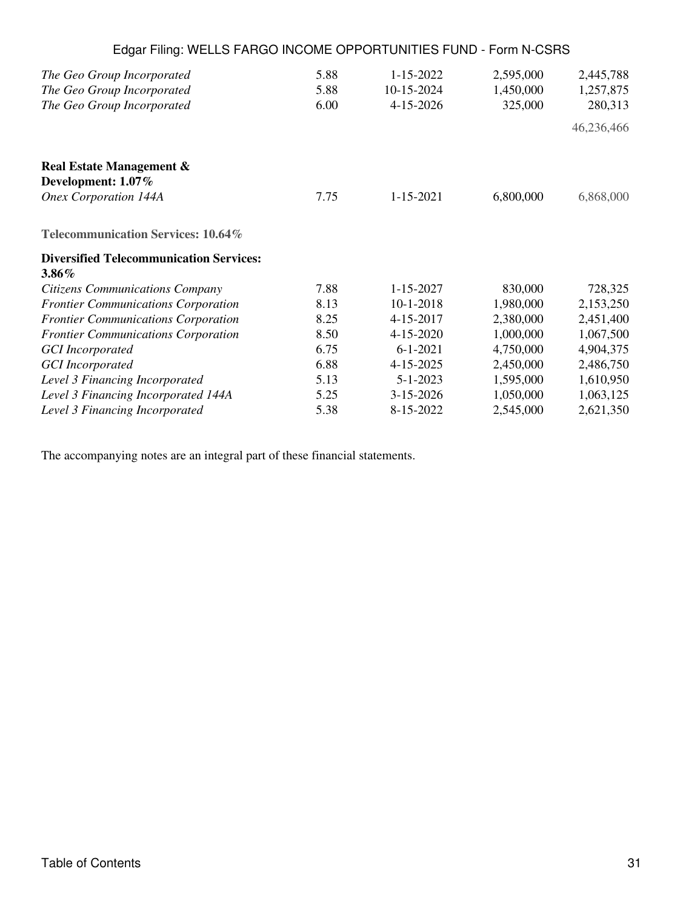| | | | | |
|---|---|---|---|---|
| *The Geo Group Incorporated* | 5.88 | 1-15-2022 | 2,595,000 | 2,445,788 |
| *The Geo Group Incorporated* | 5.88 | 10-15-2024 | 1,450,000 | 1,257,875 |
| *The Geo Group Incorporated* | 6.00 | 4-15-2026 | 325,000 | 280,313 |
| | | | | 46,236,466 |
| **Real Estate Management & Development: 1.07%** | | | | |
| *Onex Corporation 144A* | 7.75 | 1-15-2021 | 6,800,000 | 6,868,000 |
| **Telecommunication Services: 10.64%** | | | | |
| **Diversified Telecommunication Services: 3.86%** | | | | |
| *Citizens Communications Company* | 7.88 | 1-15-2027 | 830,000 | 728,325 |
| *Frontier Communications Corporation* | 8.13 | 10-1-2018 | 1,980,000 | 2,153,250 |
| *Frontier Communications Corporation* | 8.25 | 4-15-2017 | 2,380,000 | 2,451,400 |
| *Frontier Communications Corporation* | 8.50 | 4-15-2020 | 1,000,000 | 1,067,500 |
| *GCI Incorporated* | 6.75 | 6-1-2021 | 4,750,000 | 4,904,375 |
| *GCI Incorporated* | 6.88 | 4-15-2025 | 2,450,000 | 2,486,750 |
| *Level 3 Financing Incorporated* | 5.13 | 5-1-2023 | 1,595,000 | 1,610,950 |
| *Level 3 Financing Incorporated 144A* | 5.25 | 3-15-2026 | 1,050,000 | 1,063,125 |
| *Level 3 Financing Incorporated* | 5.38 | 8-15-2022 | 2,545,000 | 2,621,350 |

The accompanying notes are an integral part of these financial statements.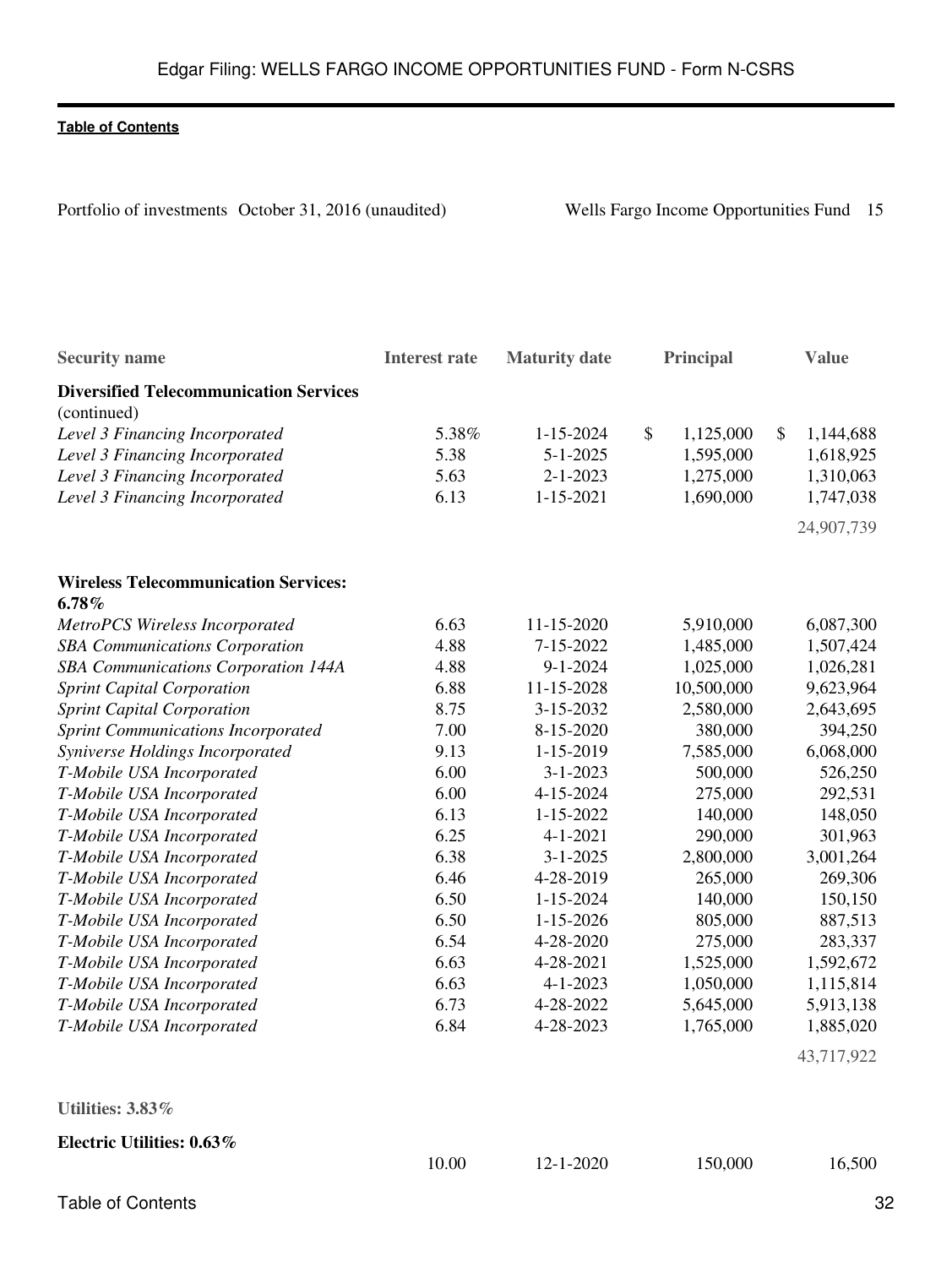Portfolio of investments October 31, 2016 (unaudited)

| Security name | Interest rate | Maturity date | Principal | Value |
|---|---|---|---|---|
| **Diversified Telecommunication Services** (continued) | | | | |
| *Level 3 Financing Incorporated* | 5.38% | 1-15-2024 | $ 1,125,000 | $ 1,144,688 |
| *Level 3 Financing Incorporated* | 5.38 | 5-1-2025 | 1,595,000 | 1,618,925 |
| *Level 3 Financing Incorporated* | 5.63 | 2-1-2023 | 1,275,000 | 1,310,063 |
| *Level 3 Financing Incorporated* | 6.13 | 1-15-2021 | 1,690,000 | 1,747,038 |
| | | | | 24,907,739 |
| **Wireless Telecommunication Services: 6.78%** | | | | |
| *MetroPCS Wireless Incorporated* | 6.63 | 11-15-2020 | 5,910,000 | 6,087,300 |
| *SBA Communications Corporation* | 4.88 | 7-15-2022 | 1,485,000 | 1,507,424 |
| *SBA Communications Corporation 144A* | 4.88 | 9-1-2024 | 1,025,000 | 1,026,281 |
| *Sprint Capital Corporation* | 6.88 | 11-15-2028 | 10,500,000 | 9,623,964 |
| *Sprint Capital Corporation* | 8.75 | 3-15-2032 | 2,580,000 | 2,643,695 |
| *Sprint Communications Incorporated* | 7.00 | 8-15-2020 | 380,000 | 394,250 |
| *Syniverse Holdings Incorporated* | 9.13 | 1-15-2019 | 7,585,000 | 6,068,000 |
| *T-Mobile USA Incorporated* | 6.00 | 3-1-2023 | 500,000 | 526,250 |
| *T-Mobile USA Incorporated* | 6.00 | 4-15-2024 | 275,000 | 292,531 |
| *T-Mobile USA Incorporated* | 6.13 | 1-15-2022 | 140,000 | 148,050 |
| *T-Mobile USA Incorporated* | 6.25 | 4-1-2021 | 290,000 | 301,963 |
| *T-Mobile USA Incorporated* | 6.38 | 3-1-2025 | 2,800,000 | 3,001,264 |
| *T-Mobile USA Incorporated* | 6.46 | 4-28-2019 | 265,000 | 269,306 |
| *T-Mobile USA Incorporated* | 6.50 | 1-15-2024 | 140,000 | 150,150 |
| *T-Mobile USA Incorporated* | 6.50 | 1-15-2026 | 805,000 | 887,513 |
| *T-Mobile USA Incorporated* | 6.54 | 4-28-2020 | 275,000 | 283,337 |
| *T-Mobile USA Incorporated* | 6.63 | 4-28-2021 | 1,525,000 | 1,592,672 |
| *T-Mobile USA Incorporated* | 6.63 | 4-1-2023 | 1,050,000 | 1,115,814 |
| *T-Mobile USA Incorporated* | 6.73 | 4-28-2022 | 5,645,000 | 5,913,138 |
| *T-Mobile USA Incorporated* | 6.84 | 4-28-2023 | 1,765,000 | 1,885,020 |
| | | | | 43,717,922 |
| **Utilities: 3.83%** | | | | |
| **Electric Utilities: 0.63%** | | | | |
| | 10.00 | 12-1-2020 | 150,000 | 16,500 |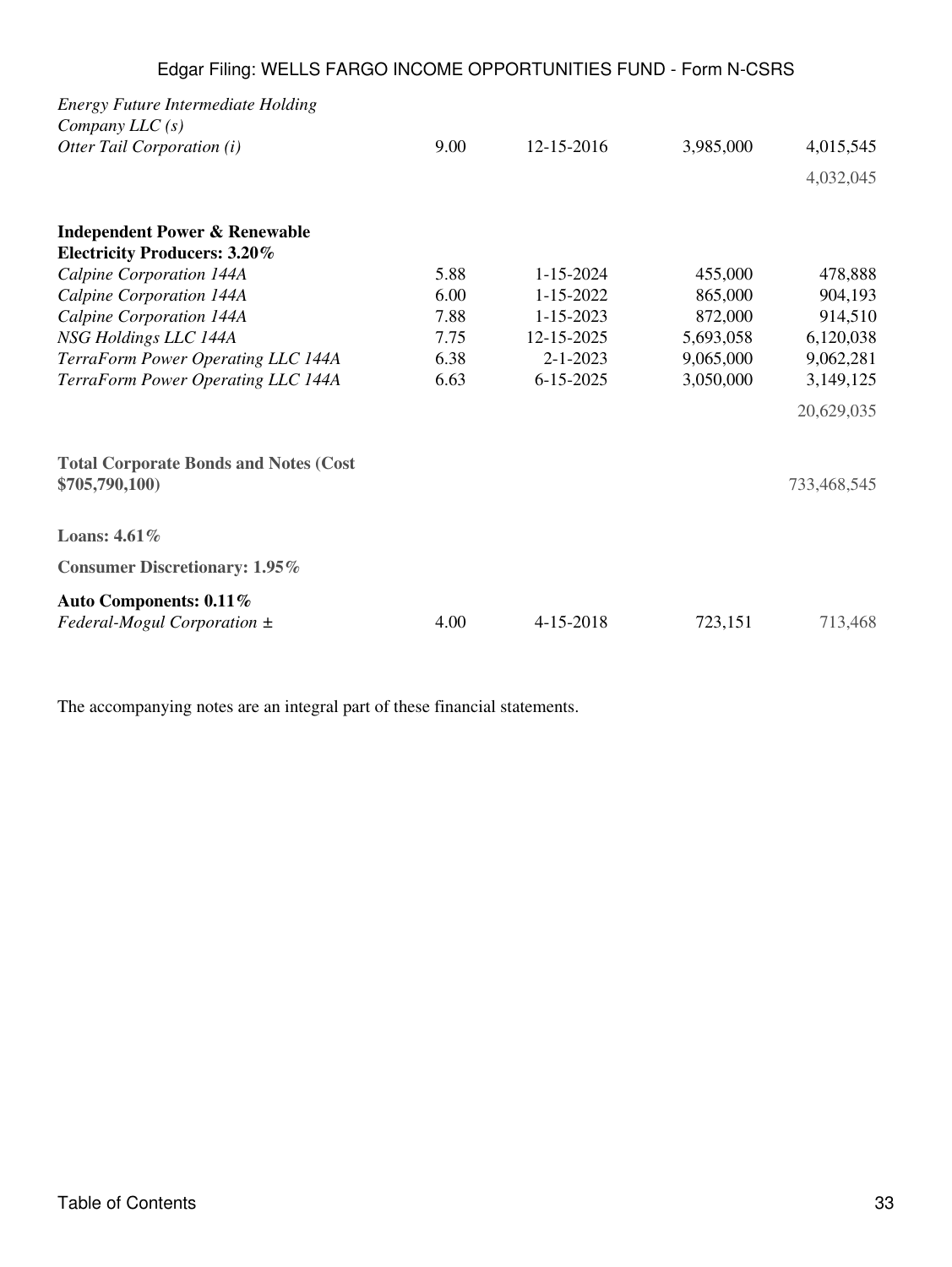| | | | | |
|---|---|---|---|---|
| *Energy Future Intermediate Holding Company LLC (s)* | | | | |
| *Otter Tail Corporation (i)* | 9.00 | 12-15-2016 | 3,985,000 | 4,015,545 |
| | | | | 4,032,045 |
| **Independent Power & Renewable Electricity Producers: 3.20%** | | | | |
| *Calpine Corporation 144A* | 5.88 | 1-15-2024 | 455,000 | 478,888 |
| *Calpine Corporation 144A* | 6.00 | 1-15-2022 | 865,000 | 904,193 |
| *Calpine Corporation 144A* | 7.88 | 1-15-2023 | 872,000 | 914,510 |
| *NSG Holdings LLC 144A* | 7.75 | 12-15-2025 | 5,693,058 | 6,120,038 |
| *TerraForm Power Operating LLC 144A* | 6.38 | 2-1-2023 | 9,065,000 | 9,062,281 |
| *TerraForm Power Operating LLC 144A* | 6.63 | 6-15-2025 | 3,050,000 | 3,149,125 |
| | | | | 20,629,035 |
| **Total Corporate Bonds and Notes (Cost $705,790,100)** | | | | 733,468,545 |
| **Loans: 4.61%** | | | | |
| **Consumer Discretionary: 1.95%** | | | | |
| **Auto Components: 0.11%** | | | | |
| *Federal-Mogul Corporation ±* | 4.00 | 4-15-2018 | 723,151 | 713,468 |

The accompanying notes are an integral part of these financial statements.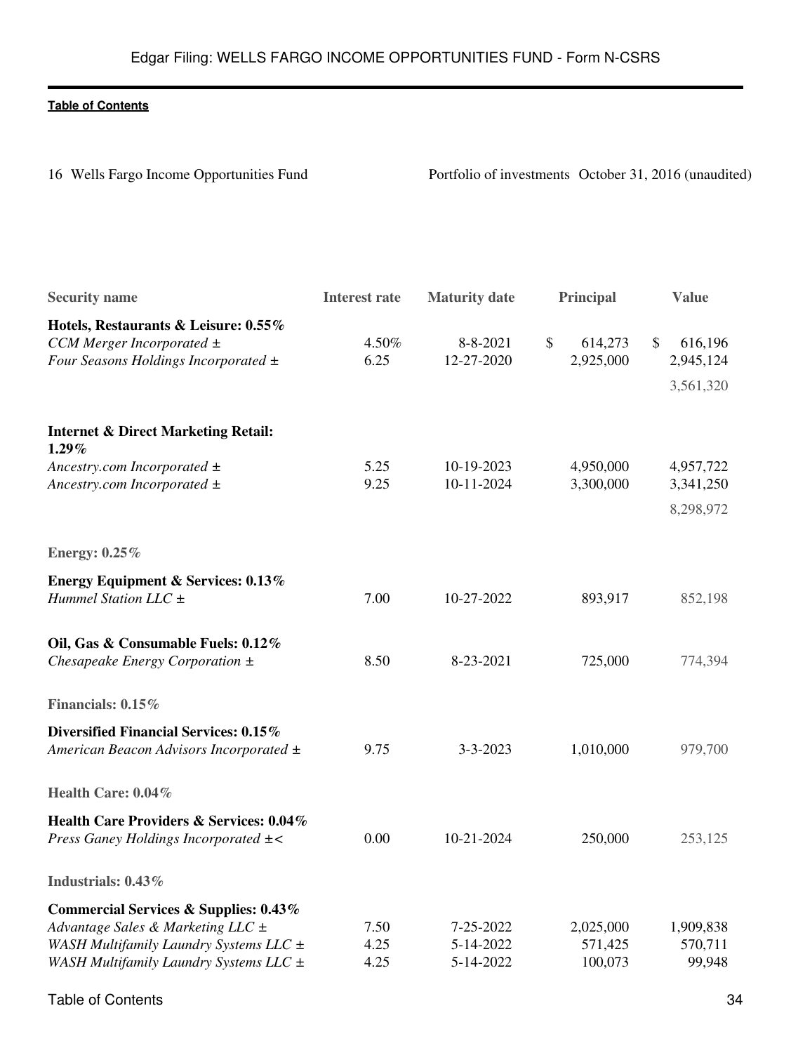Portfolio of investments October 31, 2016 (unaudited)

| Security name | Interest rate | Maturity date | Principal | Value |
|---|---|---|---|---|
| **Hotels, Restaurants & Leisure: 0.55%** | | | | |
| *CCM Merger Incorporated ±* | 4.50% | 8-8-2021 | $ 614,273 | $ 616,196 |
| *Four Seasons Holdings Incorporated ±* | 6.25 | 12-27-2020 | 2,925,000 | 2,945,124 |
| | | | | 3,561,320 |
| **Internet & Direct Marketing Retail: 1.29%** | | | | |
| *Ancestry.com Incorporated ±* | 5.25 | 10-19-2023 | 4,950,000 | 4,957,722 |
| *Ancestry.com Incorporated ±* | 9.25 | 10-11-2024 | 3,300,000 | 3,341,250 |
| | | | | 8,298,972 |
| **Energy: 0.25%** | | | | |
| **Energy Equipment & Services: 0.13%** | | | | |
| *Hummel Station LLC ±* | 7.00 | 10-27-2022 | 893,917 | 852,198 |
| **Oil, Gas & Consumable Fuels: 0.12%** | | | | |
| *Chesapeake Energy Corporation ±* | 8.50 | 8-23-2021 | 725,000 | 774,394 |
| **Financials: 0.15%** | | | | |
| **Diversified Financial Services: 0.15%** | | | | |
| *American Beacon Advisors Incorporated ±* | 9.75 | 3-3-2023 | 1,010,000 | 979,700 |
| **Health Care: 0.04%** | | | | |
| **Health Care Providers & Services: 0.04%** | | | | |
| *Press Ganey Holdings Incorporated ±<* | 0.00 | 10-21-2024 | 250,000 | 253,125 |
| **Industrials: 0.43%** | | | | |
| **Commercial Services & Supplies: 0.43%** | | | | |
| *Advantage Sales & Marketing LLC ±* | 7.50 | 7-25-2022 | 2,025,000 | 1,909,838 |
| *WASH Multifamily Laundry Systems LLC ±* | 4.25 | 5-14-2022 | 571,425 | 570,711 |
| *WASH Multifamily Laundry Systems LLC ±* | 4.25 | 5-14-2022 | 100,073 | 99,948 |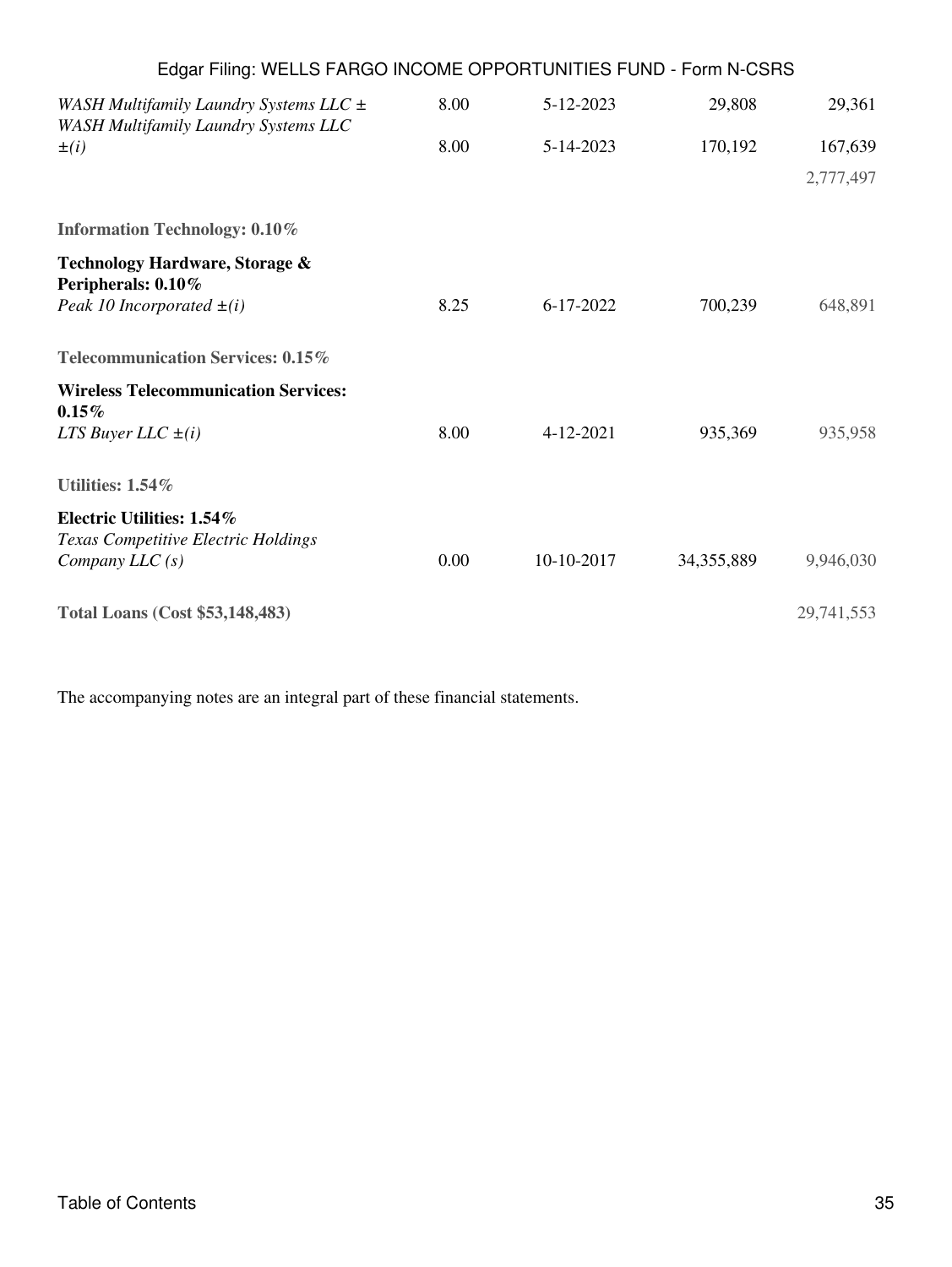| | | | | |
|---|---|---|---|---|
| *WASH Multifamily Laundry Systems LLC ±* | 8.00 | 5-12-2023 | 29,808 | 29,361 |
| *WASH Multifamily Laundry Systems LLC ±(i)* | 8.00 | 5-14-2023 | 170,192 | 167,639 |
| | | | | 2,777,497 |
| **Information Technology: 0.10%** | | | | |
| **Technology Hardware, Storage & Peripherals: 0.10%** | | | | |
| *Peak 10 Incorporated ±(i)* | 8.25 | 6-17-2022 | 700,239 | 648,891 |
| **Telecommunication Services: 0.15%** | | | | |
| **Wireless Telecommunication Services: 0.15%** | | | | |
| *LTS Buyer LLC ±(i)* | 8.00 | 4-12-2021 | 935,369 | 935,958 |
| **Utilities: 1.54%** | | | | |
| **Electric Utilities: 1.54%** | | | | |
| *Texas Competitive Electric Holdings Company LLC (s)* | 0.00 | 10-10-2017 | 34,355,889 | 9,946,030 |
| **Total Loans (Cost $53,148,483)** | | | | 29,741,553 |

The accompanying notes are an integral part of these financial statements.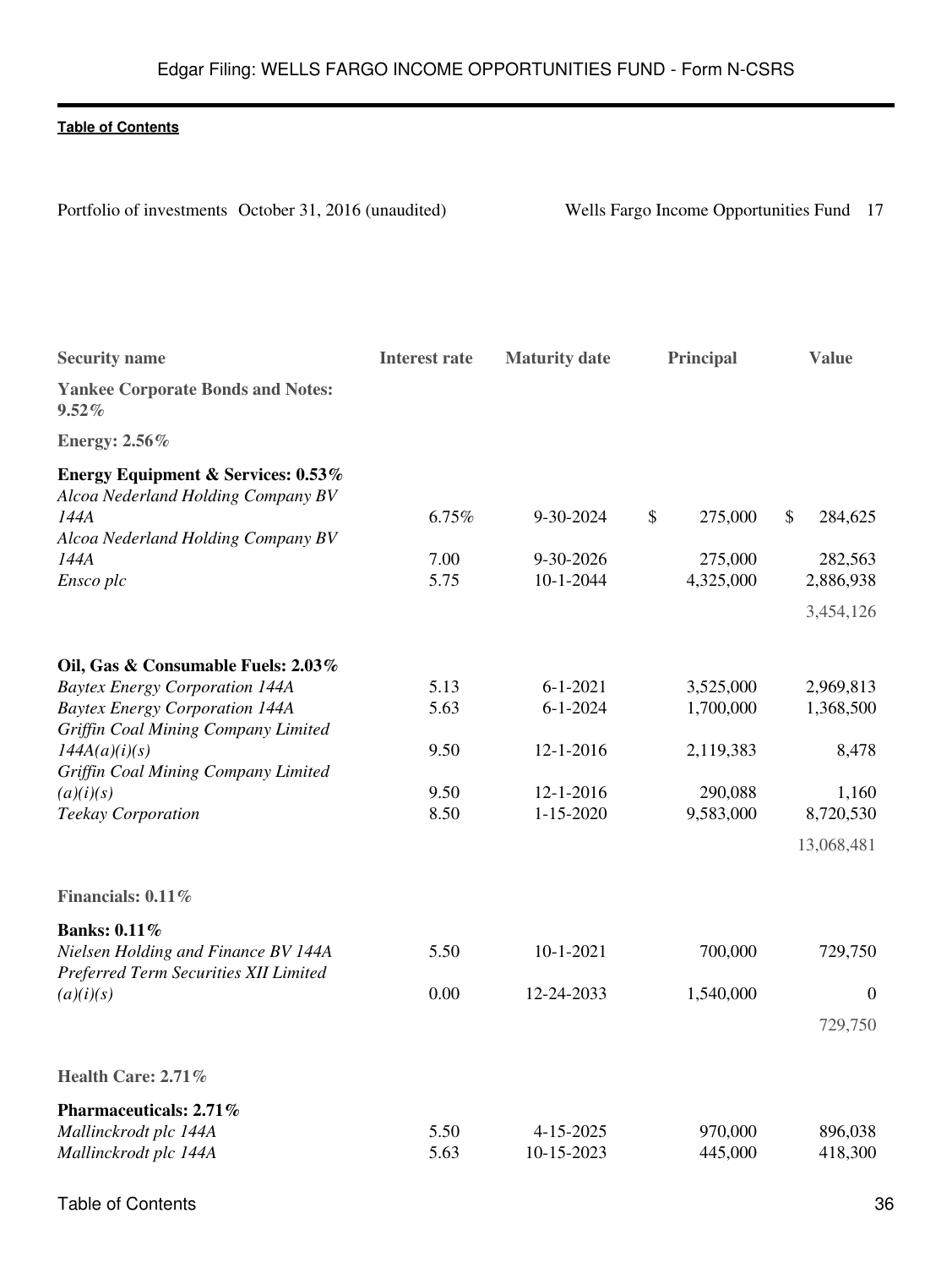Portfolio of investments October 31, 2016 (unaudited) Wells Fargo Income Opportunities Fund 17

| Security name | Interest rate | Maturity date | Principal | Value |
|---|---|---|---|---|
| **Yankee Corporate Bonds and Notes: 9.52%** | | | | |
| **Energy: 2.56%** | | | | |
| **Energy Equipment & Services: 0.53%** | | | | |
| *Alcoa Nederland Holding Company BV 144A* | 6.75% | 9-30-2024 | $ 275,000 | $ 284,625 |
| *Alcoa Nederland Holding Company BV 144A* | 7.00 | 9-30-2026 | 275,000 | 282,563 |
| *Ensco plc* | 5.75 | 10-1-2044 | 4,325,000 | 2,886,938 |
| | | | | 3,454,126 |
| **Oil, Gas & Consumable Fuels: 2.03%** | | | | |
| *Baytex Energy Corporation 144A* | 5.13 | 6-1-2021 | 3,525,000 | 2,969,813 |
| *Baytex Energy Corporation 144A* | 5.63 | 6-1-2024 | 1,700,000 | 1,368,500 |
| *Griffin Coal Mining Company Limited 144A(a)(i)(s)* | 9.50 | 12-1-2016 | 2,119,383 | 8,478 |
| *Griffin Coal Mining Company Limited (a)(i)(s)* | 9.50 | 12-1-2016 | 290,088 | 1,160 |
| *Teekay Corporation* | 8.50 | 1-15-2020 | 9,583,000 | 8,720,530 |
| | | | | 13,068,481 |
| **Financials: 0.11%** | | | | |
| **Banks: 0.11%** | | | | |
| *Nielsen Holding and Finance BV 144A* | 5.50 | 10-1-2021 | 700,000 | 729,750 |
| *Preferred Term Securities XII Limited (a)(i)(s)* | 0.00 | 12-24-2033 | 1,540,000 | 0 |
| | | | | 729,750 |
| **Health Care: 2.71%** | | | | |
| **Pharmaceuticals: 2.71%** | | | | |
| *Mallinckrodt plc 144A* | 5.50 | 4-15-2025 | 970,000 | 896,038 |
| *Mallinckrodt plc 144A* | 5.63 | 10-15-2023 | 445,000 | 418,300 |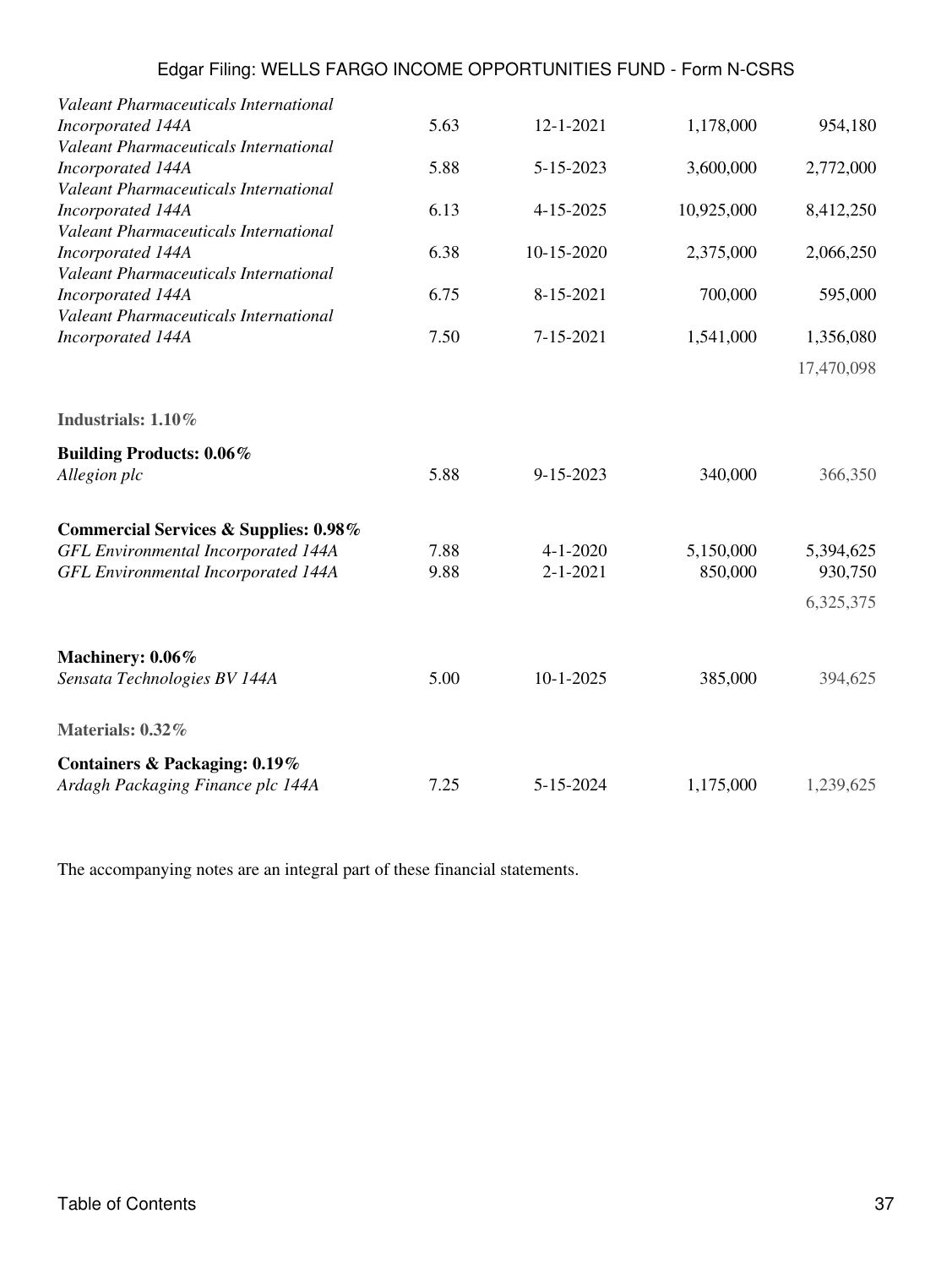| | | | | |
|---|---|---|---|---|
| *Valeant Pharmaceuticals International Incorporated 144A* | 5.63 | 12-1-2021 | 1,178,000 | 954,180 |
| *Valeant Pharmaceuticals International Incorporated 144A* | 5.88 | 5-15-2023 | 3,600,000 | 2,772,000 |
| *Valeant Pharmaceuticals International Incorporated 144A* | 6.13 | 4-15-2025 | 10,925,000 | 8,412,250 |
| *Valeant Pharmaceuticals International Incorporated 144A* | 6.38 | 10-15-2020 | 2,375,000 | 2,066,250 |
| *Valeant Pharmaceuticals International Incorporated 144A* | 6.75 | 8-15-2021 | 700,000 | 595,000 |
| *Valeant Pharmaceuticals International Incorporated 144A* | 7.50 | 7-15-2021 | 1,541,000 | 1,356,080 |
| | | | | 17,470,098 |
| **Industrials: 1.10%** | | | | |
| **Building Products: 0.06%** | | | | |
| *Allegion plc* | 5.88 | 9-15-2023 | 340,000 | 366,350 |
| **Commercial Services & Supplies: 0.98%** | | | | |
| *GFL Environmental Incorporated 144A* | 7.88 | 4-1-2020 | 5,150,000 | 5,394,625 |
| *GFL Environmental Incorporated 144A* | 9.88 | 2-1-2021 | 850,000 | 930,750 |
| | | | | 6,325,375 |
| **Machinery: 0.06%** | | | | |
| *Sensata Technologies BV 144A* | 5.00 | 10-1-2025 | 385,000 | 394,625 |
| **Materials: 0.32%** | | | | |
| **Containers & Packaging: 0.19%** | | | | |
| *Ardagh Packaging Finance plc 144A* | 7.25 | 5-15-2024 | 1,175,000 | 1,239,625 |

The accompanying notes are an integral part of these financial statements.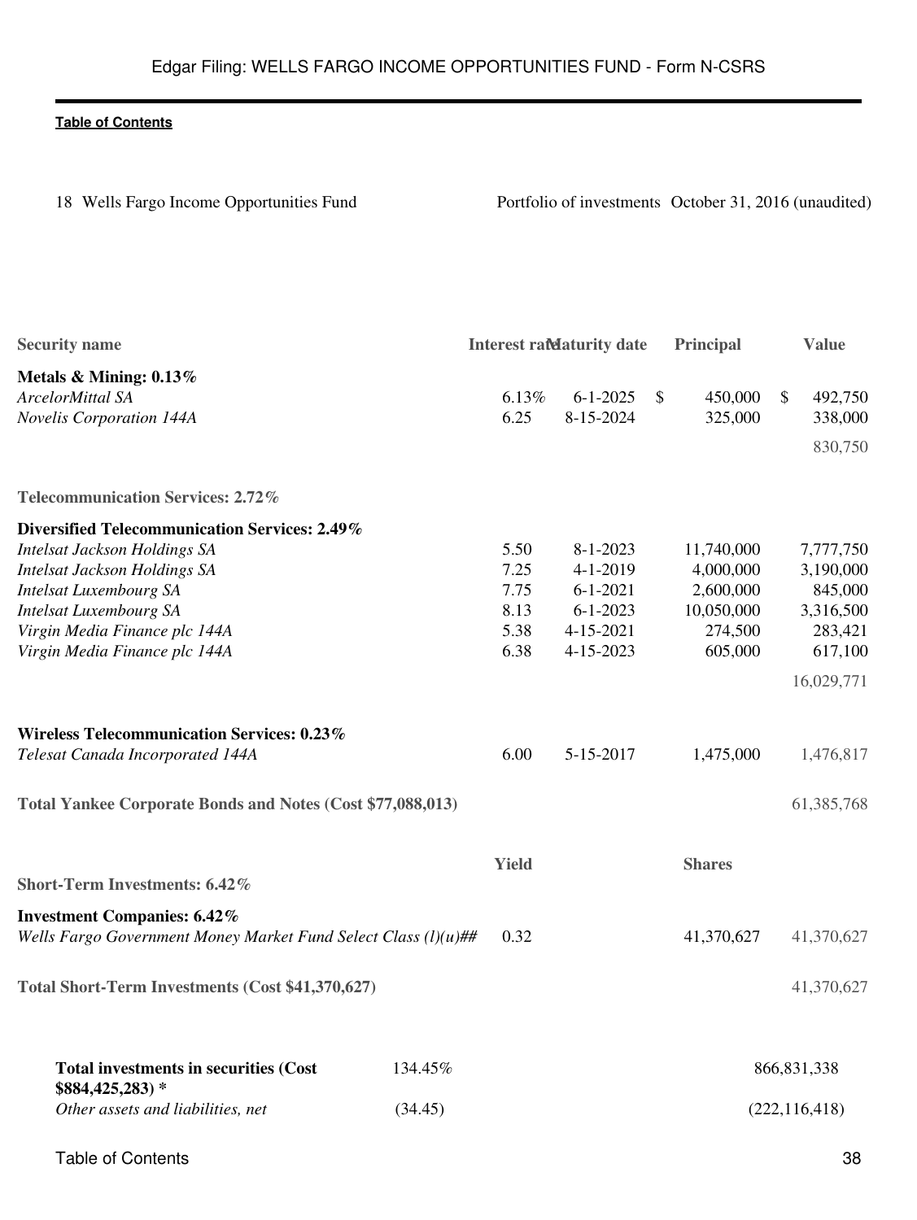Portfolio of investments October 31, 2016 (unaudited)

| Security name | Interest rate | Maturity date | Principal | Value |
|---|---|---|---|---|
| **Metals & Mining: 0.13%** | | | | |
| *ArcelorMittal SA* | 6.13% | 6-1-2025 | $ 450,000 | $ 492,750 |
| *Novelis Corporation 144A* | 6.25 | 8-15-2024 | 325,000 | 338,000 |
| | | | | 830,750 |
| **Telecommunication Services: 2.72%** | | | | |
| **Diversified Telecommunication Services: 2.49%** | | | | |
| *Intelsat Jackson Holdings SA* | 5.50 | 8-1-2023 | 11,740,000 | 7,777,750 |
| *Intelsat Jackson Holdings SA* | 7.25 | 4-1-2019 | 4,000,000 | 3,190,000 |
| *Intelsat Luxembourg SA* | 7.75 | 6-1-2021 | 2,600,000 | 845,000 |
| *Intelsat Luxembourg SA* | 8.13 | 6-1-2023 | 10,050,000 | 3,316,500 |
| *Virgin Media Finance plc 144A* | 5.38 | 4-15-2021 | 274,500 | 283,421 |
| *Virgin Media Finance plc 144A* | 6.38 | 4-15-2023 | 605,000 | 617,100 |
| | | | | 16,029,771 |
| **Wireless Telecommunication Services: 0.23%** | | | | |
| *Telesat Canada Incorporated 144A* | 6.00 | 5-15-2017 | 1,475,000 | 1,476,817 |
| **Total Yankee Corporate Bonds and Notes (Cost $77,088,013)** | | | | 61,385,768 |
| | **Yield** | | **Shares** | |
| **Short-Term Investments: 6.42%** | | | | |
| **Investment Companies: 6.42%** | | | | |
| *Wells Fargo Government Money Market Fund Select Class (l)(u)##* | 0.32 | | 41,370,627 | 41,370,627 |
| **Total Short-Term Investments (Cost $41,370,627)** | | | | 41,370,627 |

| | | |
|---|---|---|
| **Total investments in securities (Cost $884,425,283) *** | 134.45% | 866,831,338 |
| *Other assets and liabilities, net* | (34.45) | (222,116,418) |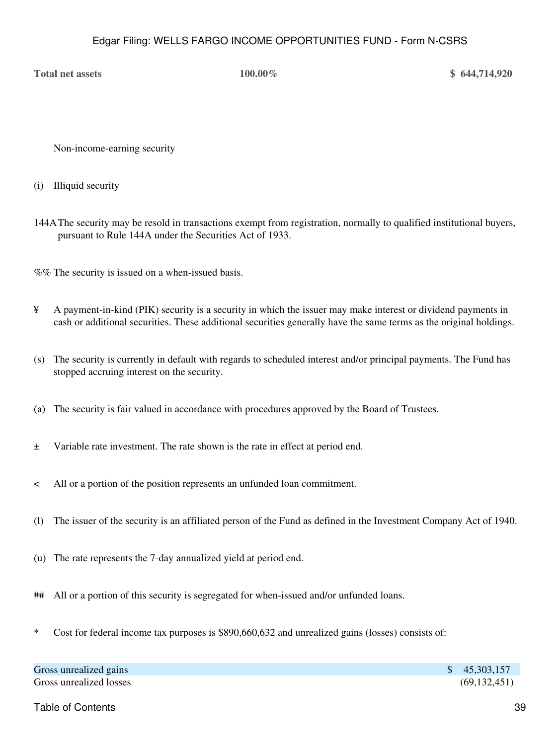| Total net assets | 100.00% | $ 644,714,920 |
| --- | --- | --- |

Non-income-earning security

(i) Illiquid security

144A The security may be resold in transactions exempt from registration, normally to qualified institutional buyers, pursuant to Rule 144A under the Securities Act of 1933.

%% The security is issued on a when-issued basis.

¥ A payment-in-kind (PIK) security is a security in which the issuer may make interest or dividend payments in cash or additional securities. These additional securities generally have the same terms as the original holdings.

(s) The security is currently in default with regards to scheduled interest and/or principal payments. The Fund has stopped accruing interest on the security.

(a) The security is fair valued in accordance with procedures approved by the Board of Trustees.

± Variable rate investment. The rate shown is the rate in effect at period end.

< All or a portion of the position represents an unfunded loan commitment.

(l) The issuer of the security is an affiliated person of the Fund as defined in the Investment Company Act of 1940.

(u) The rate represents the 7-day annualized yield at period end.

## All or a portion of this security is segregated for when-issued and/or unfunded loans.

* Cost for federal income tax purposes is $890,660,632 and unrealized gains (losses) consists of:

| | |
| --- | --- |
| Gross unrealized gains | $ 45,303,157 |
| Gross unrealized losses | (69,132,451) |

Table of Contents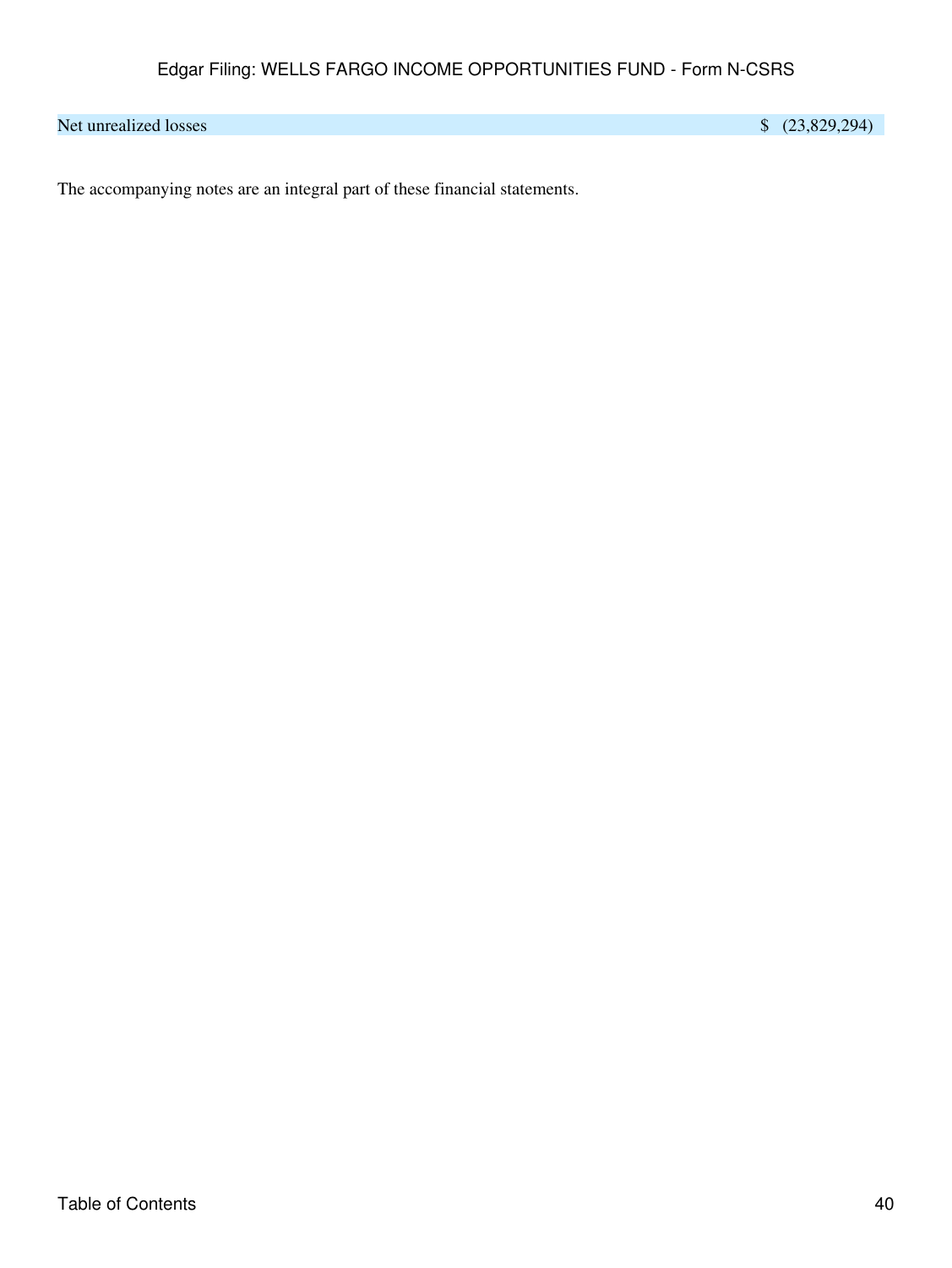| | |
|---|---|
| Net unrealized losses | $ (23,829,294) |

The accompanying notes are an integral part of these financial statements.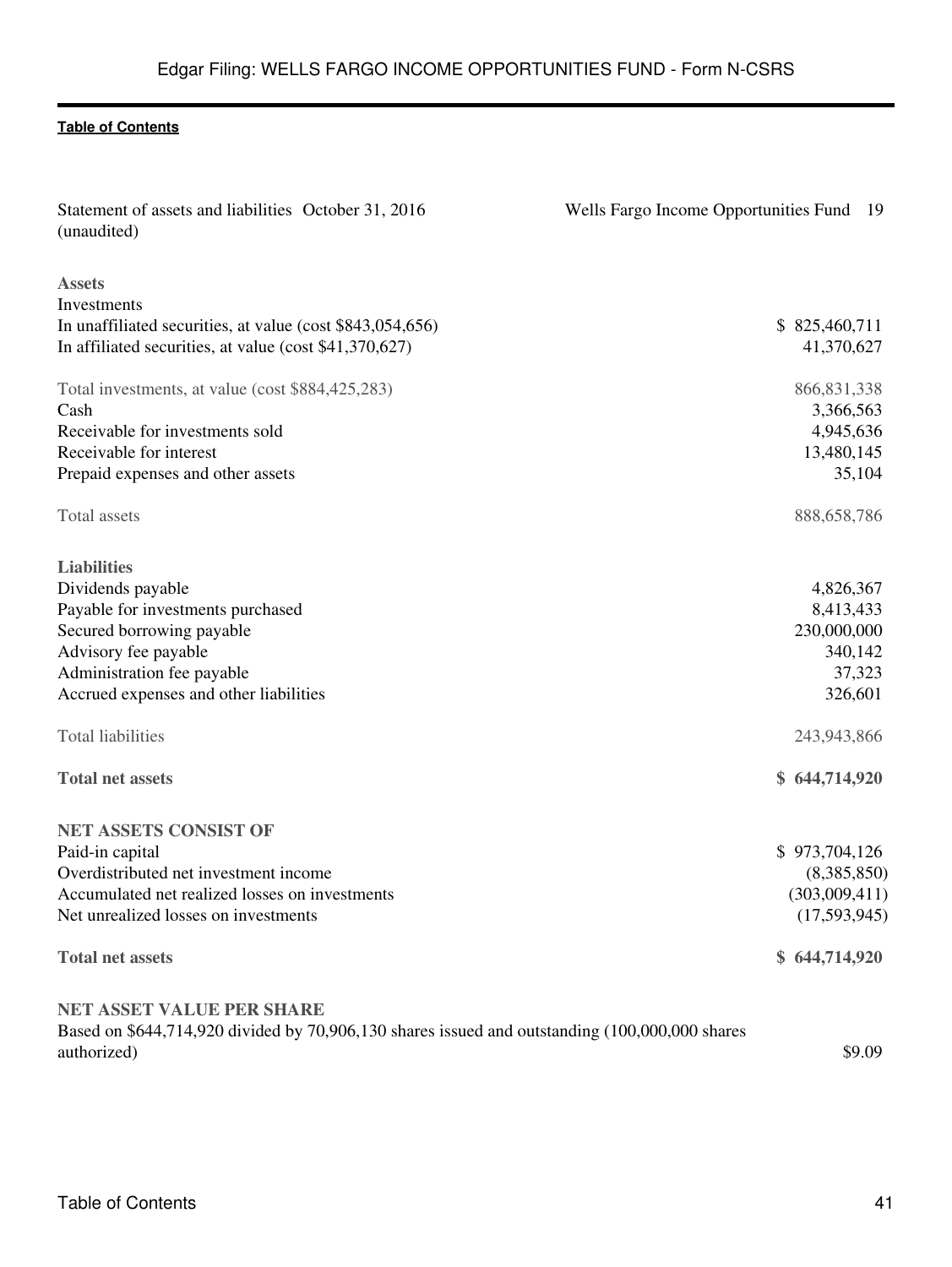Statement of assets and liabilities October 31, 2016 (unaudited)

Wells Fargo Income Opportunities Fund

| | |
|---|---|
| **Assets** | |
| Investments | |
| In unaffiliated securities, at value (cost $843,054,656) | $ 825,460,711 |
| In affiliated securities, at value (cost $41,370,627) | 41,370,627 |
| Total investments, at value (cost $884,425,283) | 866,831,338 |
| Cash | 3,366,563 |
| Receivable for investments sold | 4,945,636 |
| Receivable for interest | 13,480,145 |
| Prepaid expenses and other assets | 35,104 |
| Total assets | 888,658,786 |
| **Liabilities** | |
| Dividends payable | 4,826,367 |
| Payable for investments purchased | 8,413,433 |
| Secured borrowing payable | 230,000,000 |
| Advisory fee payable | 340,142 |
| Administration fee payable | 37,323 |
| Accrued expenses and other liabilities | 326,601 |
| Total liabilities | 243,943,866 |
| **Total net assets** | **$ 644,714,920** |
| **NET ASSETS CONSIST OF** | |
| Paid-in capital | $ 973,704,126 |
| Overdistributed net investment income | (8,385,850) |
| Accumulated net realized losses on investments | (303,009,411) |
| Net unrealized losses on investments | (17,593,945) |
| **Total net assets** | **$ 644,714,920** |
| **NET ASSET VALUE PER SHARE** | |
| Based on $644,714,920 divided by 70,906,130 shares issued and outstanding (100,000,000 shares authorized) | $9.09 |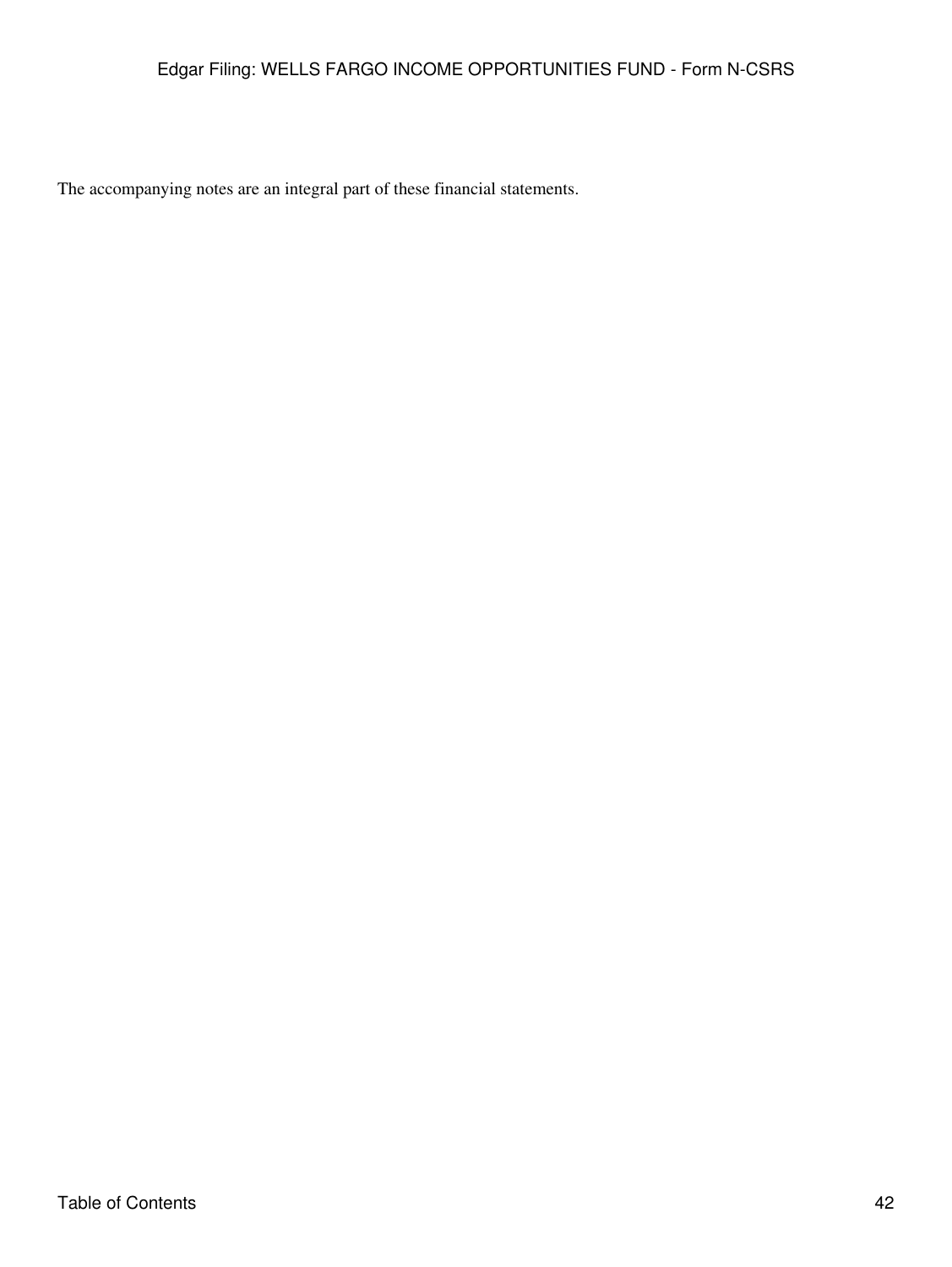The accompanying notes are an integral part of these financial statements.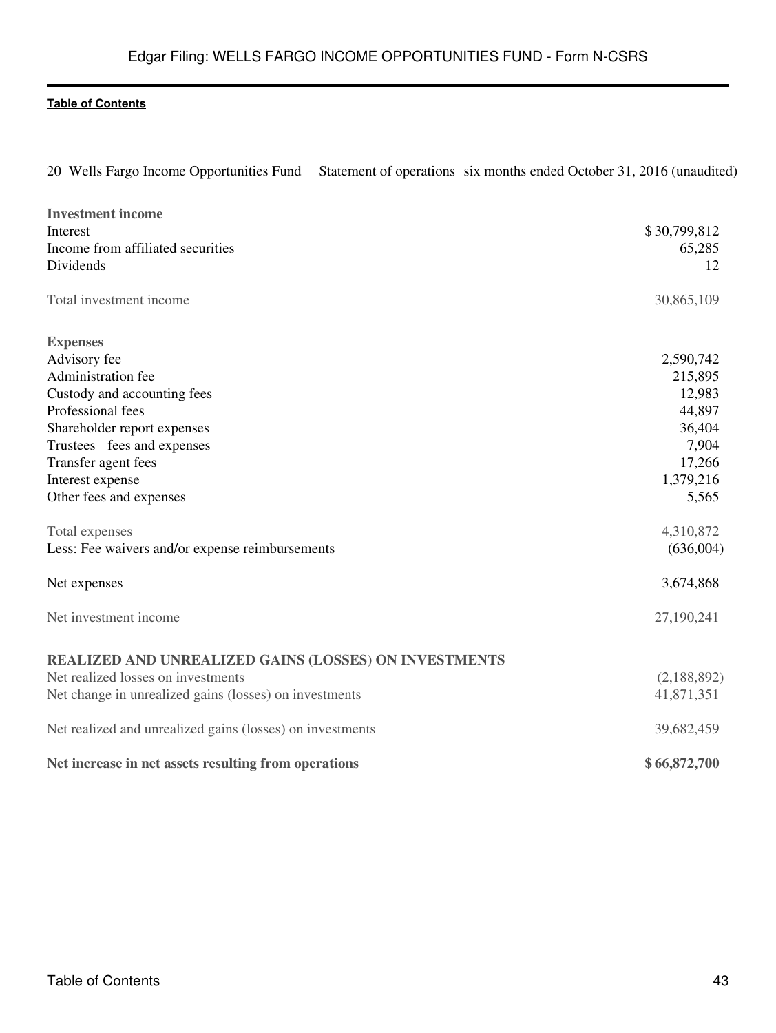20 Wells Fargo Income Opportunities Fund Statement of operations six months ended October 31, 2016 (unaudited)

| | |
|---|---|
| **Investment income** | |
| Interest | $ 30,799,812 |
| Income from affiliated securities | 65,285 |
| Dividends | 12 |
| Total investment income | 30,865,109 |
| **Expenses** | |
| Advisory fee | 2,590,742 |
| Administration fee | 215,895 |
| Custody and accounting fees | 12,983 |
| Professional fees | 44,897 |
| Shareholder report expenses | 36,404 |
| Trustees fees and expenses | 7,904 |
| Transfer agent fees | 17,266 |
| Interest expense | 1,379,216 |
| Other fees and expenses | 5,565 |
| Total expenses | 4,310,872 |
| Less: Fee waivers and/or expense reimbursements | (636,004) |
| Net expenses | 3,674,868 |
| Net investment income | 27,190,241 |
| **REALIZED AND UNREALIZED GAINS (LOSSES) ON INVESTMENTS** | |
| Net realized losses on investments | (2,188,892) |
| Net change in unrealized gains (losses) on investments | 41,871,351 |
| Net realized and unrealized gains (losses) on investments | 39,682,459 |
| **Net increase in net assets resulting from operations** | **$ 66,872,700** |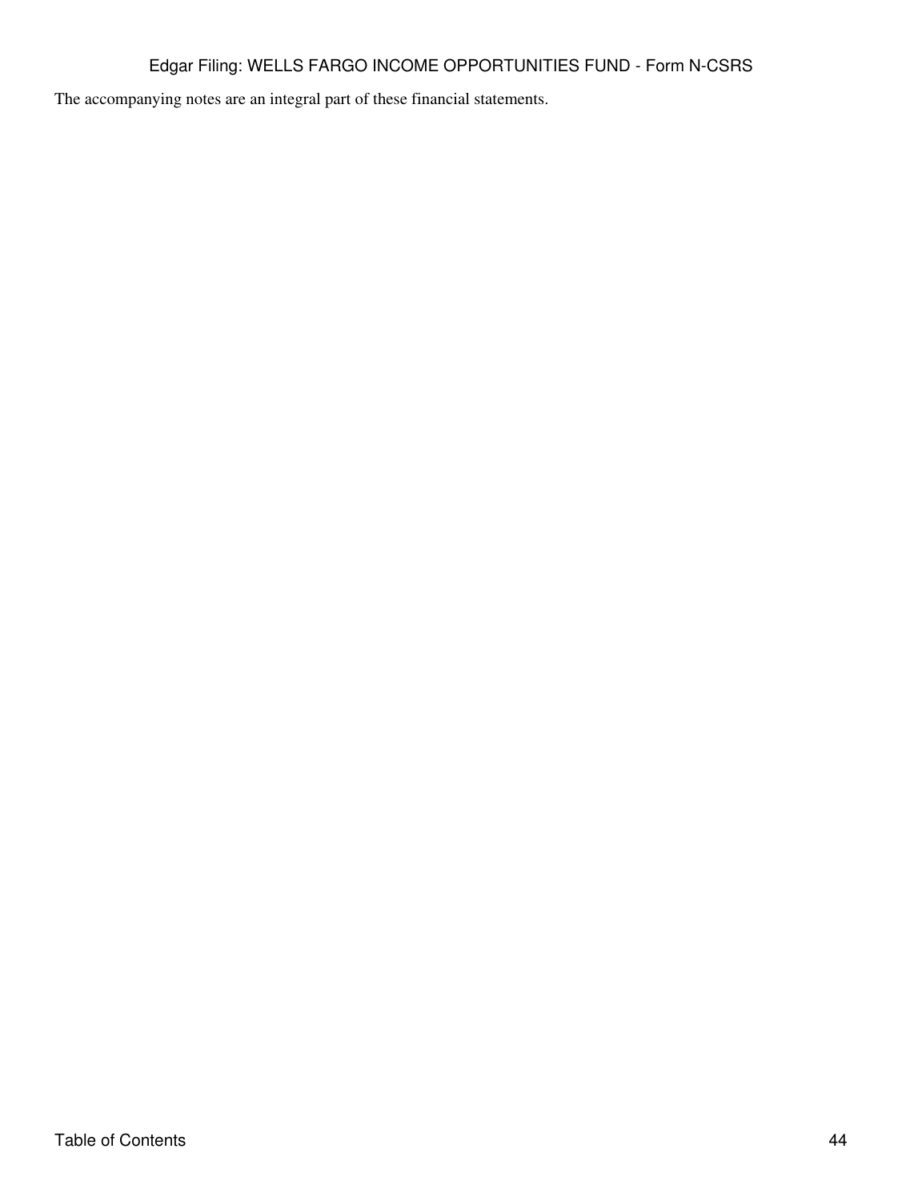The accompanying notes are an integral part of these financial statements.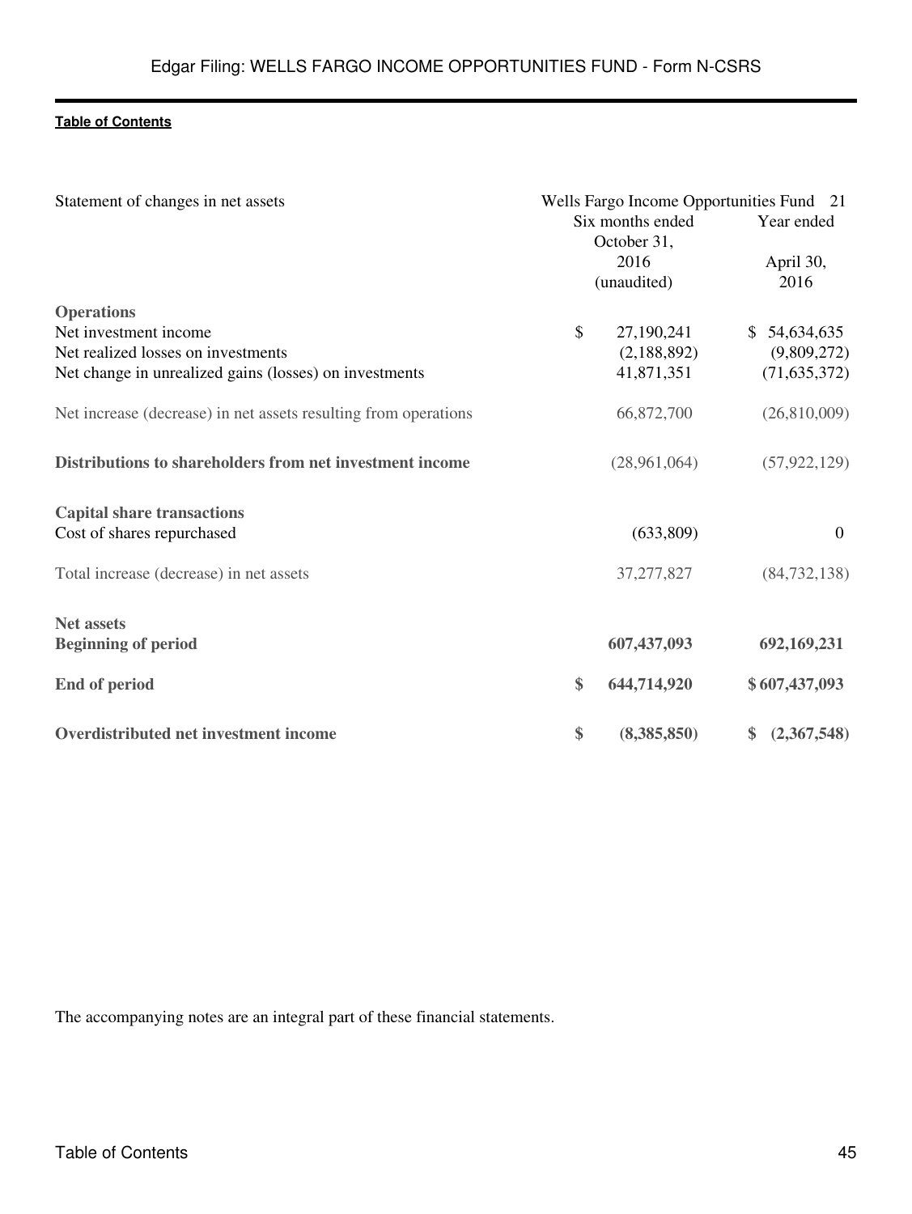Statement of changes in net assets

Wells Fargo Income Opportunities Fund 21

| | Six months ended October 31, 2016 (unaudited) | Year ended April 30, 2016 |
|---|---|---|
| **Operations** | | |
| Net investment income | $ 27,190,241 | $ 54,634,635 |
| Net realized losses on investments | (2,188,892) | (9,809,272) |
| Net change in unrealized gains (losses) on investments | 41,871,351 | (71,635,372) |
| Net increase (decrease) in net assets resulting from operations | 66,872,700 | (26,810,009) |
| **Distributions to shareholders from net investment income** | (28,961,064) | (57,922,129) |
| **Capital share transactions** | | |
| Cost of shares repurchased | (633,809) | 0 |
| Total increase (decrease) in net assets | 37,277,827 | (84,732,138) |
| **Net assets** | | |
| **Beginning of period** | **607,437,093** | **692,169,231** |
| **End of period** | **$ 644,714,920** | **$ 607,437,093** |
| **Overdistributed net investment income** | **$ (8,385,850)** | **$ (2,367,548)** |

The accompanying notes are an integral part of these financial statements.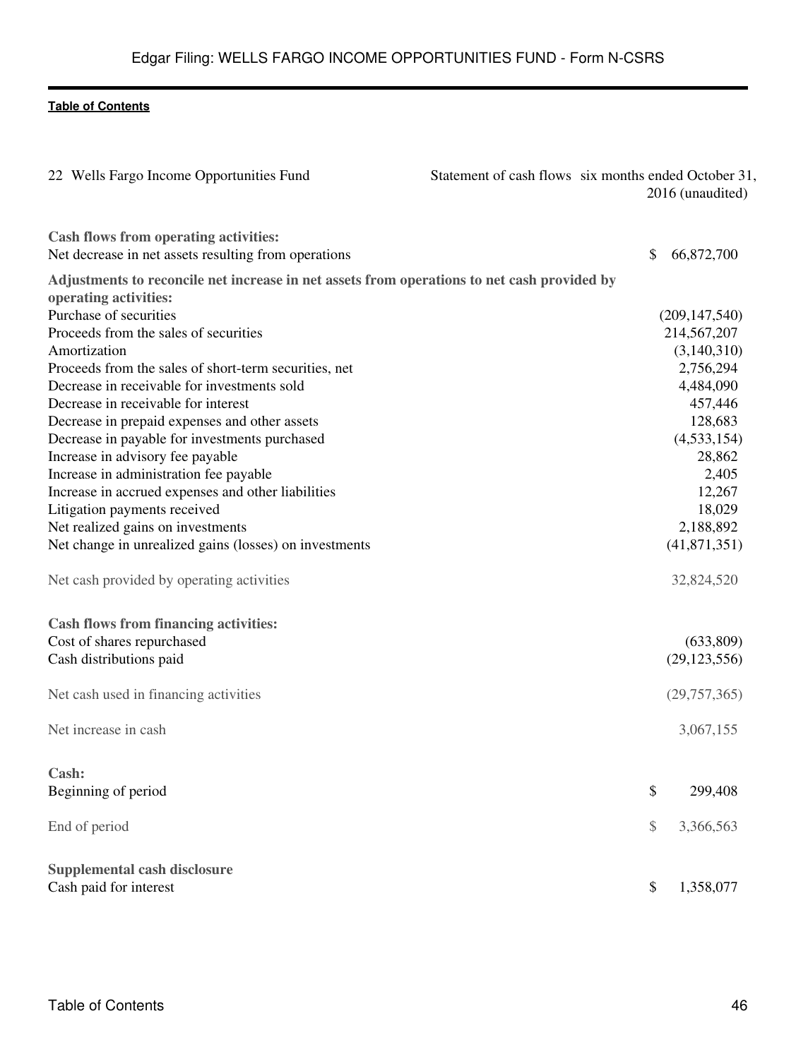22 Wells Fargo Income Opportunities Fund

Statement of cash flows six months ended October 31, 2016 (unaudited)

| | |
|---|---|
| **Cash flows from operating activities:** | |
| Net decrease in net assets resulting from operations | $ 66,872,700 |
| **Adjustments to reconcile net increase in net assets from operations to net cash provided by operating activities:** | |
| Purchase of securities | (209,147,540) |
| Proceeds from the sales of securities | 214,567,207 |
| Amortization | (3,140,310) |
| Proceeds from the sales of short-term securities, net | 2,756,294 |
| Decrease in receivable for investments sold | 4,484,090 |
| Decrease in receivable for interest | 457,446 |
| Decrease in prepaid expenses and other assets | 128,683 |
| Decrease in payable for investments purchased | (4,533,154) |
| Increase in advisory fee payable | 28,862 |
| Increase in administration fee payable | 2,405 |
| Increase in accrued expenses and other liabilities | 12,267 |
| Litigation payments received | 18,029 |
| Net realized gains on investments | 2,188,892 |
| Net change in unrealized gains (losses) on investments | (41,871,351) |
| Net cash provided by operating activities | 32,824,520 |
| **Cash flows from financing activities:** | |
| Cost of shares repurchased | (633,809) |
| Cash distributions paid | (29,123,556) |
| Net cash used in financing activities | (29,757,365) |
| Net increase in cash | 3,067,155 |
| **Cash:** | |
| Beginning of period | $ 299,408 |
| End of period | $ 3,366,563 |
| **Supplemental cash disclosure** | |
| Cash paid for interest | $ 1,358,077 |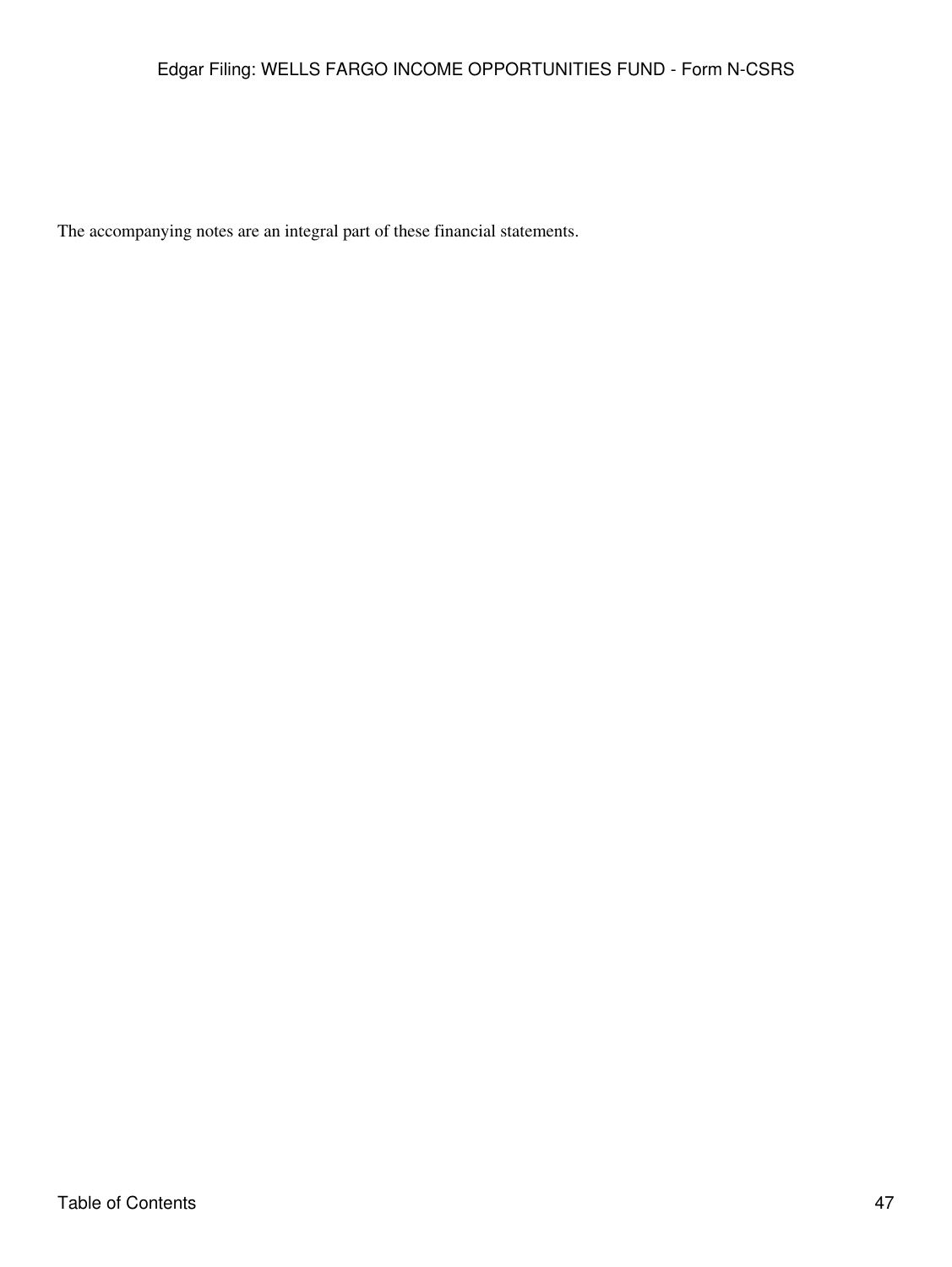The accompanying notes are an integral part of these financial statements.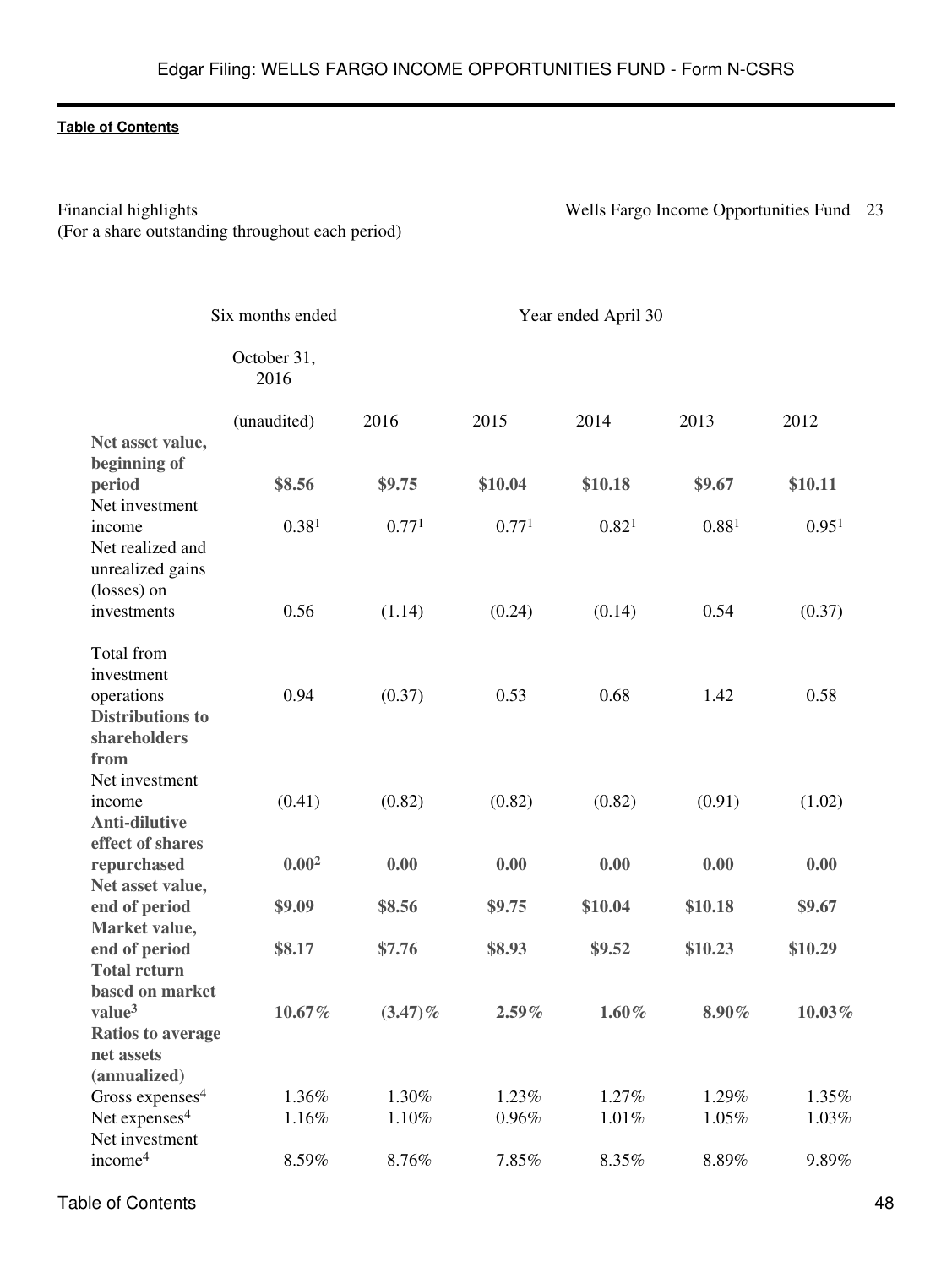Financial highlights

(For a share outstanding throughout each period)

Wells Fargo Income Opportunities Fund

| | Six months ended October 31, 2016 (unaudited) | Year ended April 30 2016 | 2015 | 2014 | 2013 | 2012 |
|---|---|---|---|---|---|---|
| **Net asset value, beginning of period** | **$8.56** | **$9.75** | **$10.04** | **$10.18** | **$9.67** | **$10.11** |
| Net investment income | 0.38[1] | 0.77[1] | 0.77[1] | 0.82[1] | 0.88[1] | 0.95[1] |
| Net realized and unrealized gains (losses) on investments | 0.56 | (1.14) | (0.24) | (0.14) | 0.54 | (0.37) |
| Total from investment operations | 0.94 | (0.37) | 0.53 | 0.68 | 1.42 | 0.58 |
| **Distributions to shareholders from** | | | | | | |
| Net investment income | (0.41) | (0.82) | (0.82) | (0.82) | (0.91) | (1.02) |
| **Anti-dilutive effect of shares repurchased** | **0.00[2]** | **0.00** | **0.00** | **0.00** | **0.00** | **0.00** |
| **Net asset value, end of period** | **$9.09** | **$8.56** | **$9.75** | **$10.04** | **$10.18** | **$9.67** |
| **Market value, end of period** | **$8.17** | **$7.76** | **$8.93** | **$9.52** | **$10.23** | **$10.29** |
| **Total return based on market value[3]** | **10.67%** | **(3.47)%** | **2.59%** | **1.60%** | **8.90%** | **10.03%** |
| **Ratios to average net assets (annualized)** | | | | | | |
| Gross expenses[4] | 1.36% | 1.30% | 1.23% | 1.27% | 1.29% | 1.35% |
| Net expenses[4] | 1.16% | 1.10% | 0.96% | 1.01% | 1.05% | 1.03% |
| Net investment income[4] | 8.59% | 8.76% | 7.85% | 8.35% | 8.89% | 9.89% |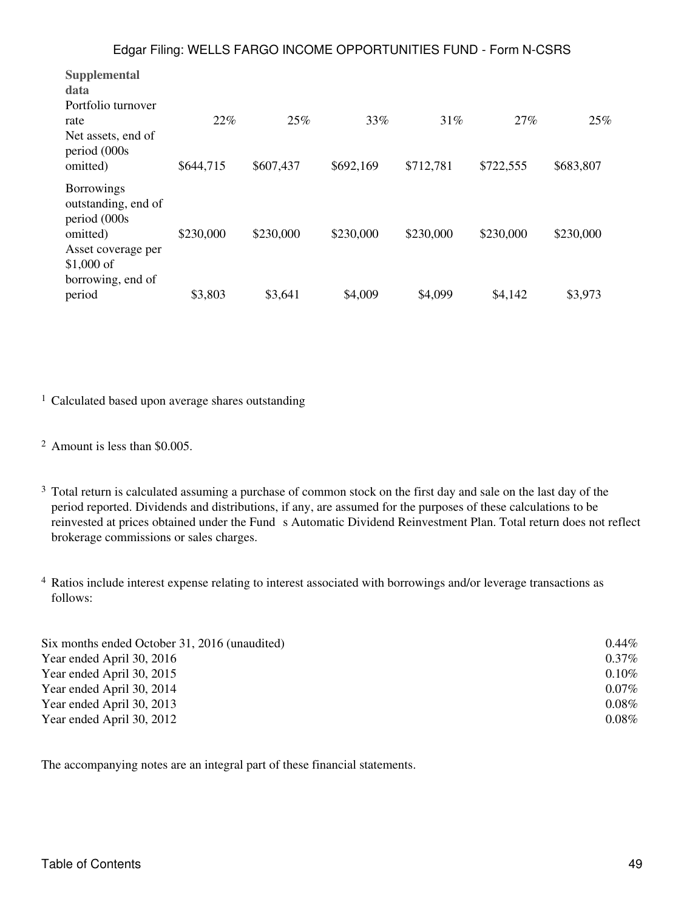| **Supplemental data** | | | | | | |
|---|---|---|---|---|---|---|
| Portfolio turnover rate | 22% | 25% | 33% | 31% | 27% | 25% |
| Net assets, end of period (000s omitted) | $644,715 | $607,437 | $692,169 | $712,781 | $722,555 | $683,807 |
| Borrowings outstanding, end of period (000s omitted) | $230,000 | $230,000 | $230,000 | $230,000 | $230,000 | $230,000 |
| Asset coverage per $1,000 of borrowing, end of period | $3,803 | $3,641 | $4,009 | $4,099 | $4,142 | $3,973 |

[1] Calculated based upon average shares outstanding

[2] Amount is less than $0.005.

[3] Total return is calculated assuming a purchase of common stock on the first day and sale on the last day of the period reported. Dividends and distributions, if any, are assumed for the purposes of these calculations to be reinvested at prices obtained under the Fund s Automatic Dividend Reinvestment Plan. Total return does not reflect brokerage commissions or sales charges.

[4] Ratios include interest expense relating to interest associated with borrowings and/or leverage transactions as follows:

| | |
|---|---|
| Six months ended October 31, 2016 (unaudited) | 0.44% |
| Year ended April 30, 2016 | 0.37% |
| Year ended April 30, 2015 | 0.10% |
| Year ended April 30, 2014 | 0.07% |
| Year ended April 30, 2013 | 0.08% |
| Year ended April 30, 2012 | 0.08% |

The accompanying notes are an integral part of these financial statements.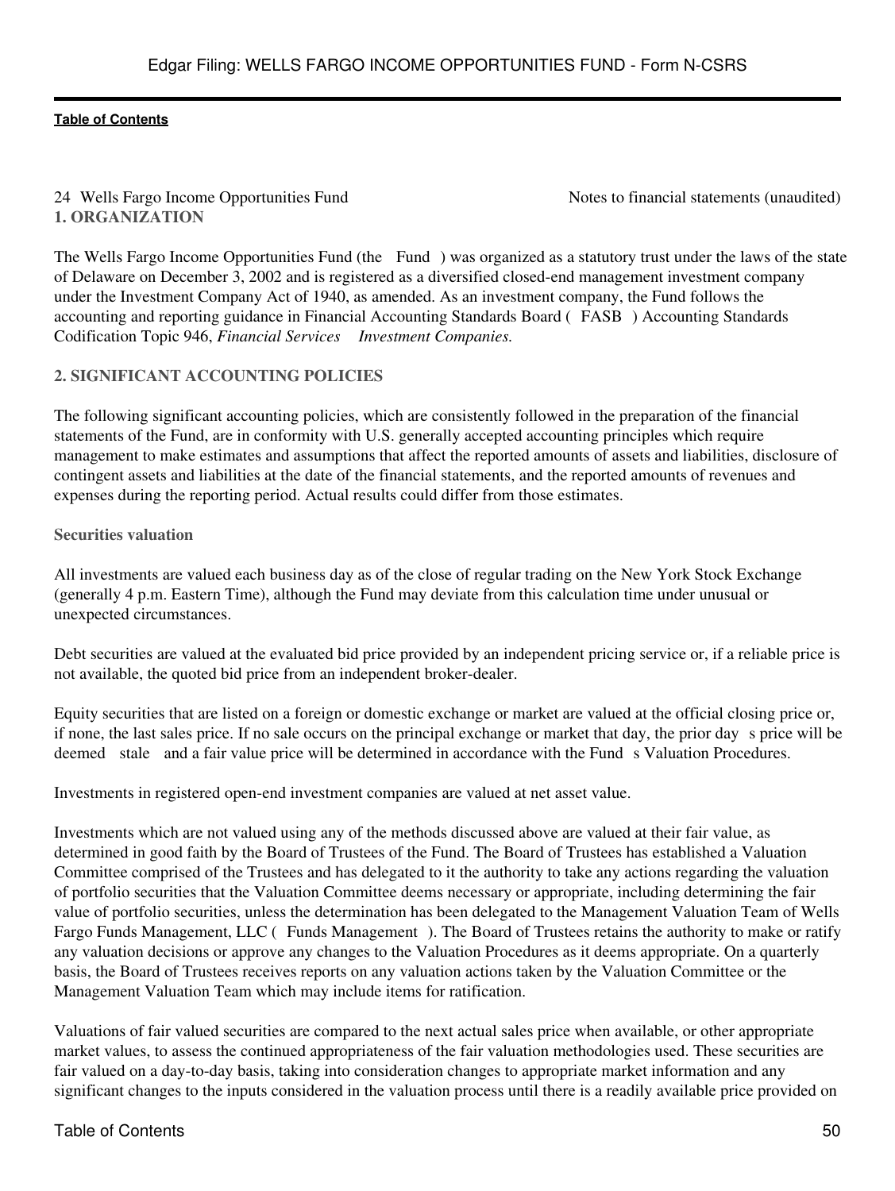## 1. ORGANIZATION

The Wells Fargo Income Opportunities Fund (the Fund) was organized as a statutory trust under the laws of the state of Delaware on December 3, 2002 and is registered as a diversified closed-end management investment company under the Investment Company Act of 1940, as amended. As an investment company, the Fund follows the accounting and reporting guidance in Financial Accounting Standards Board (FASB) Accounting Standards Codification Topic 946, *Financial Services Investment Companies.*

## 2. SIGNIFICANT ACCOUNTING POLICIES

The following significant accounting policies, which are consistently followed in the preparation of the financial statements of the Fund, are in conformity with U.S. generally accepted accounting principles which require management to make estimates and assumptions that affect the reported amounts of assets and liabilities, disclosure of contingent assets and liabilities at the date of the financial statements, and the reported amounts of revenues and expenses during the reporting period. Actual results could differ from those estimates.

### Securities valuation

All investments are valued each business day as of the close of regular trading on the New York Stock Exchange (generally 4 p.m. Eastern Time), although the Fund may deviate from this calculation time under unusual or unexpected circumstances.

Debt securities are valued at the evaluated bid price provided by an independent pricing service or, if a reliable price is not available, the quoted bid price from an independent broker-dealer.

Equity securities that are listed on a foreign or domestic exchange or market are valued at the official closing price or, if none, the last sales price. If no sale occurs on the principal exchange or market that day, the prior day s price will be deemed stale and a fair value price will be determined in accordance with the Fund s Valuation Procedures.

Investments in registered open-end investment companies are valued at net asset value.

Investments which are not valued using any of the methods discussed above are valued at their fair value, as determined in good faith by the Board of Trustees of the Fund. The Board of Trustees has established a Valuation Committee comprised of the Trustees and has delegated to it the authority to take any actions regarding the valuation of portfolio securities that the Valuation Committee deems necessary or appropriate, including determining the fair value of portfolio securities, unless the determination has been delegated to the Management Valuation Team of Wells Fargo Funds Management, LLC (Funds Management). The Board of Trustees retains the authority to make or ratify any valuation decisions or approve any changes to the Valuation Procedures as it deems appropriate. On a quarterly basis, the Board of Trustees receives reports on any valuation actions taken by the Valuation Committee or the Management Valuation Team which may include items for ratification.

Valuations of fair valued securities are compared to the next actual sales price when available, or other appropriate market values, to assess the continued appropriateness of the fair valuation methodologies used. These securities are fair valued on a day-to-day basis, taking into consideration changes to appropriate market information and any significant changes to the inputs considered in the valuation process until there is a readily available price provided on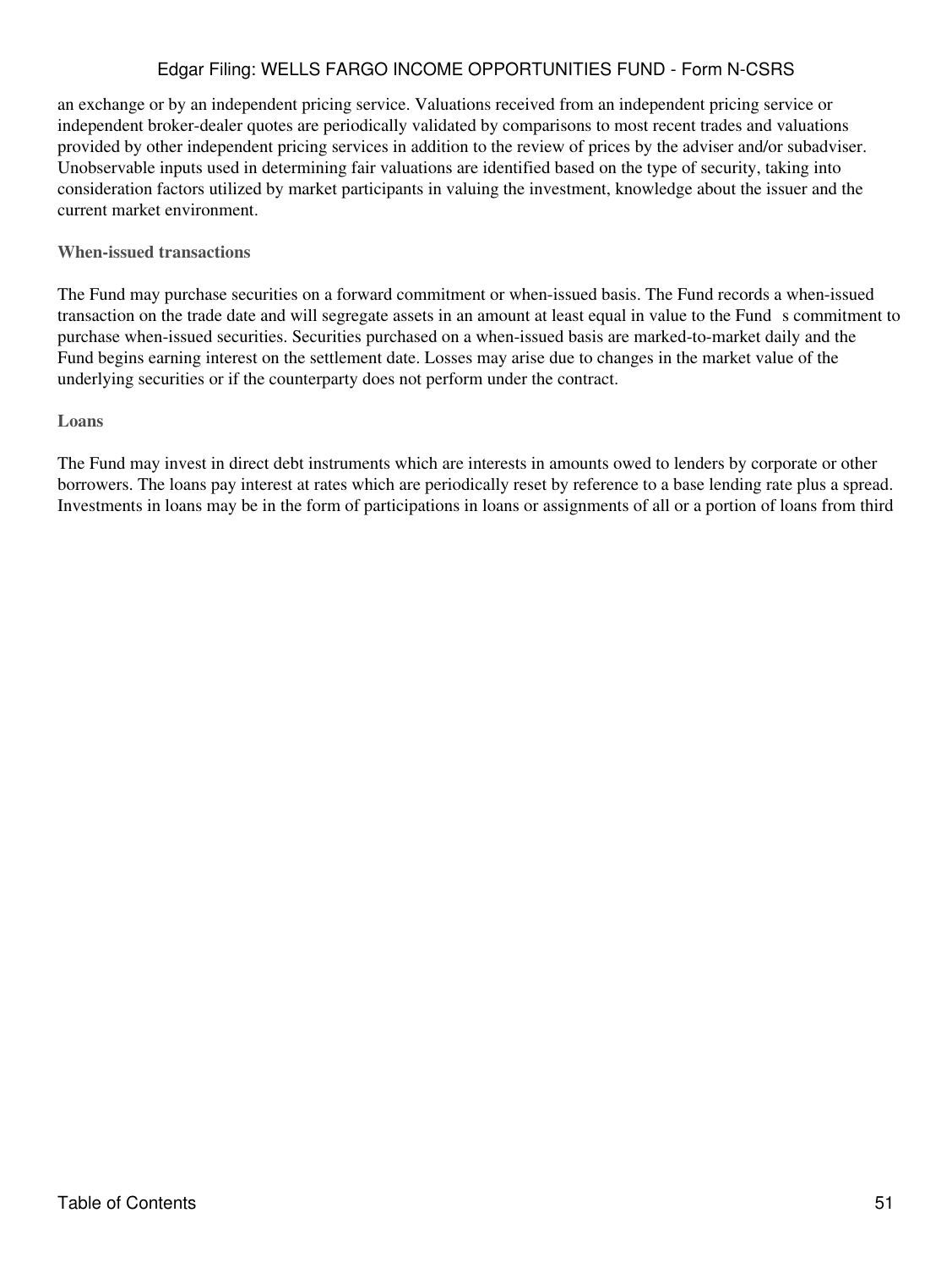an exchange or by an independent pricing service. Valuations received from an independent pricing service or independent broker-dealer quotes are periodically validated by comparisons to most recent trades and valuations provided by other independent pricing services in addition to the review of prices by the adviser and/or subadviser. Unobservable inputs used in determining fair valuations are identified based on the type of security, taking into consideration factors utilized by market participants in valuing the investment, knowledge about the issuer and the current market environment.

### When-issued transactions

The Fund may purchase securities on a forward commitment or when-issued basis. The Fund records a when-issued transaction on the trade date and will segregate assets in an amount at least equal in value to the Fund s commitment to purchase when-issued securities. Securities purchased on a when-issued basis are marked-to-market daily and the Fund begins earning interest on the settlement date. Losses may arise due to changes in the market value of the underlying securities or if the counterparty does not perform under the contract.

### Loans

The Fund may invest in direct debt instruments which are interests in amounts owed to lenders by corporate or other borrowers. The loans pay interest at rates which are periodically reset by reference to a base lending rate plus a spread. Investments in loans may be in the form of participations in loans or assignments of all or a portion of loans from third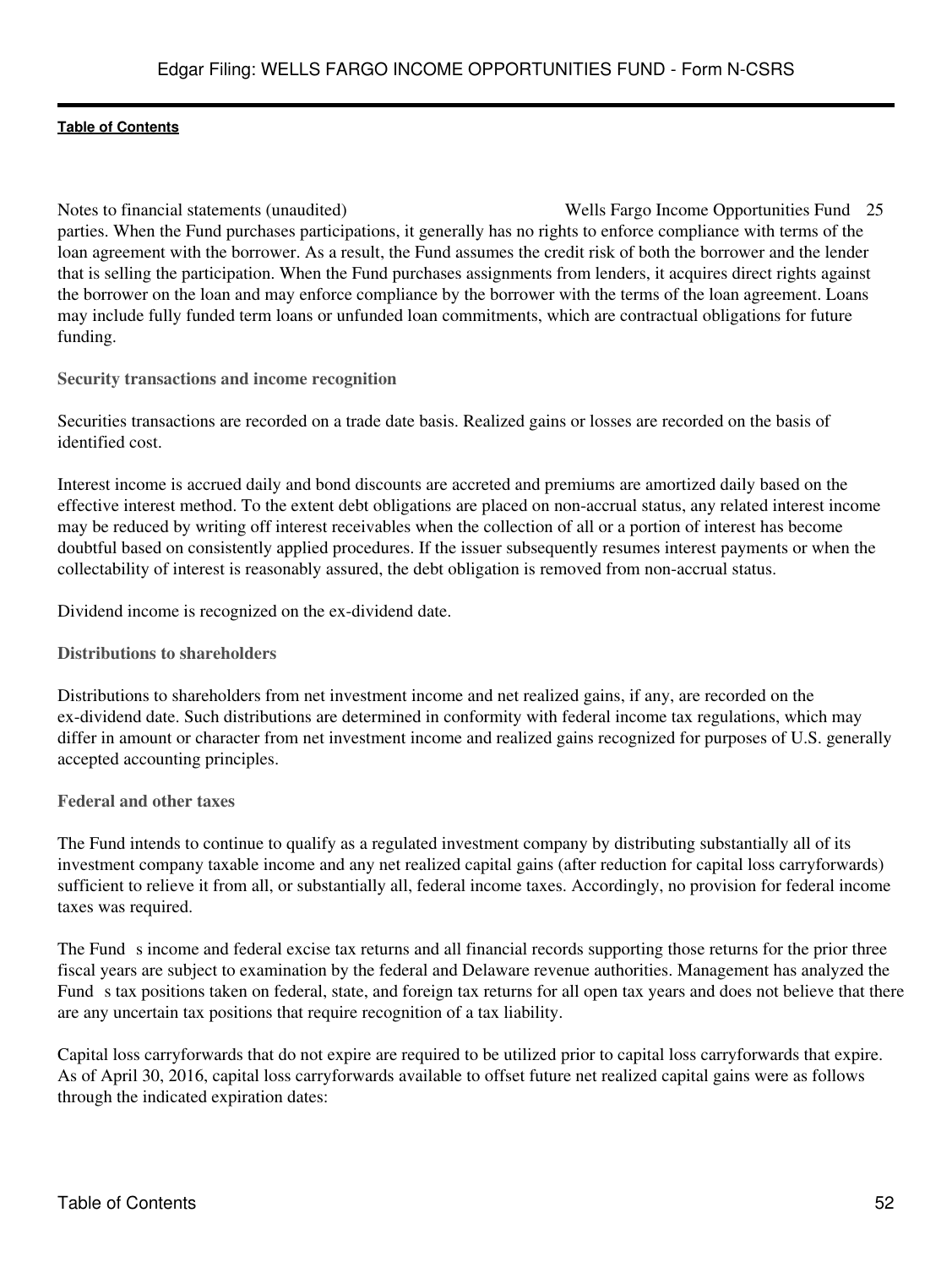parties. When the Fund purchases participations, it generally has no rights to enforce compliance with terms of the loan agreement with the borrower. As a result, the Fund assumes the credit risk of both the borrower and the lender that is selling the participation. When the Fund purchases assignments from lenders, it acquires direct rights against the borrower on the loan and may enforce compliance by the borrower with the terms of the loan agreement. Loans may include fully funded term loans or unfunded loan commitments, which are contractual obligations for future funding.

### Security transactions and income recognition

Securities transactions are recorded on a trade date basis. Realized gains or losses are recorded on the basis of identified cost.

Interest income is accrued daily and bond discounts are accreted and premiums are amortized daily based on the effective interest method. To the extent debt obligations are placed on non-accrual status, any related interest income may be reduced by writing off interest receivables when the collection of all or a portion of interest has become doubtful based on consistently applied procedures. If the issuer subsequently resumes interest payments or when the collectability of interest is reasonably assured, the debt obligation is removed from non-accrual status.

Dividend income is recognized on the ex-dividend date.

### Distributions to shareholders

Distributions to shareholders from net investment income and net realized gains, if any, are recorded on the ex-dividend date. Such distributions are determined in conformity with federal income tax regulations, which may differ in amount or character from net investment income and realized gains recognized for purposes of U.S. generally accepted accounting principles.

### Federal and other taxes

The Fund intends to continue to qualify as a regulated investment company by distributing substantially all of its investment company taxable income and any net realized capital gains (after reduction for capital loss carryforwards) sufficient to relieve it from all, or substantially all, federal income taxes. Accordingly, no provision for federal income taxes was required.

The Fund s income and federal excise tax returns and all financial records supporting those returns for the prior three fiscal years are subject to examination by the federal and Delaware revenue authorities. Management has analyzed the Fund s tax positions taken on federal, state, and foreign tax returns for all open tax years and does not believe that there are any uncertain tax positions that require recognition of a tax liability.

Capital loss carryforwards that do not expire are required to be utilized prior to capital loss carryforwards that expire. As of April 30, 2016, capital loss carryforwards available to offset future net realized capital gains were as follows through the indicated expiration dates: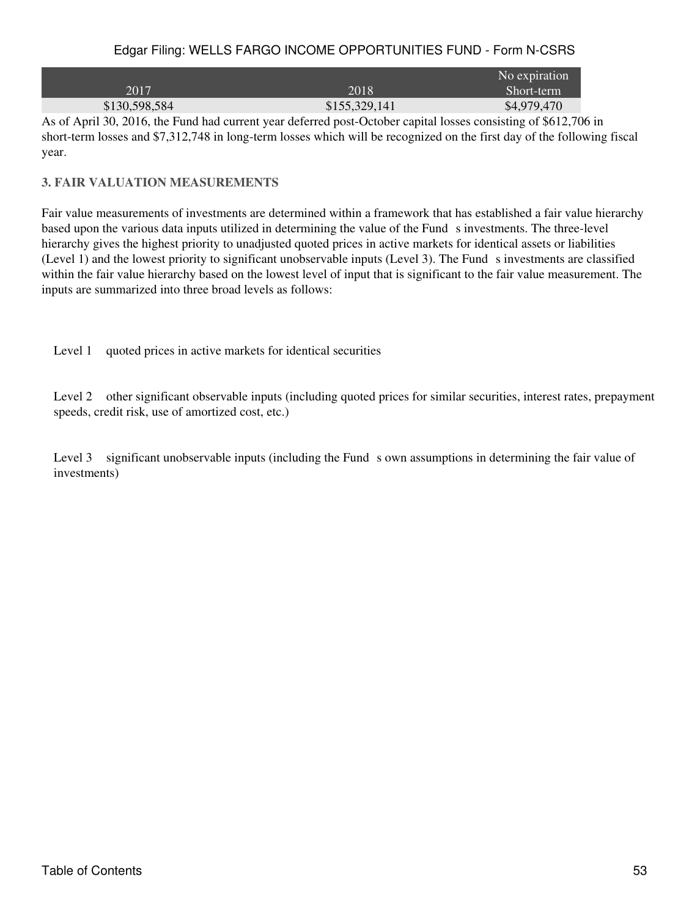| 2017 | 2018 | No expiration Short-term |
|---|---|---|
| $130,598,584 | $155,329,141 | $4,979,470 |

As of April 30, 2016, the Fund had current year deferred post-October capital losses consisting of $612,706 in short-term losses and $7,312,748 in long-term losses which will be recognized on the first day of the following fiscal year.

**3. FAIR VALUATION MEASUREMENTS**

Fair value measurements of investments are determined within a framework that has established a fair value hierarchy based upon the various data inputs utilized in determining the value of the Fund s investments. The three-level hierarchy gives the highest priority to unadjusted quoted prices in active markets for identical assets or liabilities (Level 1) and the lowest priority to significant unobservable inputs (Level 3). The Fund s investments are classified within the fair value hierarchy based on the lowest level of input that is significant to the fair value measurement. The inputs are summarized into three broad levels as follows:

Level 1 quoted prices in active markets for identical securities

Level 2 other significant observable inputs (including quoted prices for similar securities, interest rates, prepayment speeds, credit risk, use of amortized cost, etc.)

Level 3 significant unobservable inputs (including the Fund s own assumptions in determining the fair value of investments)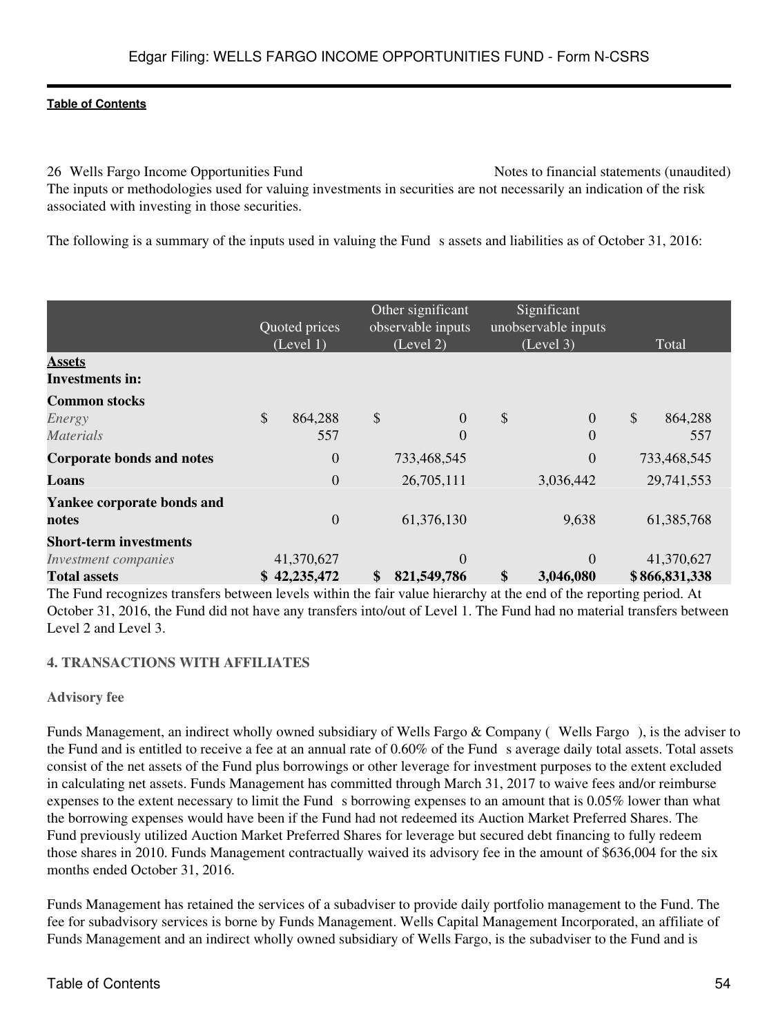26 Wells Fargo Income Opportunities Fund Notes to financial statements (unaudited)

The inputs or methodologies used for valuing investments in securities are not necessarily an indication of the risk associated with investing in those securities.

The following is a summary of the inputs used in valuing the Fund s assets and liabilities as of October 31, 2016:

| | Quoted prices (Level 1) | Other significant observable inputs (Level 2) | Significant unobservable inputs (Level 3) | Total |
|---|---|---|---|---|
| **Assets** | | | | |
| **Investments in:** | | | | |
| **Common stocks** | | | | |
| *Energy* | $ 864,288 | $ 0 | $ 0 | $ 864,288 |
| *Materials* | 557 | 0 | 0 | 557 |
| **Corporate bonds and notes** | 0 | 733,468,545 | 0 | 733,468,545 |
| **Loans** | 0 | 26,705,111 | 3,036,442 | 29,741,553 |
| **Yankee corporate bonds and notes** | 0 | 61,376,130 | 9,638 | 61,385,768 |
| **Short-term investments** | | | | |
| *Investment companies* | 41,370,627 | 0 | 0 | 41,370,627 |
| **Total assets** | **$ 42,235,472** | **$ 821,549,786** | **$ 3,046,080** | **$ 866,831,338** |

The Fund recognizes transfers between levels within the fair value hierarchy at the end of the reporting period. At October 31, 2016, the Fund did not have any transfers into/out of Level 1. The Fund had no material transfers between Level 2 and Level 3.

### 4. TRANSACTIONS WITH AFFILIATES

**Advisory fee**

Funds Management, an indirect wholly owned subsidiary of Wells Fargo & Company ( Wells Fargo ), is the adviser to the Fund and is entitled to receive a fee at an annual rate of 0.60% of the Fund s average daily total assets. Total assets consist of the net assets of the Fund plus borrowings or other leverage for investment purposes to the extent excluded in calculating net assets. Funds Management has committed through March 31, 2017 to waive fees and/or reimburse expenses to the extent necessary to limit the Fund s borrowing expenses to an amount that is 0.05% lower than what the borrowing expenses would have been if the Fund had not redeemed its Auction Market Preferred Shares. The Fund previously utilized Auction Market Preferred Shares for leverage but secured debt financing to fully redeem those shares in 2010. Funds Management contractually waived its advisory fee in the amount of $636,004 for the six months ended October 31, 2016.

Funds Management has retained the services of a subadviser to provide daily portfolio management to the Fund. The fee for subadvisory services is borne by Funds Management. Wells Capital Management Incorporated, an affiliate of Funds Management and an indirect wholly owned subsidiary of Wells Fargo, is the subadviser to the Fund and is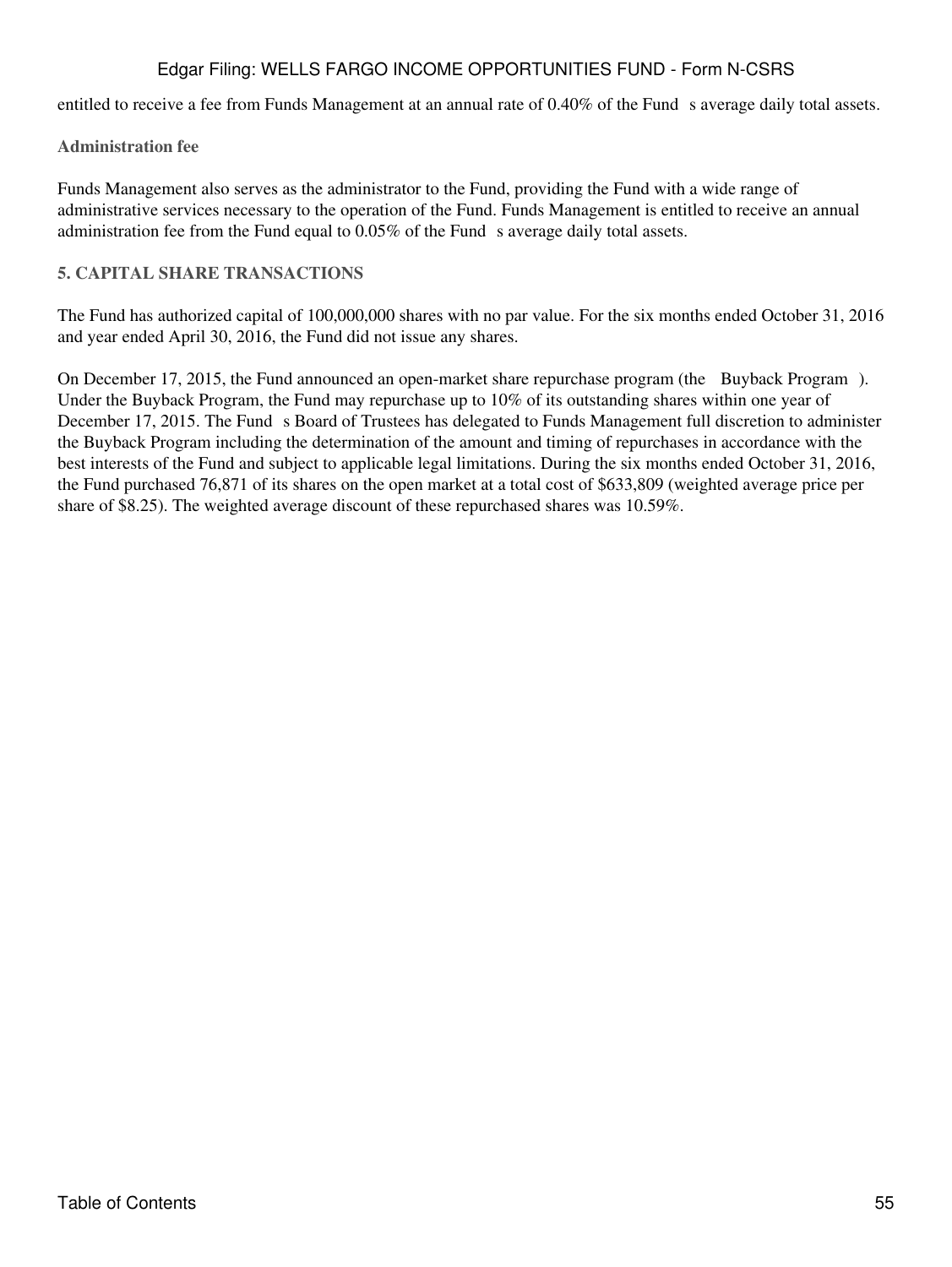entitled to receive a fee from Funds Management at an annual rate of 0.40% of the Fund s average daily total assets.

**Administration fee**

Funds Management also serves as the administrator to the Fund, providing the Fund with a wide range of administrative services necessary to the operation of the Fund. Funds Management is entitled to receive an annual administration fee from the Fund equal to 0.05% of the Fund s average daily total assets.

## 5. CAPITAL SHARE TRANSACTIONS

The Fund has authorized capital of 100,000,000 shares with no par value. For the six months ended October 31, 2016 and year ended April 30, 2016, the Fund did not issue any shares.

On December 17, 2015, the Fund announced an open-market share repurchase program (the Buyback Program ). Under the Buyback Program, the Fund may repurchase up to 10% of its outstanding shares within one year of December 17, 2015. The Fund s Board of Trustees has delegated to Funds Management full discretion to administer the Buyback Program including the determination of the amount and timing of repurchases in accordance with the best interests of the Fund and subject to applicable legal limitations. During the six months ended October 31, 2016, the Fund purchased 76,871 of its shares on the open market at a total cost of $633,809 (weighted average price per share of $8.25). The weighted average discount of these repurchased shares was 10.59%.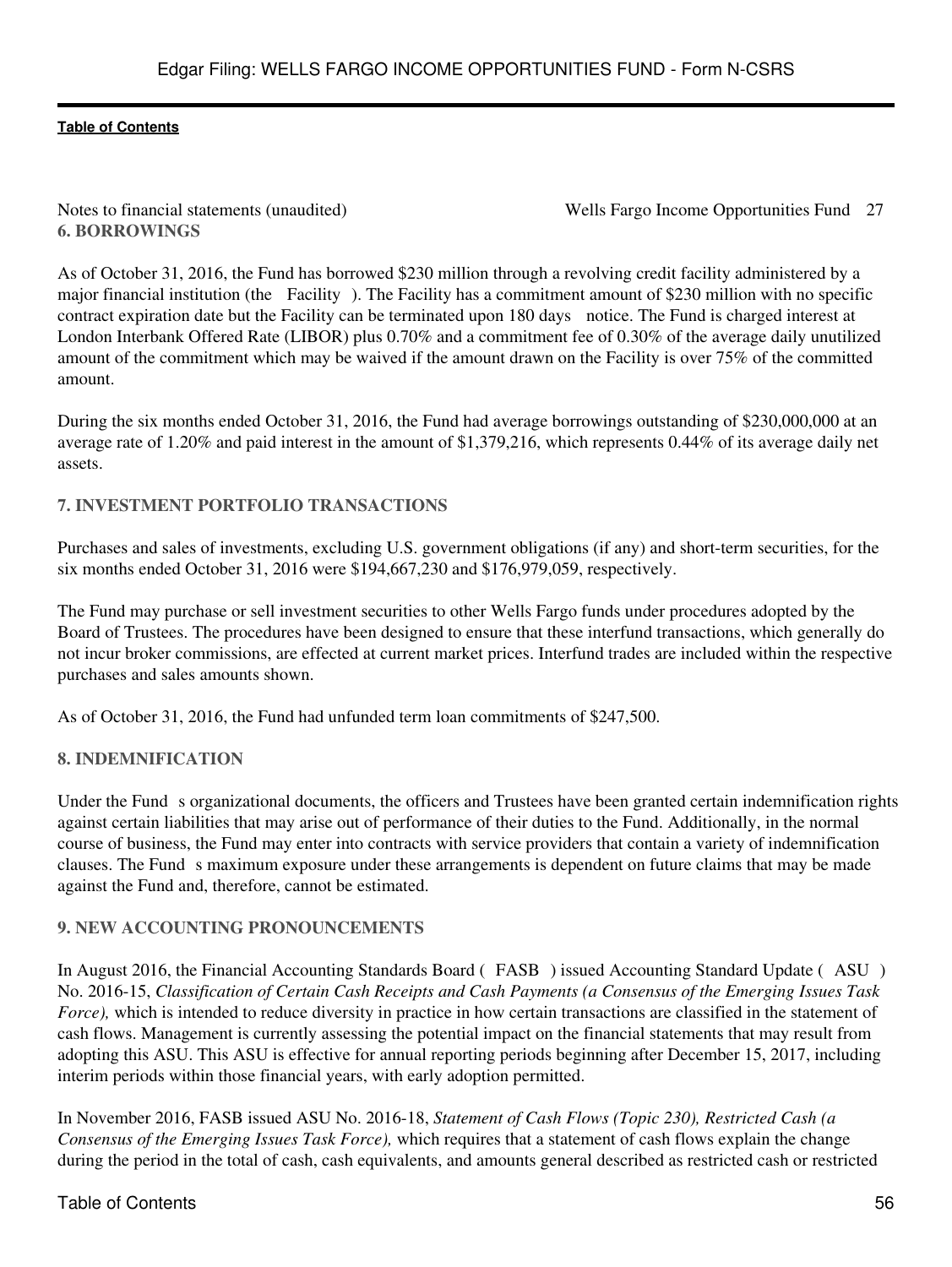## 6. BORROWINGS

As of October 31, 2016, the Fund has borrowed $230 million through a revolving credit facility administered by a major financial institution (the Facility). The Facility has a commitment amount of $230 million with no specific contract expiration date but the Facility can be terminated upon 180 days notice. The Fund is charged interest at London Interbank Offered Rate (LIBOR) plus 0.70% and a commitment fee of 0.30% of the average daily unutilized amount of the commitment which may be waived if the amount drawn on the Facility is over 75% of the committed amount.

During the six months ended October 31, 2016, the Fund had average borrowings outstanding of $230,000,000 at an average rate of 1.20% and paid interest in the amount of $1,379,216, which represents 0.44% of its average daily net assets.

## 7. INVESTMENT PORTFOLIO TRANSACTIONS

Purchases and sales of investments, excluding U.S. government obligations (if any) and short-term securities, for the six months ended October 31, 2016 were $194,667,230 and $176,979,059, respectively.

The Fund may purchase or sell investment securities to other Wells Fargo funds under procedures adopted by the Board of Trustees. The procedures have been designed to ensure that these interfund transactions, which generally do not incur broker commissions, are effected at current market prices. Interfund trades are included within the respective purchases and sales amounts shown.

As of October 31, 2016, the Fund had unfunded term loan commitments of $247,500.

## 8. INDEMNIFICATION

Under the Fund s organizational documents, the officers and Trustees have been granted certain indemnification rights against certain liabilities that may arise out of performance of their duties to the Fund. Additionally, in the normal course of business, the Fund may enter into contracts with service providers that contain a variety of indemnification clauses. The Fund s maximum exposure under these arrangements is dependent on future claims that may be made against the Fund and, therefore, cannot be estimated.

## 9. NEW ACCOUNTING PRONOUNCEMENTS

In August 2016, the Financial Accounting Standards Board (FASB) issued Accounting Standard Update (ASU) No. 2016-15, *Classification of Certain Cash Receipts and Cash Payments (a Consensus of the Emerging Issues Task Force),* which is intended to reduce diversity in practice in how certain transactions are classified in the statement of cash flows. Management is currently assessing the potential impact on the financial statements that may result from adopting this ASU. This ASU is effective for annual reporting periods beginning after December 15, 2017, including interim periods within those financial years, with early adoption permitted.

In November 2016, FASB issued ASU No. 2016-18, *Statement of Cash Flows (Topic 230), Restricted Cash (a Consensus of the Emerging Issues Task Force),* which requires that a statement of cash flows explain the change during the period in the total of cash, cash equivalents, and amounts general described as restricted cash or restricted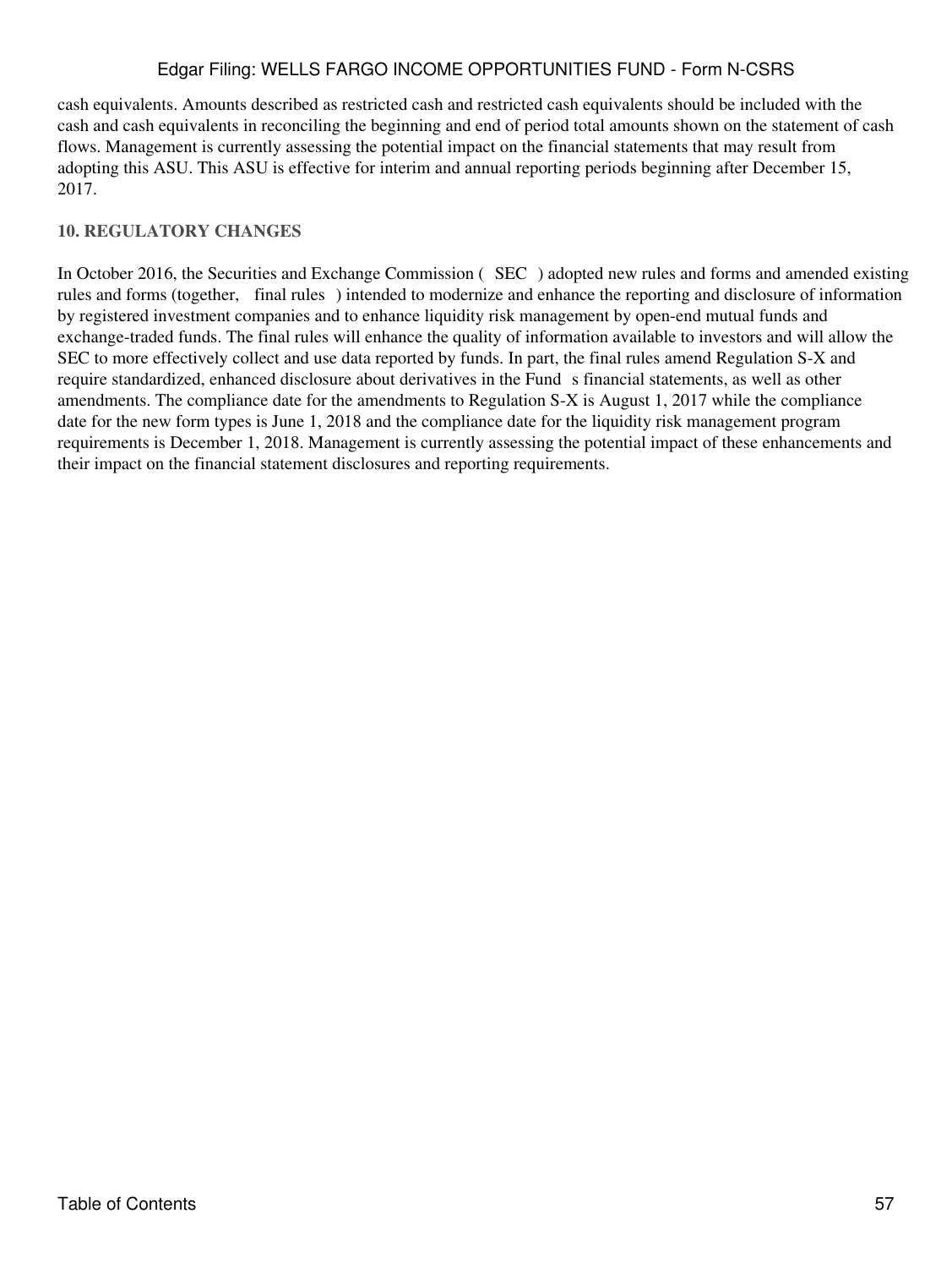cash equivalents. Amounts described as restricted cash and restricted cash equivalents should be included with the cash and cash equivalents in reconciling the beginning and end of period total amounts shown on the statement of cash flows. Management is currently assessing the potential impact on the financial statements that may result from adopting this ASU. This ASU is effective for interim and annual reporting periods beginning after December 15, 2017.

### 10. REGULATORY CHANGES

In October 2016, the Securities and Exchange Commission ( SEC ) adopted new rules and forms and amended existing rules and forms (together, final rules ) intended to modernize and enhance the reporting and disclosure of information by registered investment companies and to enhance liquidity risk management by open-end mutual funds and exchange-traded funds. The final rules will enhance the quality of information available to investors and will allow the SEC to more effectively collect and use data reported by funds. In part, the final rules amend Regulation S-X and require standardized, enhanced disclosure about derivatives in the Fund s financial statements, as well as other amendments. The compliance date for the amendments to Regulation S-X is August 1, 2017 while the compliance date for the new form types is June 1, 2018 and the compliance date for the liquidity risk management program requirements is December 1, 2018. Management is currently assessing the potential impact of these enhancements and their impact on the financial statement disclosures and reporting requirements.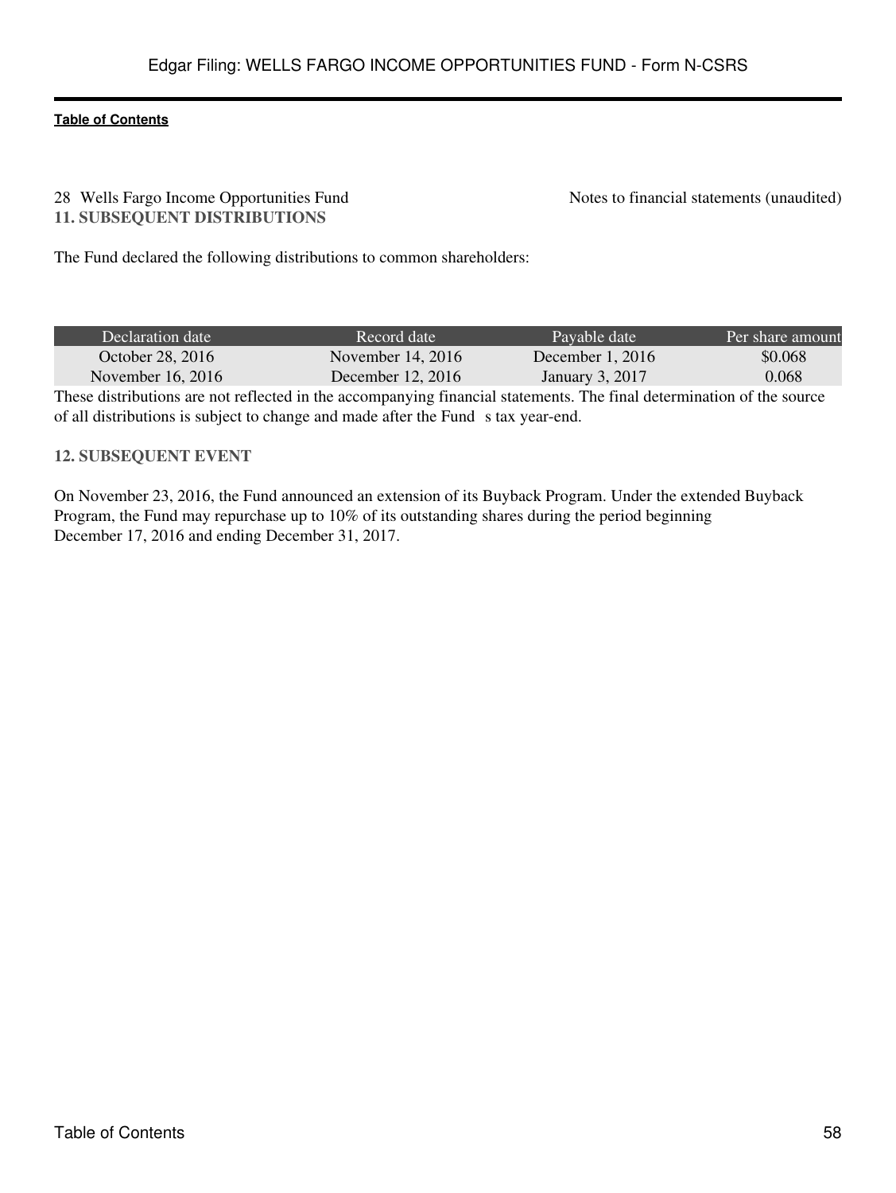## 11. SUBSEQUENT DISTRIBUTIONS

The Fund declared the following distributions to common shareholders:

| Declaration date | Record date | Payable date | Per share amount |
|---|---|---|---|
| October 28, 2016 | November 14, 2016 | December 1, 2016 | $0.068 |
| November 16, 2016 | December 12, 2016 | January 3, 2017 | 0.068 |

These distributions are not reflected in the accompanying financial statements. The final determination of the source of all distributions is subject to change and made after the Fund s tax year-end.

## 12. SUBSEQUENT EVENT

On November 23, 2016, the Fund announced an extension of its Buyback Program. Under the extended Buyback Program, the Fund may repurchase up to 10% of its outstanding shares during the period beginning December 17, 2016 and ending December 31, 2017.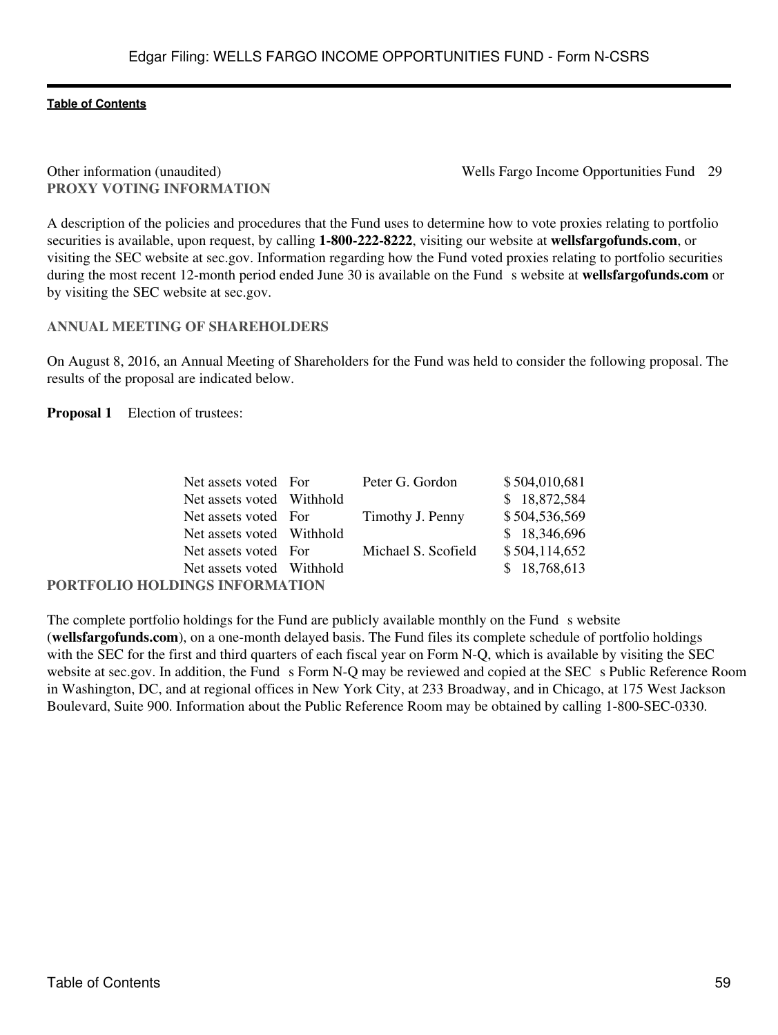Other information (unaudited)

## PROXY VOTING INFORMATION

A description of the policies and procedures that the Fund uses to determine how to vote proxies relating to portfolio securities is available, upon request, by calling **1-800-222-8222**, visiting our website at **wellsfargofunds.com**, or visiting the SEC website at sec.gov. Information regarding how the Fund voted proxies relating to portfolio securities during the most recent 12-month period ended June 30 is available on the Fund s website at **wellsfargofunds.com** or by visiting the SEC website at sec.gov.

## ANNUAL MEETING OF SHAREHOLDERS

On August 8, 2016, an Annual Meeting of Shareholders for the Fund was held to consider the following proposal. The results of the proposal are indicated below.

**Proposal 1** Election of trustees:

| | | | |
|---|---|---|---|
| Net assets voted | For | Peter G. Gordon | $ 504,010,681 |
| Net assets voted | Withhold | | $ 18,872,584 |
| Net assets voted | For | Timothy J. Penny | $ 504,536,569 |
| Net assets voted | Withhold | | $ 18,346,696 |
| Net assets voted | For | Michael S. Scofield | $ 504,114,652 |
| Net assets voted | Withhold | | $ 18,768,613 |

## PORTFOLIO HOLDINGS INFORMATION

The complete portfolio holdings for the Fund are publicly available monthly on the Fund s website (**wellsfargofunds.com**), on a one-month delayed basis. The Fund files its complete schedule of portfolio holdings with the SEC for the first and third quarters of each fiscal year on Form N-Q, which is available by visiting the SEC website at sec.gov. In addition, the Fund s Form N-Q may be reviewed and copied at the SEC s Public Reference Room in Washington, DC, and at regional offices in New York City, at 233 Broadway, and in Chicago, at 175 West Jackson Boulevard, Suite 900. Information about the Public Reference Room may be obtained by calling 1-800-SEC-0330.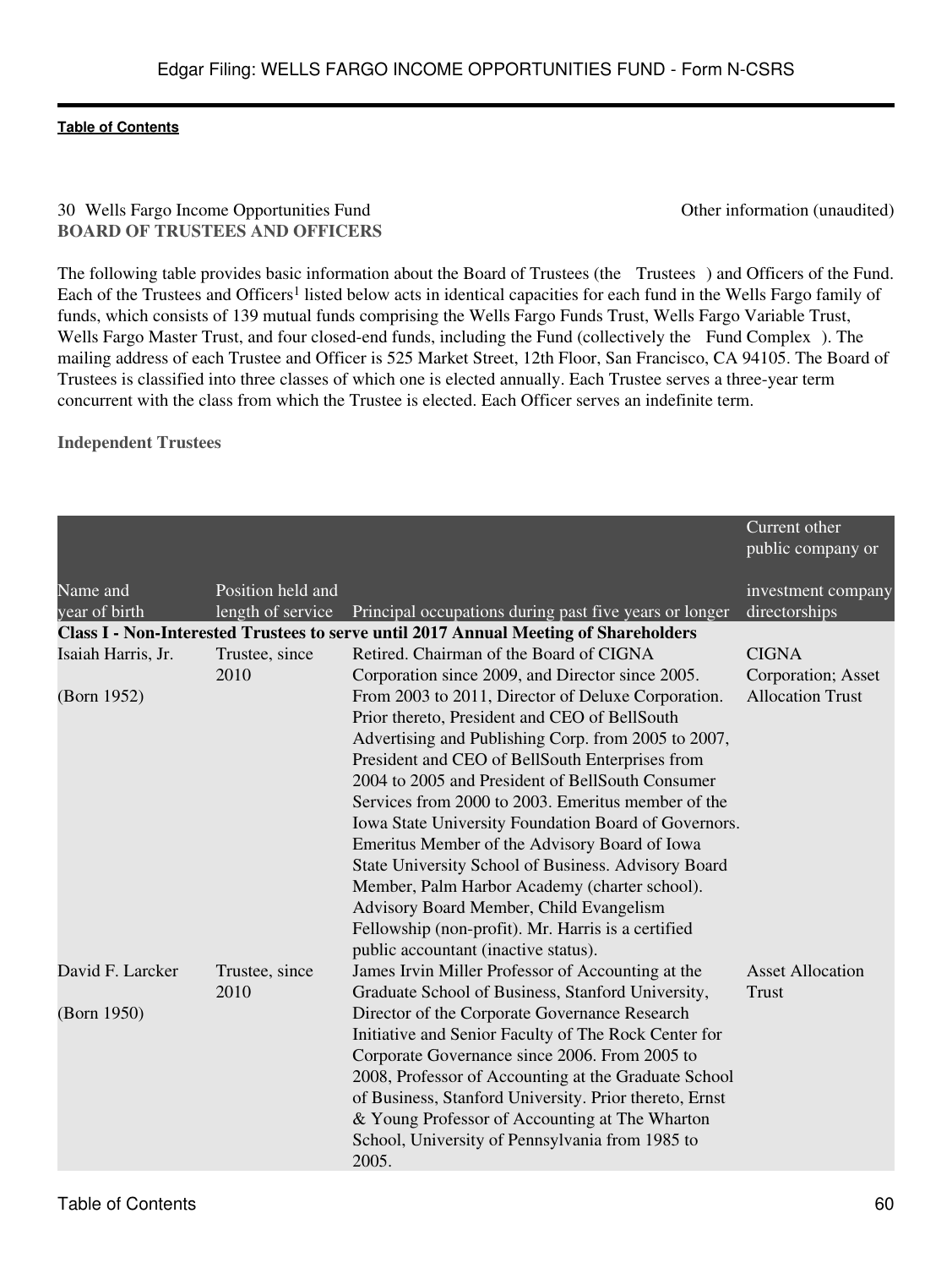[Table of Contents](#)

30 Wells Fargo Income Opportunities Fund Other information (unaudited)

**BOARD OF TRUSTEES AND OFFICERS**

The following table provides basic information about the Board of Trustees (the Trustees ) and Officers of the Fund. Each of the Trustees and Officers[1] listed below acts in identical capacities for each fund in the Wells Fargo family of funds, which consists of 139 mutual funds comprising the Wells Fargo Funds Trust, Wells Fargo Variable Trust, Wells Fargo Master Trust, and four closed-end funds, including the Fund (collectively the Fund Complex ). The mailing address of each Trustee and Officer is 525 Market Street, 12th Floor, San Francisco, CA 94105. The Board of Trustees is classified into three classes of which one is elected annually. Each Trustee serves a three-year term concurrent with the class from which the Trustee is elected. Each Officer serves an indefinite term.

**Independent Trustees**

| Name and year of birth | Position held and length of service | Principal occupations during past five years or longer | Current other public company or investment company directorships |
|---|---|---|---|
| **Class I - Non-Interested Trustees to serve until 2017 Annual Meeting of Shareholders** | | | |
| Isaiah Harris, Jr. (Born 1952) | Trustee, since 2010 | Retired. Chairman of the Board of CIGNA Corporation since 2009, and Director since 2005. From 2003 to 2011, Director of Deluxe Corporation. Prior thereto, President and CEO of BellSouth Advertising and Publishing Corp. from 2005 to 2007, President and CEO of BellSouth Enterprises from 2004 to 2005 and President of BellSouth Consumer Services from 2000 to 2003. Emeritus member of the Iowa State University Foundation Board of Governors. Emeritus Member of the Advisory Board of Iowa State University School of Business. Advisory Board Member, Palm Harbor Academy (charter school). Advisory Board Member, Child Evangelism Fellowship (non-profit). Mr. Harris is a certified public accountant (inactive status). | CIGNA Corporation; Asset Allocation Trust |
| David F. Larcker (Born 1950) | Trustee, since 2010 | James Irvin Miller Professor of Accounting at the Graduate School of Business, Stanford University, Director of the Corporate Governance Research Initiative and Senior Faculty of The Rock Center for Corporate Governance since 2006. From 2005 to 2008, Professor of Accounting at the Graduate School of Business, Stanford University. Prior thereto, Ernst & Young Professor of Accounting at The Wharton School, University of Pennsylvania from 1985 to 2005. | Asset Allocation Trust |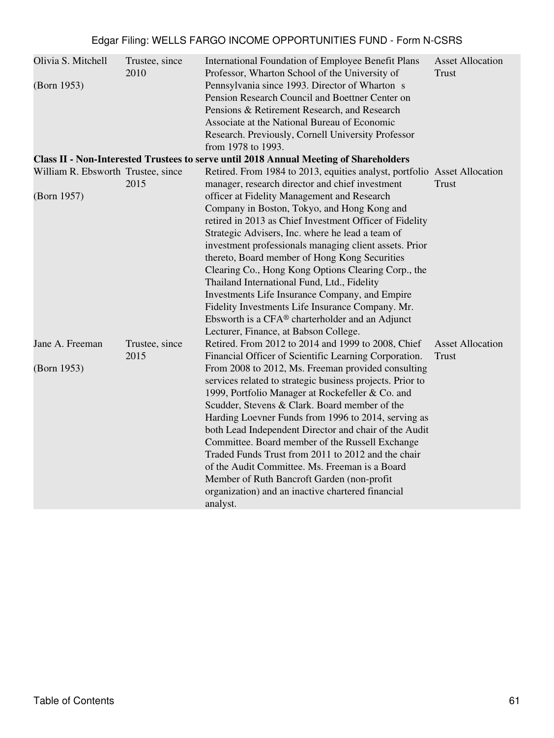| | | | |
|---|---|---|---|
| Olivia S. Mitchell<br><br>(Born 1953) | Trustee, since 2010 | International Foundation of Employee Benefit Plans Professor, Wharton School of the University of Pennsylvania since 1993. Director of Wharton s Pension Research Council and Boettner Center on Pensions & Retirement Research, and Research Associate at the National Bureau of Economic Research. Previously, Cornell University Professor from 1978 to 1993. | Asset Allocation Trust |
| **Class II - Non-Interested Trustees to serve until 2018 Annual Meeting of Shareholders** | | | |
| William R. Ebsworth<br><br>(Born 1957) | Trustee, since 2015 | Retired. From 1984 to 2013, equities analyst, portfolio manager, research director and chief investment officer at Fidelity Management and Research Company in Boston, Tokyo, and Hong Kong and retired in 2013 as Chief Investment Officer of Fidelity Strategic Advisers, Inc. where he lead a team of investment professionals managing client assets. Prior thereto, Board member of Hong Kong Securities Clearing Co., Hong Kong Options Clearing Corp., the Thailand International Fund, Ltd., Fidelity Investments Life Insurance Company, and Empire Fidelity Investments Life Insurance Company. Mr. Ebsworth is a CFA® charterholder and an Adjunct Lecturer, Finance, at Babson College. | Asset Allocation Trust |
| Jane A. Freeman<br><br>(Born 1953) | Trustee, since 2015 | Retired. From 2012 to 2014 and 1999 to 2008, Chief Financial Officer of Scientific Learning Corporation. From 2008 to 2012, Ms. Freeman provided consulting services related to strategic business projects. Prior to 1999, Portfolio Manager at Rockefeller & Co. and Scudder, Stevens & Clark. Board member of the Harding Loevner Funds from 1996 to 2014, serving as both Lead Independent Director and chair of the Audit Committee. Board member of the Russell Exchange Traded Funds Trust from 2011 to 2012 and the chair of the Audit Committee. Ms. Freeman is a Board Member of Ruth Bancroft Garden (non-profit organization) and an inactive chartered financial analyst. | Asset Allocation Trust |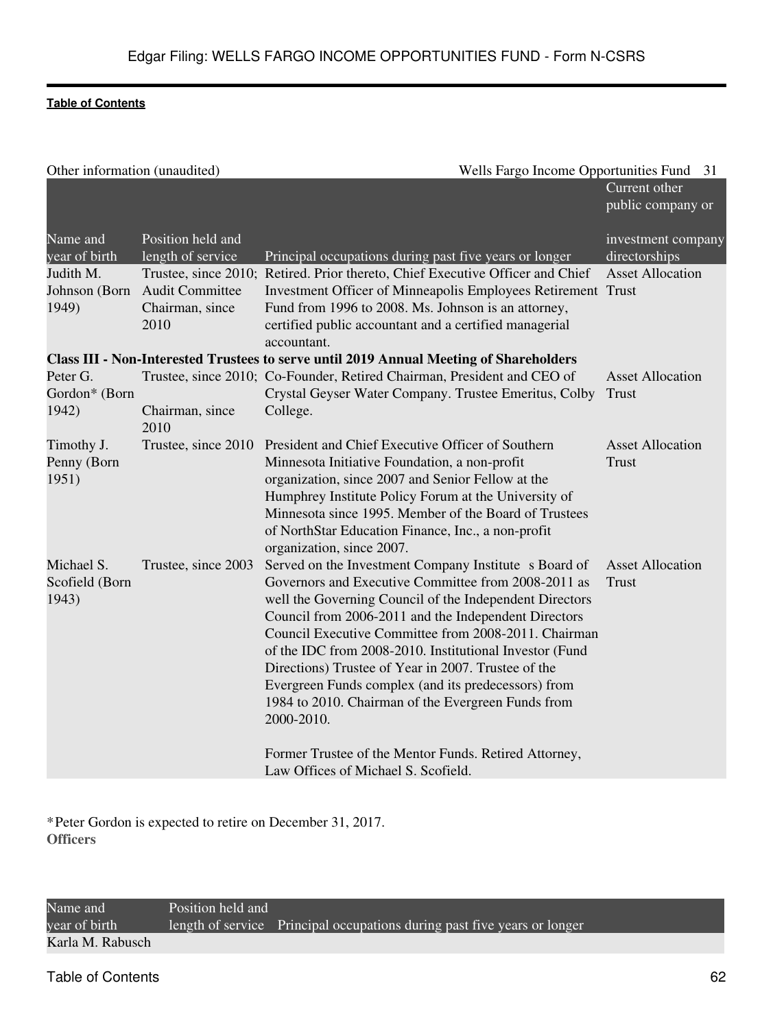Other information (unaudited)

| Name and year of birth | Position held and length of service | Principal occupations during past five years or longer | Current other public company or investment company directorships |
|---|---|---|---|
| Judith M. Johnson (Born 1949) | Trustee, since 2010; Audit Committee Chairman, since 2010 | Retired. Prior thereto, Chief Executive Officer and Chief Investment Officer of Minneapolis Employees Retirement Fund from 1996 to 2008. Ms. Johnson is an attorney, certified public accountant and a certified managerial accountant. | Asset Allocation Trust |
| **Class III - Non-Interested Trustees to serve until 2019 Annual Meeting of Shareholders** | | | |
| Peter G. Gordon* (Born 1942) | Trustee, since 2010; Chairman, since 2010 | Co-Founder, Retired Chairman, President and CEO of Crystal Geyser Water Company. Trustee Emeritus, Colby College. | Asset Allocation Trust |
| Timothy J. Penny (Born 1951) | Trustee, since 2010 | President and Chief Executive Officer of Southern Minnesota Initiative Foundation, a non-profit organization, since 2007 and Senior Fellow at the Humphrey Institute Policy Forum at the University of Minnesota since 1995. Member of the Board of Trustees of NorthStar Education Finance, Inc., a non-profit organization, since 2007. | Asset Allocation Trust |
| Michael S. Scofield (Born 1943) | Trustee, since 2003 | Served on the Investment Company Institute s Board of Governors and Executive Committee from 2008-2011 as well the Governing Council of the Independent Directors Council from 2006-2011 and the Independent Directors Council Executive Committee from 2008-2011. Chairman of the IDC from 2008-2010. Institutional Investor (Fund Directions) Trustee of Year in 2007. Trustee of the Evergreen Funds complex (and its predecessors) from 1984 to 2010. Chairman of the Evergreen Funds from 2000-2010. Former Trustee of the Mentor Funds. Retired Attorney, Law Offices of Michael S. Scofield. | Asset Allocation Trust |

*Peter Gordon is expected to retire on December 31, 2017.

**Officers**

| Name and year of birth | Position held and length of service | Principal occupations during past five years or longer |
|---|---|---|
| Karla M. Rabusch | | |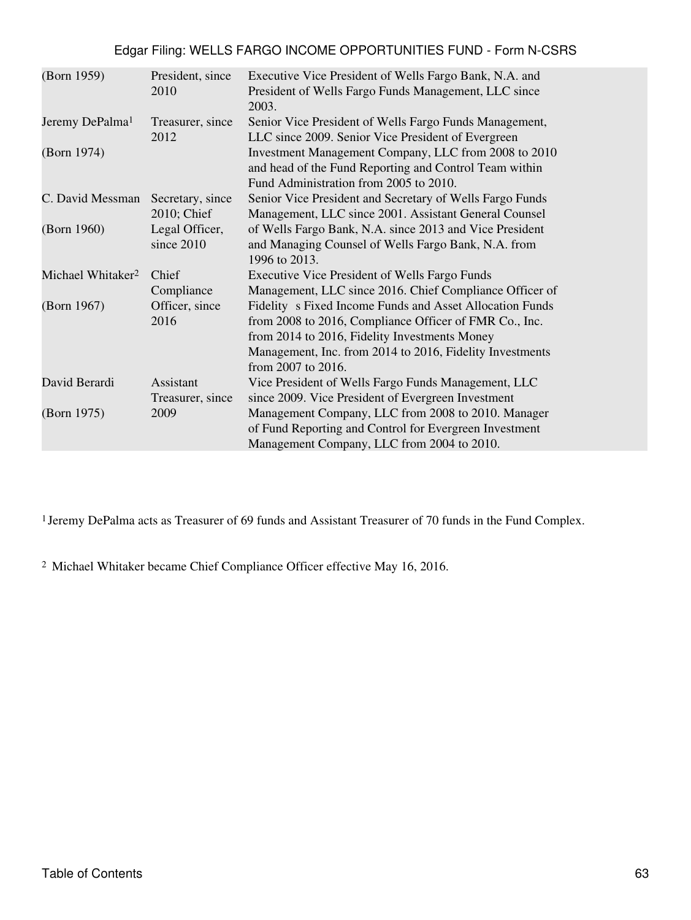| | | |
|---|---|---|
| (Born 1959) | President, since 2010 | Executive Vice President of Wells Fargo Bank, N.A. and President of Wells Fargo Funds Management, LLC since 2003. |
| Jeremy DePalma[1] (Born 1974) | Treasurer, since 2012 | Senior Vice President of Wells Fargo Funds Management, LLC since 2009. Senior Vice President of Evergreen Investment Management Company, LLC from 2008 to 2010 and head of the Fund Reporting and Control Team within Fund Administration from 2005 to 2010. |
| C. David Messman (Born 1960) | Secretary, since 2010; Chief Legal Officer, since 2010 | Senior Vice President and Secretary of Wells Fargo Funds Management, LLC since 2001. Assistant General Counsel of Wells Fargo Bank, N.A. since 2013 and Vice President and Managing Counsel of Wells Fargo Bank, N.A. from 1996 to 2013. |
| Michael Whitaker[2] (Born 1967) | Chief Compliance Officer, since 2016 | Executive Vice President of Wells Fargo Funds Management, LLC since 2016. Chief Compliance Officer of Fidelity s Fixed Income Funds and Asset Allocation Funds from 2008 to 2016, Compliance Officer of FMR Co., Inc. from 2014 to 2016, Fidelity Investments Money Management, Inc. from 2014 to 2016, Fidelity Investments from 2007 to 2016. |
| David Berardi (Born 1975) | Assistant Treasurer, since 2009 | Vice President of Wells Fargo Funds Management, LLC since 2009. Vice President of Evergreen Investment Management Company, LLC from 2008 to 2010. Manager of Fund Reporting and Control for Evergreen Investment Management Company, LLC from 2004 to 2010. |

[1] Jeremy DePalma acts as Treasurer of 69 funds and Assistant Treasurer of 70 funds in the Fund Complex.

[2] Michael Whitaker became Chief Compliance Officer effective May 16, 2016.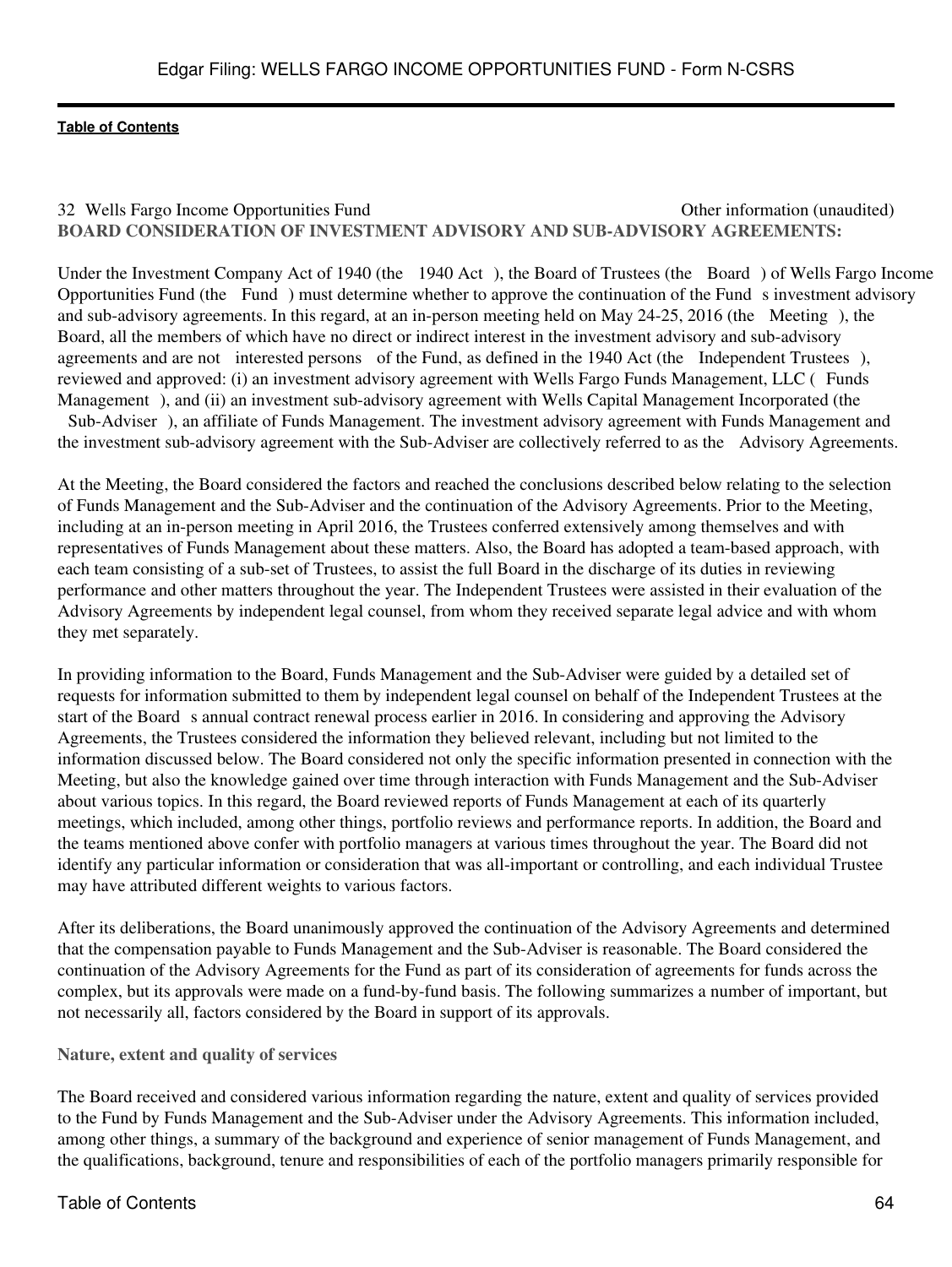## BOARD CONSIDERATION OF INVESTMENT ADVISORY AND SUB-ADVISORY AGREEMENTS:

Under the Investment Company Act of 1940 (the 1940 Act ), the Board of Trustees (the Board ) of Wells Fargo Income Opportunities Fund (the Fund ) must determine whether to approve the continuation of the Fund s investment advisory and sub-advisory agreements. In this regard, at an in-person meeting held on May 24-25, 2016 (the Meeting ), the Board, all the members of which have no direct or indirect interest in the investment advisory and sub-advisory agreements and are not interested persons of the Fund, as defined in the 1940 Act (the Independent Trustees ), reviewed and approved: (i) an investment advisory agreement with Wells Fargo Funds Management, LLC ( Funds Management ), and (ii) an investment sub-advisory agreement with Wells Capital Management Incorporated (the Sub-Adviser ), an affiliate of Funds Management. The investment advisory agreement with Funds Management and the investment sub-advisory agreement with the Sub-Adviser are collectively referred to as the Advisory Agreements.

At the Meeting, the Board considered the factors and reached the conclusions described below relating to the selection of Funds Management and the Sub-Adviser and the continuation of the Advisory Agreements. Prior to the Meeting, including at an in-person meeting in April 2016, the Trustees conferred extensively among themselves and with representatives of Funds Management about these matters. Also, the Board has adopted a team-based approach, with each team consisting of a sub-set of Trustees, to assist the full Board in the discharge of its duties in reviewing performance and other matters throughout the year. The Independent Trustees were assisted in their evaluation of the Advisory Agreements by independent legal counsel, from whom they received separate legal advice and with whom they met separately.

In providing information to the Board, Funds Management and the Sub-Adviser were guided by a detailed set of requests for information submitted to them by independent legal counsel on behalf of the Independent Trustees at the start of the Board s annual contract renewal process earlier in 2016. In considering and approving the Advisory Agreements, the Trustees considered the information they believed relevant, including but not limited to the information discussed below. The Board considered not only the specific information presented in connection with the Meeting, but also the knowledge gained over time through interaction with Funds Management and the Sub-Adviser about various topics. In this regard, the Board reviewed reports of Funds Management at each of its quarterly meetings, which included, among other things, portfolio reviews and performance reports. In addition, the Board and the teams mentioned above confer with portfolio managers at various times throughout the year. The Board did not identify any particular information or consideration that was all-important or controlling, and each individual Trustee may have attributed different weights to various factors.

After its deliberations, the Board unanimously approved the continuation of the Advisory Agreements and determined that the compensation payable to Funds Management and the Sub-Adviser is reasonable. The Board considered the continuation of the Advisory Agreements for the Fund as part of its consideration of agreements for funds across the complex, but its approvals were made on a fund-by-fund basis. The following summarizes a number of important, but not necessarily all, factors considered by the Board in support of its approvals.

### Nature, extent and quality of services

The Board received and considered various information regarding the nature, extent and quality of services provided to the Fund by Funds Management and the Sub-Adviser under the Advisory Agreements. This information included, among other things, a summary of the background and experience of senior management of Funds Management, and the qualifications, background, tenure and responsibilities of each of the portfolio managers primarily responsible for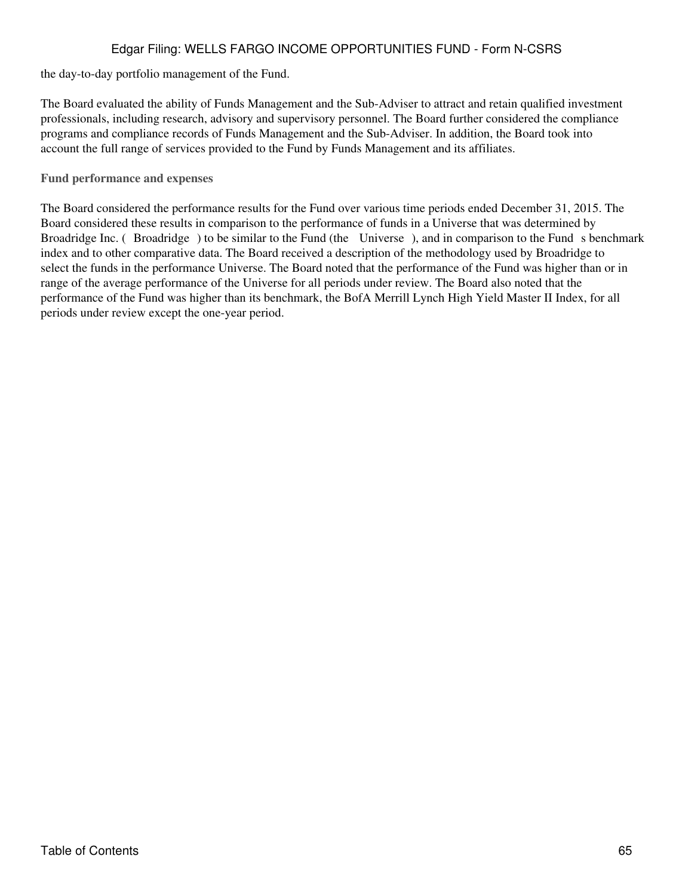the day-to-day portfolio management of the Fund.

The Board evaluated the ability of Funds Management and the Sub-Adviser to attract and retain qualified investment professionals, including research, advisory and supervisory personnel. The Board further considered the compliance programs and compliance records of Funds Management and the Sub-Adviser. In addition, the Board took into account the full range of services provided to the Fund by Funds Management and its affiliates.

### Fund performance and expenses

The Board considered the performance results for the Fund over various time periods ended December 31, 2015. The Board considered these results in comparison to the performance of funds in a Universe that was determined by Broadridge Inc. ( Broadridge ) to be similar to the Fund (the Universe ), and in comparison to the Fund s benchmark index and to other comparative data. The Board received a description of the methodology used by Broadridge to select the funds in the performance Universe. The Board noted that the performance of the Fund was higher than or in range of the average performance of the Universe for all periods under review. The Board also noted that the performance of the Fund was higher than its benchmark, the BofA Merrill Lynch High Yield Master II Index, for all periods under review except the one-year period.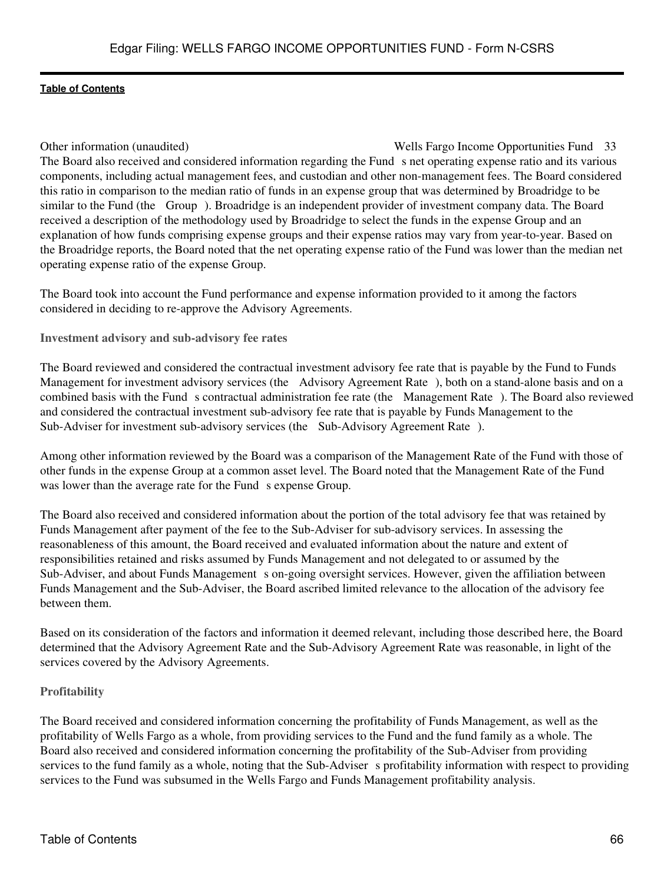The Board also received and considered information regarding the Fund s net operating expense ratio and its various components, including actual management fees, and custodian and other non-management fees. The Board considered this ratio in comparison to the median ratio of funds in an expense group that was determined by Broadridge to be similar to the Fund (the Group ). Broadridge is an independent provider of investment company data. The Board received a description of the methodology used by Broadridge to select the funds in the expense Group and an explanation of how funds comprising expense groups and their expense ratios may vary from year-to-year. Based on the Broadridge reports, the Board noted that the net operating expense ratio of the Fund was lower than the median net operating expense ratio of the expense Group.

The Board took into account the Fund performance and expense information provided to it among the factors considered in deciding to re-approve the Advisory Agreements.

### Investment advisory and sub-advisory fee rates

The Board reviewed and considered the contractual investment advisory fee rate that is payable by the Fund to Funds Management for investment advisory services (the Advisory Agreement Rate ), both on a stand-alone basis and on a combined basis with the Fund s contractual administration fee rate (the Management Rate ). The Board also reviewed and considered the contractual investment sub-advisory fee rate that is payable by Funds Management to the Sub-Adviser for investment sub-advisory services (the Sub-Advisory Agreement Rate ).

Among other information reviewed by the Board was a comparison of the Management Rate of the Fund with those of other funds in the expense Group at a common asset level. The Board noted that the Management Rate of the Fund was lower than the average rate for the Fund s expense Group.

The Board also received and considered information about the portion of the total advisory fee that was retained by Funds Management after payment of the fee to the Sub-Adviser for sub-advisory services. In assessing the reasonableness of this amount, the Board received and evaluated information about the nature and extent of responsibilities retained and risks assumed by Funds Management and not delegated to or assumed by the Sub-Adviser, and about Funds Management s on-going oversight services. However, given the affiliation between Funds Management and the Sub-Adviser, the Board ascribed limited relevance to the allocation of the advisory fee between them.

Based on its consideration of the factors and information it deemed relevant, including those described here, the Board determined that the Advisory Agreement Rate and the Sub-Advisory Agreement Rate was reasonable, in light of the services covered by the Advisory Agreements.

### Profitability

The Board received and considered information concerning the profitability of Funds Management, as well as the profitability of Wells Fargo as a whole, from providing services to the Fund and the fund family as a whole. The Board also received and considered information concerning the profitability of the Sub-Adviser from providing services to the fund family as a whole, noting that the Sub-Adviser s profitability information with respect to providing services to the Fund was subsumed in the Wells Fargo and Funds Management profitability analysis.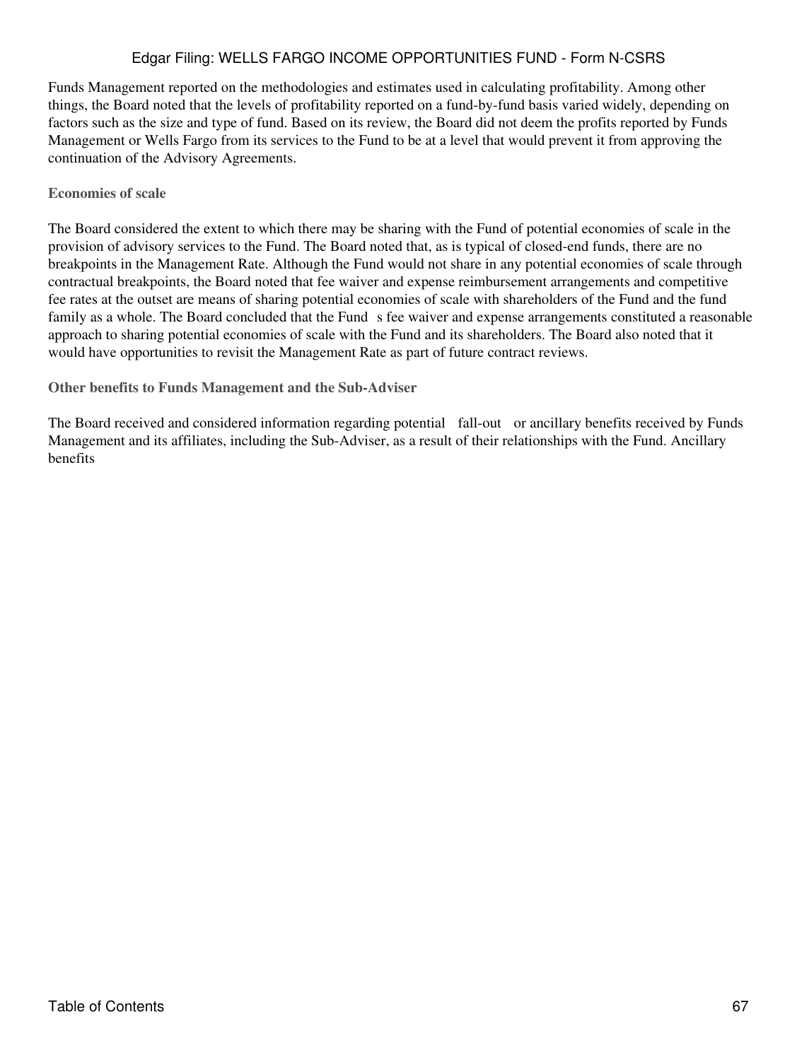Funds Management reported on the methodologies and estimates used in calculating profitability. Among other things, the Board noted that the levels of profitability reported on a fund-by-fund basis varied widely, depending on factors such as the size and type of fund. Based on its review, the Board did not deem the profits reported by Funds Management or Wells Fargo from its services to the Fund to be at a level that would prevent it from approving the continuation of the Advisory Agreements.

**Economies of scale**

The Board considered the extent to which there may be sharing with the Fund of potential economies of scale in the provision of advisory services to the Fund. The Board noted that, as is typical of closed-end funds, there are no breakpoints in the Management Rate. Although the Fund would not share in any potential economies of scale through contractual breakpoints, the Board noted that fee waiver and expense reimbursement arrangements and competitive fee rates at the outset are means of sharing potential economies of scale with shareholders of the Fund and the fund family as a whole. The Board concluded that the Fund s fee waiver and expense arrangements constituted a reasonable approach to sharing potential economies of scale with the Fund and its shareholders. The Board also noted that it would have opportunities to revisit the Management Rate as part of future contract reviews.

**Other benefits to Funds Management and the Sub-Adviser**

The Board received and considered information regarding potential fall-out or ancillary benefits received by Funds Management and its affiliates, including the Sub-Adviser, as a result of their relationships with the Fund. Ancillary benefits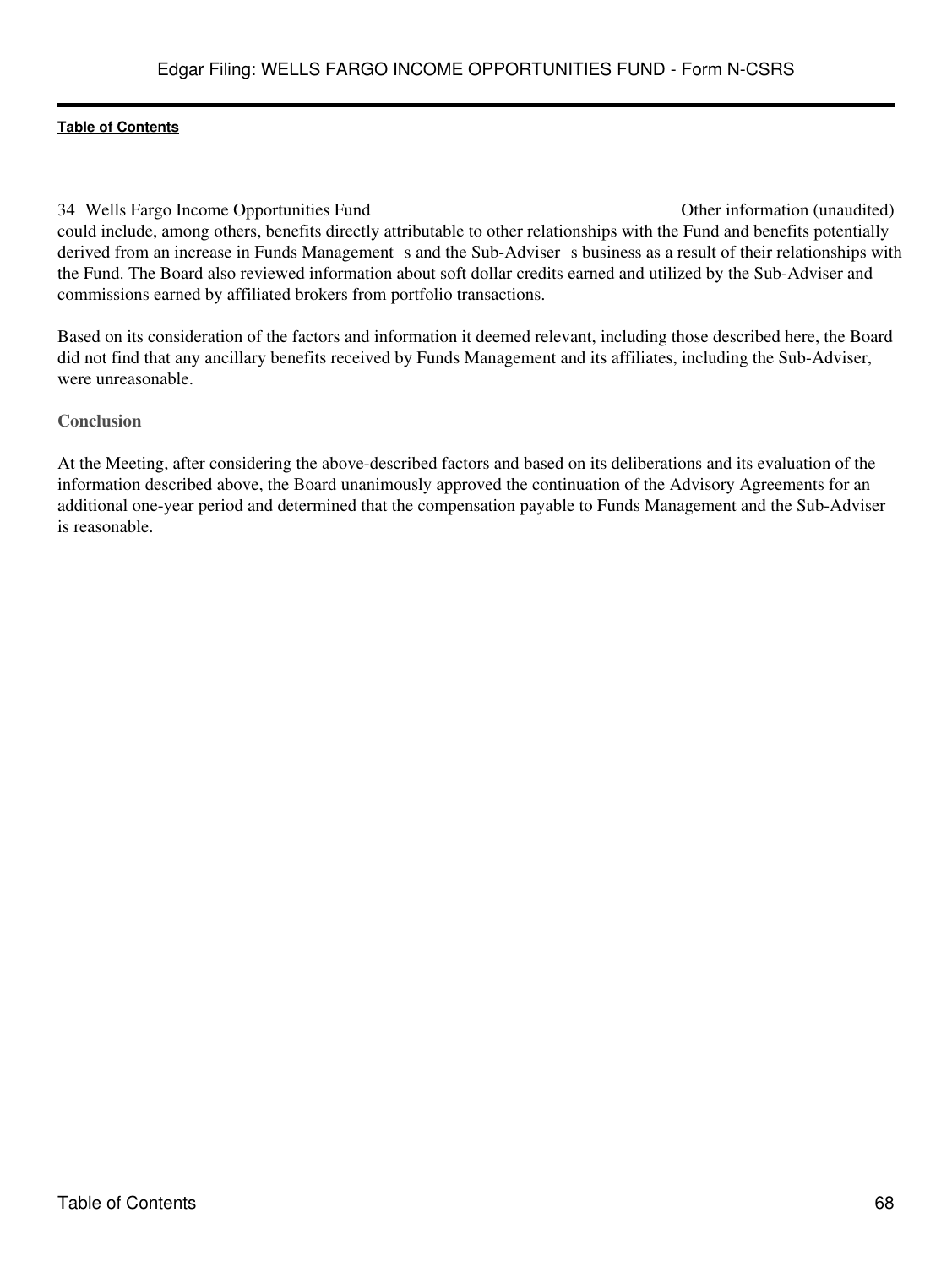could include, among others, benefits directly attributable to other relationships with the Fund and benefits potentially derived from an increase in Funds Management s and the Sub-Adviser s business as a result of their relationships with the Fund. The Board also reviewed information about soft dollar credits earned and utilized by the Sub-Adviser and commissions earned by affiliated brokers from portfolio transactions.

Based on its consideration of the factors and information it deemed relevant, including those described here, the Board did not find that any ancillary benefits received by Funds Management and its affiliates, including the Sub-Adviser, were unreasonable.

**Conclusion**

At the Meeting, after considering the above-described factors and based on its deliberations and its evaluation of the information described above, the Board unanimously approved the continuation of the Advisory Agreements for an additional one-year period and determined that the compensation payable to Funds Management and the Sub-Adviser is reasonable.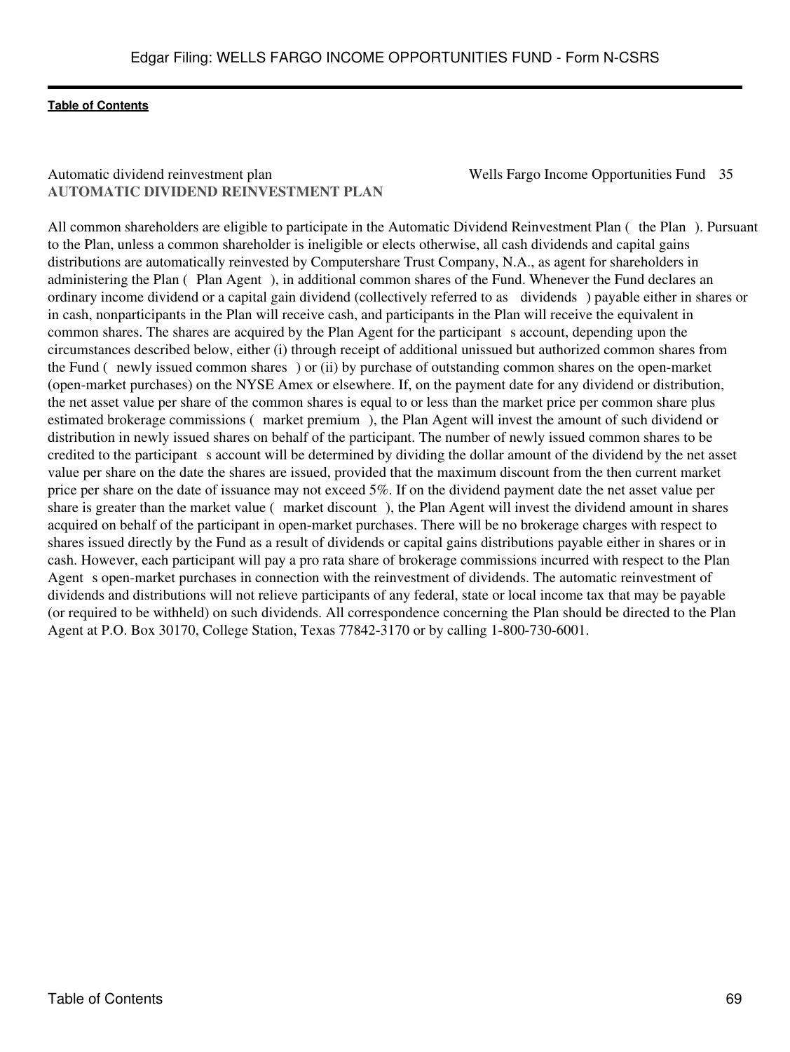## AUTOMATIC DIVIDEND REINVESTMENT PLAN

All common shareholders are eligible to participate in the Automatic Dividend Reinvestment Plan ( the Plan ). Pursuant to the Plan, unless a common shareholder is ineligible or elects otherwise, all cash dividends and capital gains distributions are automatically reinvested by Computershare Trust Company, N.A., as agent for shareholders in administering the Plan ( Plan Agent ), in additional common shares of the Fund. Whenever the Fund declares an ordinary income dividend or a capital gain dividend (collectively referred to as dividends ) payable either in shares or in cash, nonparticipants in the Plan will receive cash, and participants in the Plan will receive the equivalent in common shares. The shares are acquired by the Plan Agent for the participant s account, depending upon the circumstances described below, either (i) through receipt of additional unissued but authorized common shares from the Fund ( newly issued common shares ) or (ii) by purchase of outstanding common shares on the open-market (open-market purchases) on the NYSE Amex or elsewhere. If, on the payment date for any dividend or distribution, the net asset value per share of the common shares is equal to or less than the market price per common share plus estimated brokerage commissions ( market premium ), the Plan Agent will invest the amount of such dividend or distribution in newly issued shares on behalf of the participant. The number of newly issued common shares to be credited to the participant s account will be determined by dividing the dollar amount of the dividend by the net asset value per share on the date the shares are issued, provided that the maximum discount from the then current market price per share on the date of issuance may not exceed 5%. If on the dividend payment date the net asset value per share is greater than the market value ( market discount ), the Plan Agent will invest the dividend amount in shares acquired on behalf of the participant in open-market purchases. There will be no brokerage charges with respect to shares issued directly by the Fund as a result of dividends or capital gains distributions payable either in shares or in cash. However, each participant will pay a pro rata share of brokerage commissions incurred with respect to the Plan Agent s open-market purchases in connection with the reinvestment of dividends. The automatic reinvestment of dividends and distributions will not relieve participants of any federal, state or local income tax that may be payable (or required to be withheld) on such dividends. All correspondence concerning the Plan should be directed to the Plan Agent at P.O. Box 30170, College Station, Texas 77842-3170 or by calling 1-800-730-6001.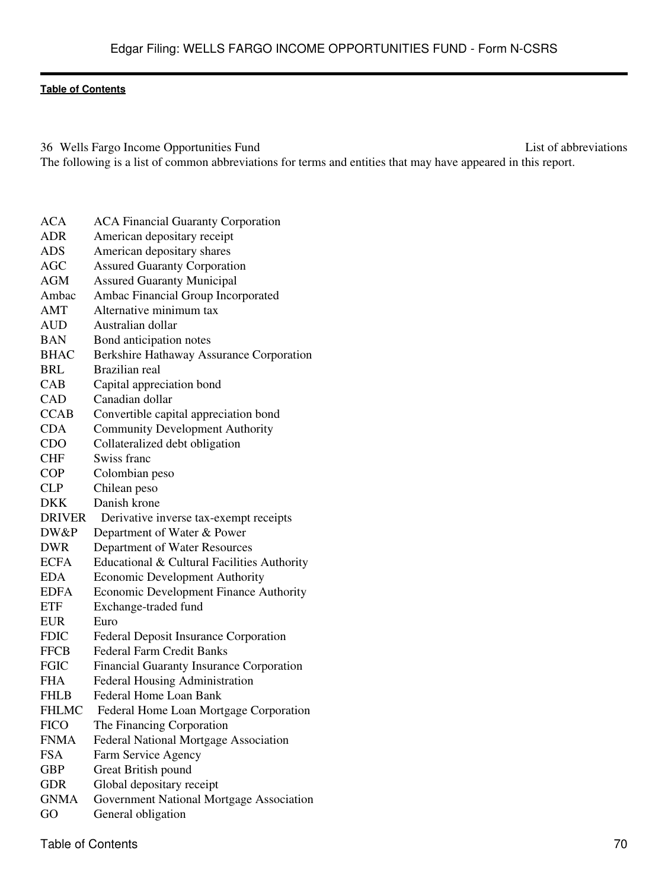36 Wells Fargo Income Opportunities Fund — List of abbreviations

The following is a list of common abbreviations for terms and entities that may have appeared in this report.

| | |
|---|---|
| ACA | ACA Financial Guaranty Corporation |
| ADR | American depositary receipt |
| ADS | American depositary shares |
| AGC | Assured Guaranty Corporation |
| AGM | Assured Guaranty Municipal |
| Ambac | Ambac Financial Group Incorporated |
| AMT | Alternative minimum tax |
| AUD | Australian dollar |
| BAN | Bond anticipation notes |
| BHAC | Berkshire Hathaway Assurance Corporation |
| BRL | Brazilian real |
| CAB | Capital appreciation bond |
| CAD | Canadian dollar |
| CCAB | Convertible capital appreciation bond |
| CDA | Community Development Authority |
| CDO | Collateralized debt obligation |
| CHF | Swiss franc |
| COP | Colombian peso |
| CLP | Chilean peso |
| DKK | Danish krone |
| DRIVER | Derivative inverse tax-exempt receipts |
| DW&P | Department of Water & Power |
| DWR | Department of Water Resources |
| ECFA | Educational & Cultural Facilities Authority |
| EDA | Economic Development Authority |
| EDFA | Economic Development Finance Authority |
| ETF | Exchange-traded fund |
| EUR | Euro |
| FDIC | Federal Deposit Insurance Corporation |
| FFCB | Federal Farm Credit Banks |
| FGIC | Financial Guaranty Insurance Corporation |
| FHA | Federal Housing Administration |
| FHLB | Federal Home Loan Bank |
| FHLMC | Federal Home Loan Mortgage Corporation |
| FICO | The Financing Corporation |
| FNMA | Federal National Mortgage Association |
| FSA | Farm Service Agency |
| GBP | Great British pound |
| GDR | Global depositary receipt |
| GNMA | Government National Mortgage Association |
| GO | General obligation |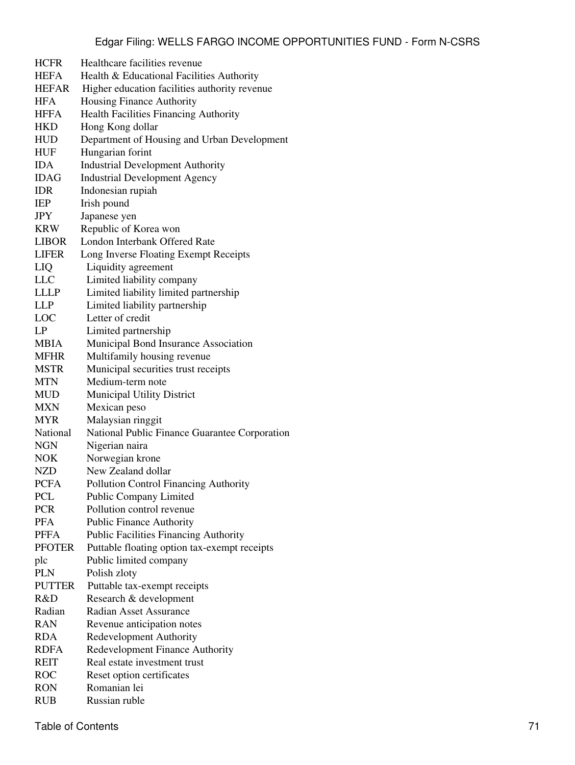| | |
|---|---|
| HCFR | Healthcare facilities revenue |
| HEFA | Health & Educational Facilities Authority |
| HEFAR | Higher education facilities authority revenue |
| HFA | Housing Finance Authority |
| HFFA | Health Facilities Financing Authority |
| HKD | Hong Kong dollar |
| HUD | Department of Housing and Urban Development |
| HUF | Hungarian forint |
| IDA | Industrial Development Authority |
| IDAG | Industrial Development Agency |
| IDR | Indonesian rupiah |
| IEP | Irish pound |
| JPY | Japanese yen |
| KRW | Republic of Korea won |
| LIBOR | London Interbank Offered Rate |
| LIFER | Long Inverse Floating Exempt Receipts |
| LIQ | Liquidity agreement |
| LLC | Limited liability company |
| LLLP | Limited liability limited partnership |
| LLP | Limited liability partnership |
| LOC | Letter of credit |
| LP | Limited partnership |
| MBIA | Municipal Bond Insurance Association |
| MFHR | Multifamily housing revenue |
| MSTR | Municipal securities trust receipts |
| MTN | Medium-term note |
| MUD | Municipal Utility District |
| MXN | Mexican peso |
| MYR | Malaysian ringgit |
| National | National Public Finance Guarantee Corporation |
| NGN | Nigerian naira |
| NOK | Norwegian krone |
| NZD | New Zealand dollar |
| PCFA | Pollution Control Financing Authority |
| PCL | Public Company Limited |
| PCR | Pollution control revenue |
| PFA | Public Finance Authority |
| PFFA | Public Facilities Financing Authority |
| PFOTER | Puttable floating option tax-exempt receipts |
| plc | Public limited company |
| PLN | Polish zloty |
| PUTTER | Puttable tax-exempt receipts |
| R&D | Research & development |
| Radian | Radian Asset Assurance |
| RAN | Revenue anticipation notes |
| RDA | Redevelopment Authority |
| RDFA | Redevelopment Finance Authority |
| REIT | Real estate investment trust |
| ROC | Reset option certificates |
| RON | Romanian lei |
| RUB | Russian ruble |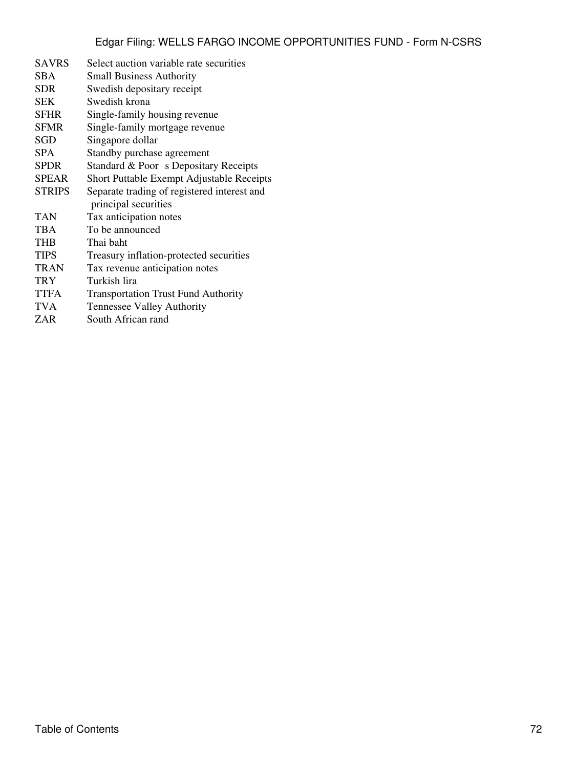| | |
|---|---|
| SAVRS | Select auction variable rate securities |
| SBA | Small Business Authority |
| SDR | Swedish depositary receipt |
| SEK | Swedish krona |
| SFHR | Single-family housing revenue |
| SFMR | Single-family mortgage revenue |
| SGD | Singapore dollar |
| SPA | Standby purchase agreement |
| SPDR | Standard & Poor s Depositary Receipts |
| SPEAR | Short Puttable Exempt Adjustable Receipts |
| STRIPS | Separate trading of registered interest and principal securities |
| TAN | Tax anticipation notes |
| TBA | To be announced |
| THB | Thai baht |
| TIPS | Treasury inflation-protected securities |
| TRAN | Tax revenue anticipation notes |
| TRY | Turkish lira |
| TTFA | Transportation Trust Fund Authority |
| TVA | Tennessee Valley Authority |
| ZAR | South African rand |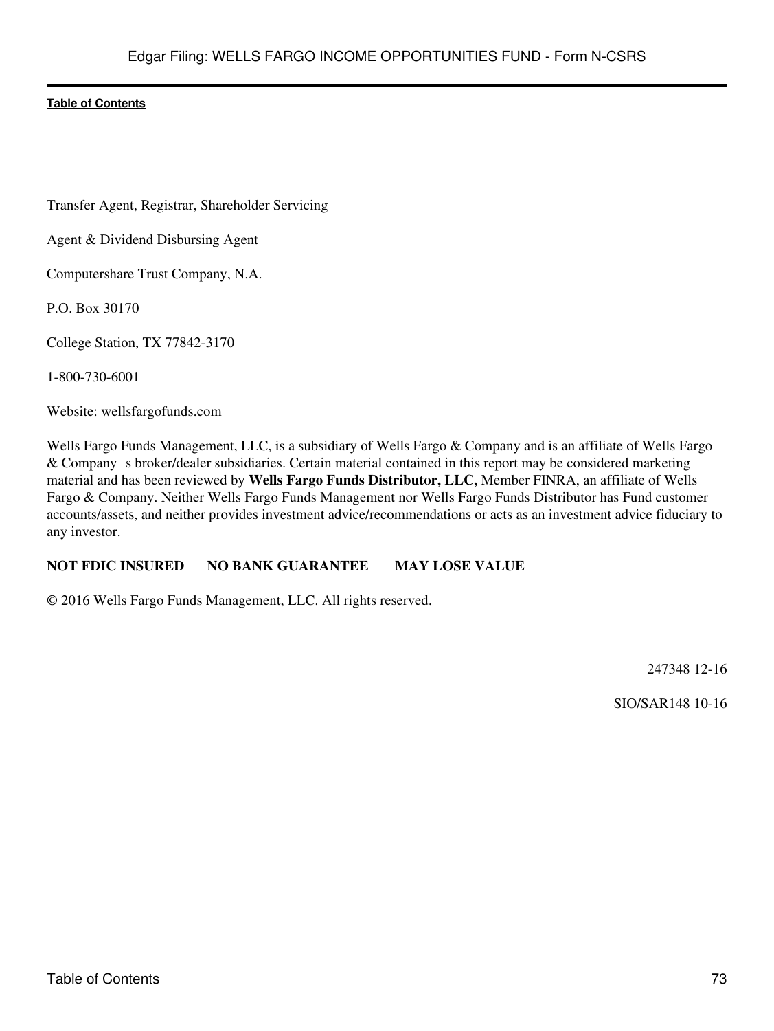Transfer Agent, Registrar, Shareholder Servicing

Agent & Dividend Disbursing Agent

Computershare Trust Company, N.A.

P.O. Box 30170

College Station, TX 77842-3170

1-800-730-6001

Website: wellsfargofunds.com

Wells Fargo Funds Management, LLC, is a subsidiary of Wells Fargo & Company and is an affiliate of Wells Fargo & Company s broker/dealer subsidiaries. Certain material contained in this report may be considered marketing material and has been reviewed by **Wells Fargo Funds Distributor, LLC,** Member FINRA, an affiliate of Wells Fargo & Company. Neither Wells Fargo Funds Management nor Wells Fargo Funds Distributor has Fund customer accounts/assets, and neither provides investment advice/recommendations or acts as an investment advice fiduciary to any investor.

**NOT FDIC INSURED NO BANK GUARANTEE MAY LOSE VALUE**

© 2016 Wells Fargo Funds Management, LLC. All rights reserved.

247348 12-16

SIO/SAR148 10-16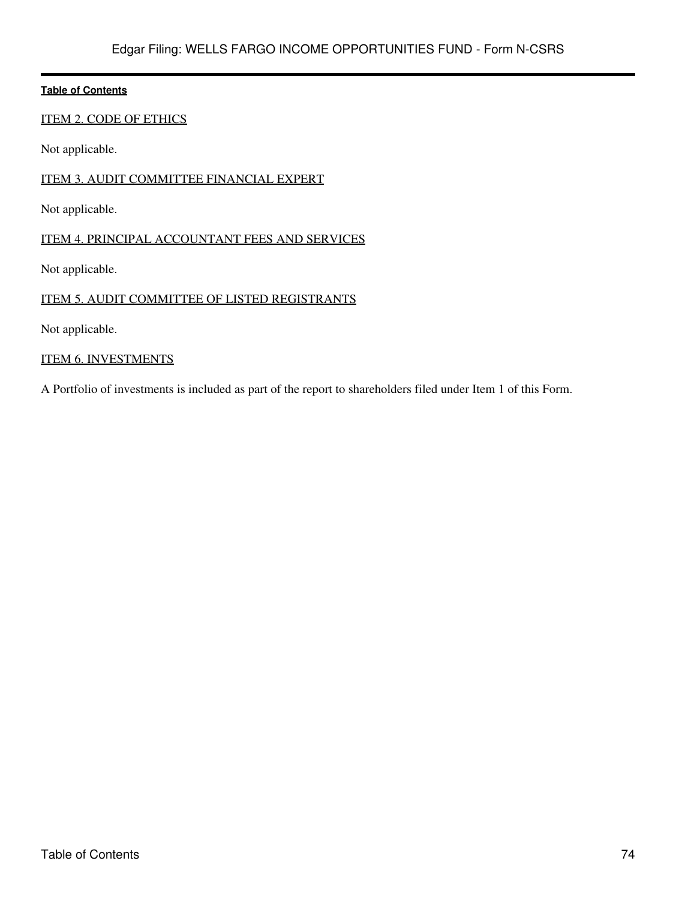## ITEM 2. CODE OF ETHICS

Not applicable.

## ITEM 3. AUDIT COMMITTEE FINANCIAL EXPERT

Not applicable.

## ITEM 4. PRINCIPAL ACCOUNTANT FEES AND SERVICES

Not applicable.

## ITEM 5. AUDIT COMMITTEE OF LISTED REGISTRANTS

Not applicable.

## ITEM 6. INVESTMENTS

A Portfolio of investments is included as part of the report to shareholders filed under Item 1 of this Form.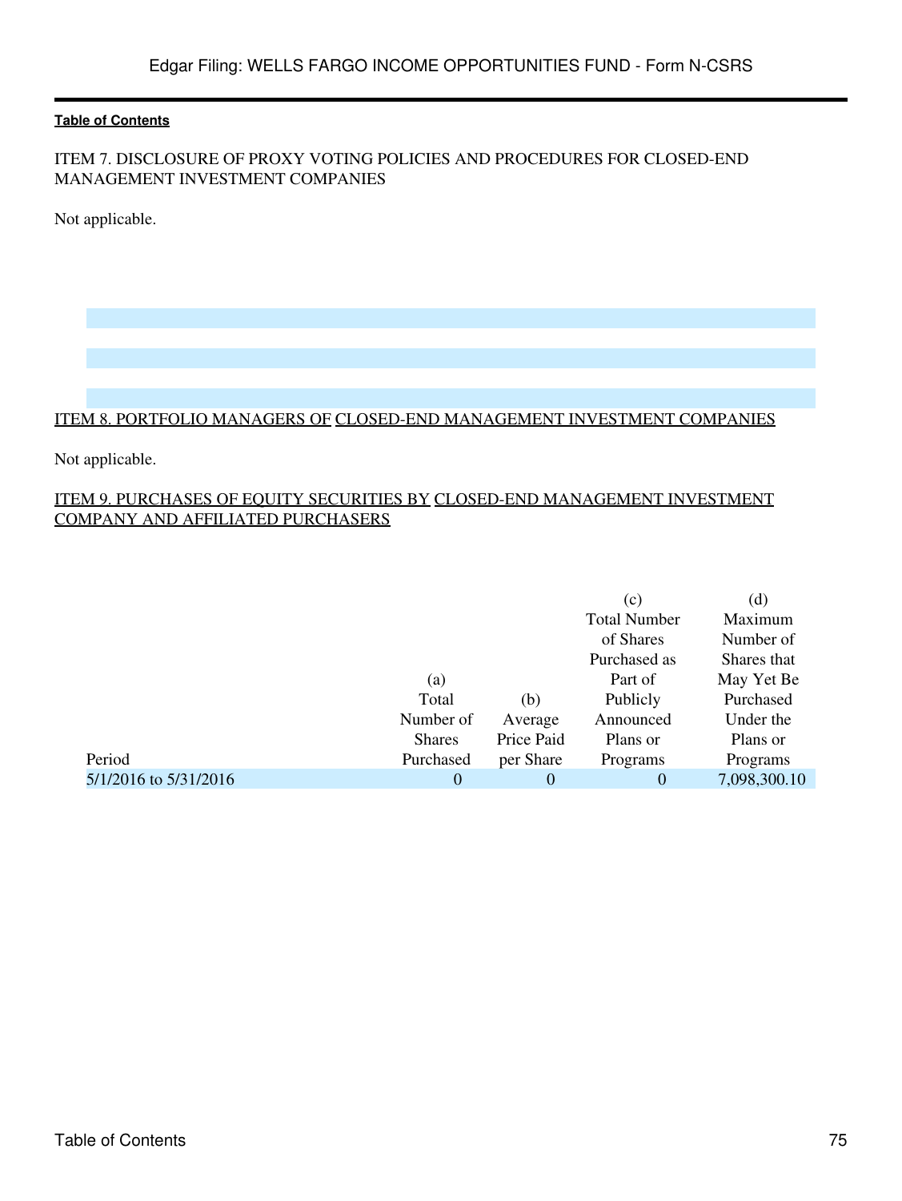**Table of Contents**

ITEM 7. DISCLOSURE OF PROXY VOTING POLICIES AND PROCEDURES FOR CLOSED-END MANAGEMENT INVESTMENT COMPANIES

Not applicable.

ITEM 8. PORTFOLIO MANAGERS OF CLOSED-END MANAGEMENT INVESTMENT COMPANIES

Not applicable.

ITEM 9. PURCHASES OF EQUITY SECURITIES BY CLOSED-END MANAGEMENT INVESTMENT COMPANY AND AFFILIATED PURCHASERS

| Period | (a) Total Number of Shares Purchased | (b) Average Price Paid per Share | (c) Total Number of Shares Purchased as Part of Publicly Announced Plans or Programs | (d) Maximum Number of Shares that May Yet Be Purchased Under the Plans or Programs |
|---|---|---|---|---|
| 5/1/2016 to 5/31/2016 | 0 | 0 | 0 | 7,098,300.10 |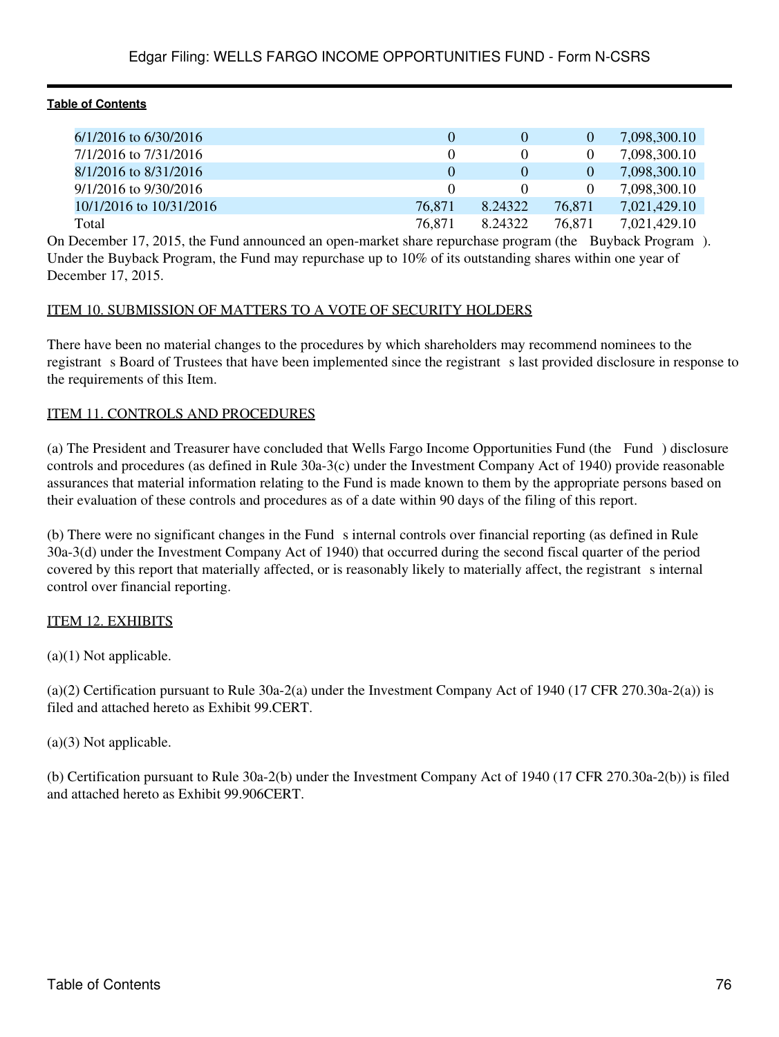| | | | | |
|---|---|---|---|---|
| 6/1/2016 to 6/30/2016 | 0 | 0 | 0 | 7,098,300.10 |
| 7/1/2016 to 7/31/2016 | 0 | 0 | 0 | 7,098,300.10 |
| 8/1/2016 to 8/31/2016 | 0 | 0 | 0 | 7,098,300.10 |
| 9/1/2016 to 9/30/2016 | 0 | 0 | 0 | 7,098,300.10 |
| 10/1/2016 to 10/31/2016 | 76,871 | 8.24322 | 76,871 | 7,021,429.10 |
| Total | 76,871 | 8.24322 | 76,871 | 7,021,429.10 |

On December 17, 2015, the Fund announced an open-market share repurchase program (the Buyback Program ). Under the Buyback Program, the Fund may repurchase up to 10% of its outstanding shares within one year of December 17, 2015.

ITEM 10. SUBMISSION OF MATTERS TO A VOTE OF SECURITY HOLDERS

There have been no material changes to the procedures by which shareholders may recommend nominees to the registrant s Board of Trustees that have been implemented since the registrant s last provided disclosure in response to the requirements of this Item.

ITEM 11. CONTROLS AND PROCEDURES

(a) The President and Treasurer have concluded that Wells Fargo Income Opportunities Fund (the Fund ) disclosure controls and procedures (as defined in Rule 30a-3(c) under the Investment Company Act of 1940) provide reasonable assurances that material information relating to the Fund is made known to them by the appropriate persons based on their evaluation of these controls and procedures as of a date within 90 days of the filing of this report.

(b) There were no significant changes in the Fund s internal controls over financial reporting (as defined in Rule 30a-3(d) under the Investment Company Act of 1940) that occurred during the second fiscal quarter of the period covered by this report that materially affected, or is reasonably likely to materially affect, the registrant s internal control over financial reporting.

ITEM 12. EXHIBITS

(a)(1) Not applicable.

(a)(2) Certification pursuant to Rule 30a-2(a) under the Investment Company Act of 1940 (17 CFR 270.30a-2(a)) is filed and attached hereto as Exhibit 99.CERT.

(a)(3) Not applicable.

(b) Certification pursuant to Rule 30a-2(b) under the Investment Company Act of 1940 (17 CFR 270.30a-2(b)) is filed and attached hereto as Exhibit 99.906CERT.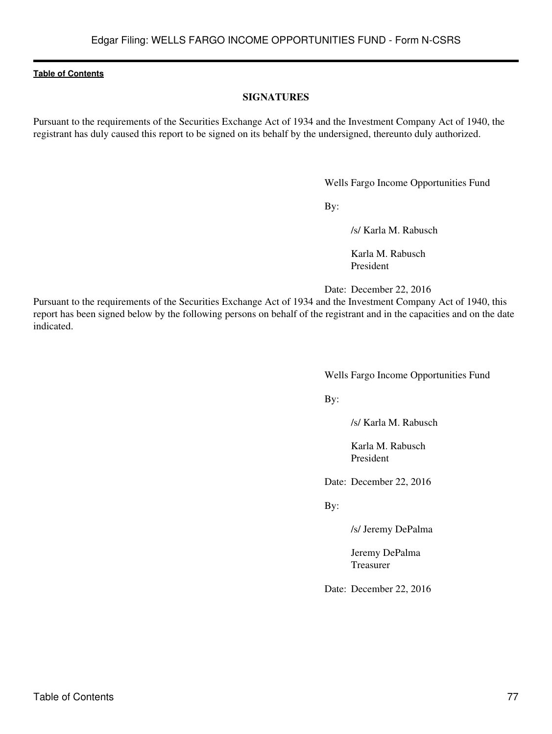## SIGNATURES

Pursuant to the requirements of the Securities Exchange Act of 1934 and the Investment Company Act of 1940, the registrant has duly caused this report to be signed on its behalf by the undersigned, thereunto duly authorized.

Wells Fargo Income Opportunities Fund

By:

/s/ Karla M. Rabusch

Karla M. Rabusch
President

Date: December 22, 2016

Pursuant to the requirements of the Securities Exchange Act of 1934 and the Investment Company Act of 1940, this report has been signed below by the following persons on behalf of the registrant and in the capacities and on the date indicated.

Wells Fargo Income Opportunities Fund

By:

/s/ Karla M. Rabusch

Karla M. Rabusch
President

Date: December 22, 2016

By:

/s/ Jeremy DePalma

Jeremy DePalma
Treasurer

Date: December 22, 2016